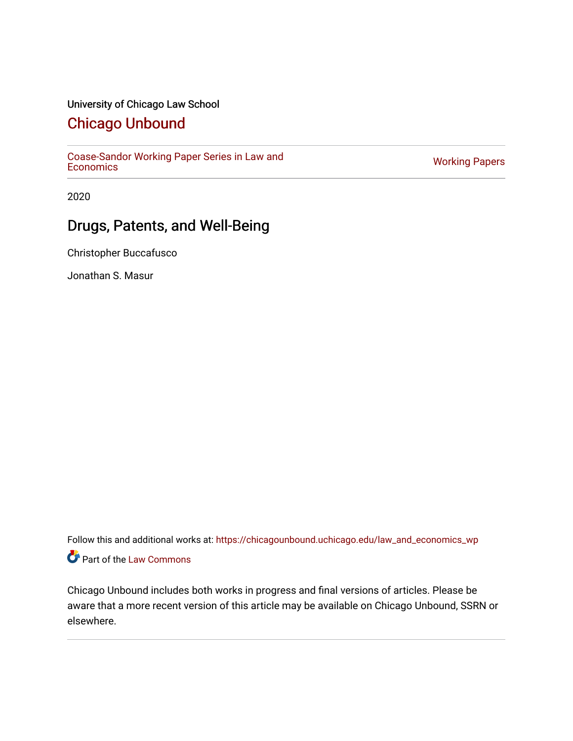University of Chicago Law School

# Chicago Unbound

Coase-Sandor Working Paper Series in Law and Economics | Working Papers

2020

## Drugs, Patents, and Well-Being

Christopher Buccafusco

Jonathan S. Masur

Follow this and additional works at: https://chicagounbound.uchicago.edu/law_and_economics_wp

Part of the Law Commons

Chicago Unbound includes both works in progress and final versions of articles. Please be aware that a more recent version of this article may be available on Chicago Unbound, SSRN or elsewhere.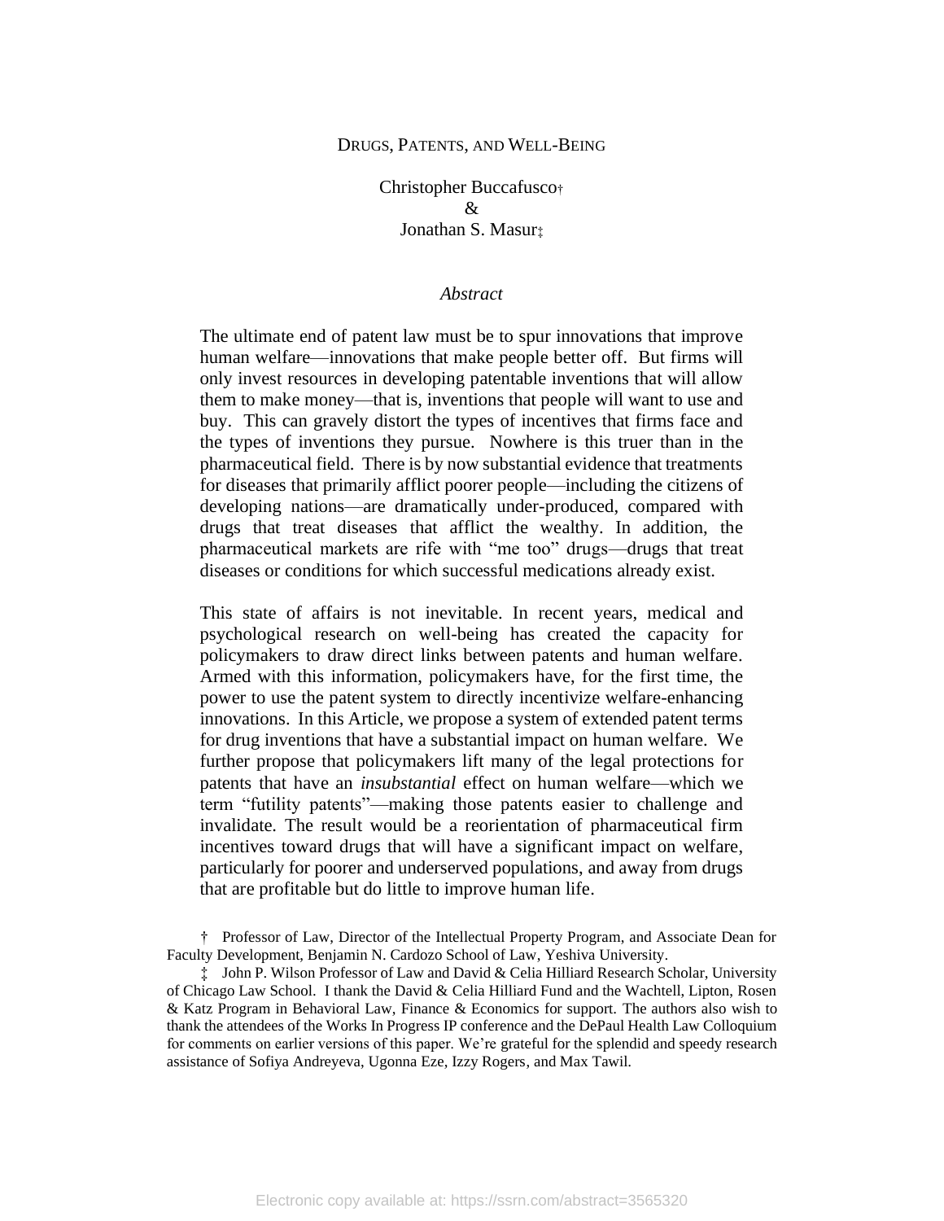# DRUGS, PATENTS, AND WELL-BEING

Christopher Buccafusco†
&
Jonathan S. Masur‡

*Abstract*

The ultimate end of patent law must be to spur innovations that improve human welfare—innovations that make people better off. But firms will only invest resources in developing patentable inventions that will allow them to make money—that is, inventions that people will want to use and buy. This can gravely distort the types of incentives that firms face and the types of inventions they pursue. Nowhere is this truer than in the pharmaceutical field. There is by now substantial evidence that treatments for diseases that primarily afflict poorer people—including the citizens of developing nations—are dramatically under-produced, compared with drugs that treat diseases that afflict the wealthy. In addition, the pharmaceutical markets are rife with "me too" drugs—drugs that treat diseases or conditions for which successful medications already exist.

This state of affairs is not inevitable. In recent years, medical and psychological research on well-being has created the capacity for policymakers to draw direct links between patents and human welfare. Armed with this information, policymakers have, for the first time, the power to use the patent system to directly incentivize welfare-enhancing innovations. In this Article, we propose a system of extended patent terms for drug inventions that have a substantial impact on human welfare. We further propose that policymakers lift many of the legal protections for patents that have an *insubstantial* effect on human welfare—which we term "futility patents"—making those patents easier to challenge and invalidate. The result would be a reorientation of pharmaceutical firm incentives toward drugs that will have a significant impact on welfare, particularly for poorer and underserved populations, and away from drugs that are profitable but do little to improve human life.

† Professor of Law, Director of the Intellectual Property Program, and Associate Dean for Faculty Development, Benjamin N. Cardozo School of Law, Yeshiva University.

‡ John P. Wilson Professor of Law and David & Celia Hilliard Research Scholar, University of Chicago Law School. I thank the David & Celia Hilliard Fund and the Wachtell, Lipton, Rosen & Katz Program in Behavioral Law, Finance & Economics for support. The authors also wish to thank the attendees of the Works In Progress IP conference and the DePaul Health Law Colloquium for comments on earlier versions of this paper. We're grateful for the splendid and speedy research assistance of Sofiya Andreyeva, Ugonna Eze, Izzy Rogers, and Max Tawil.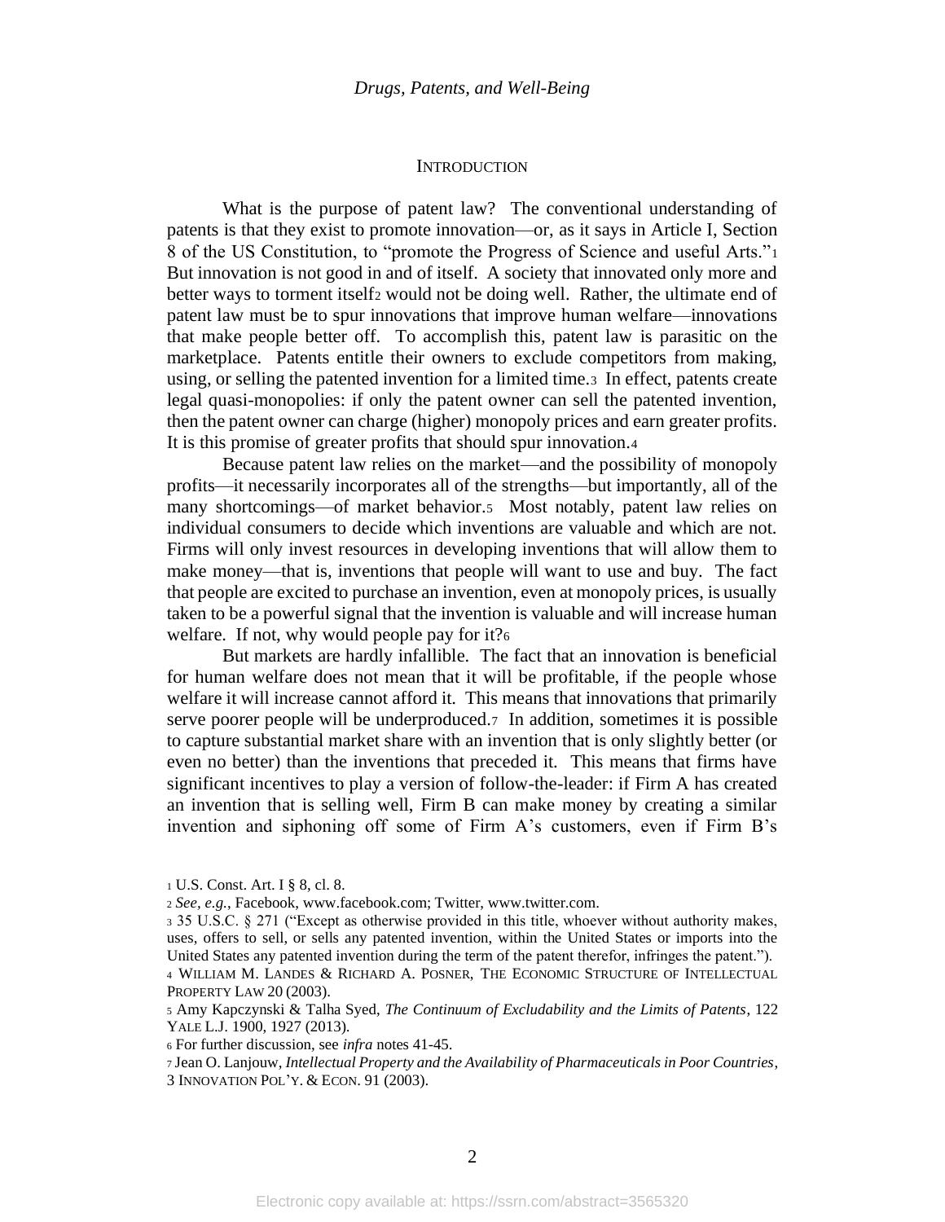## INTRODUCTION

What is the purpose of patent law? The conventional understanding of patents is that they exist to promote innovation—or, as it says in Article I, Section 8 of the US Constitution, to "promote the Progress of Science and useful Arts."[1] But innovation is not good in and of itself. A society that innovated only more and better ways to torment itself[2] would not be doing well. Rather, the ultimate end of patent law must be to spur innovations that improve human welfare—innovations that make people better off. To accomplish this, patent law is parasitic on the marketplace. Patents entitle their owners to exclude competitors from making, using, or selling the patented invention for a limited time.[3] In effect, patents create legal quasi-monopolies: if only the patent owner can sell the patented invention, then the patent owner can charge (higher) monopoly prices and earn greater profits. It is this promise of greater profits that should spur innovation.[4]

Because patent law relies on the market—and the possibility of monopoly profits—it necessarily incorporates all of the strengths—but importantly, all of the many shortcomings—of market behavior.[5] Most notably, patent law relies on individual consumers to decide which inventions are valuable and which are not. Firms will only invest resources in developing inventions that will allow them to make money—that is, inventions that people will want to use and buy. The fact that people are excited to purchase an invention, even at monopoly prices, is usually taken to be a powerful signal that the invention is valuable and will increase human welfare. If not, why would people pay for it?[6]

But markets are hardly infallible. The fact that an innovation is beneficial for human welfare does not mean that it will be profitable, if the people whose welfare it will increase cannot afford it. This means that innovations that primarily serve poorer people will be underproduced.[7] In addition, sometimes it is possible to capture substantial market share with an invention that is only slightly better (or even no better) than the inventions that preceded it. This means that firms have significant incentives to play a version of follow-the-leader: if Firm A has created an invention that is selling well, Firm B can make money by creating a similar invention and siphoning off some of Firm A's customers, even if Firm B's

---

[1] U.S. Const. Art. I § 8, cl. 8.

[2] *See, e.g.*, Facebook, www.facebook.com; Twitter, www.twitter.com.

[3] 35 U.S.C. § 271 ("Except as otherwise provided in this title, whoever without authority makes, uses, offers to sell, or sells any patented invention, within the United States or imports into the United States any patented invention during the term of the patent therefor, infringes the patent.").

[4] WILLIAM M. LANDES & RICHARD A. POSNER, THE ECONOMIC STRUCTURE OF INTELLECTUAL PROPERTY LAW 20 (2003).

[5] Amy Kapczynski & Talha Syed, *The Continuum of Excludability and the Limits of Patents*, 122 YALE L.J. 1900, 1927 (2013).

[6] For further discussion, see *infra* notes 41-45.

[7] Jean O. Lanjouw, *Intellectual Property and the Availability of Pharmaceuticals in Poor Countries*, 3 INNOVATION POL'Y. & ECON. 91 (2003).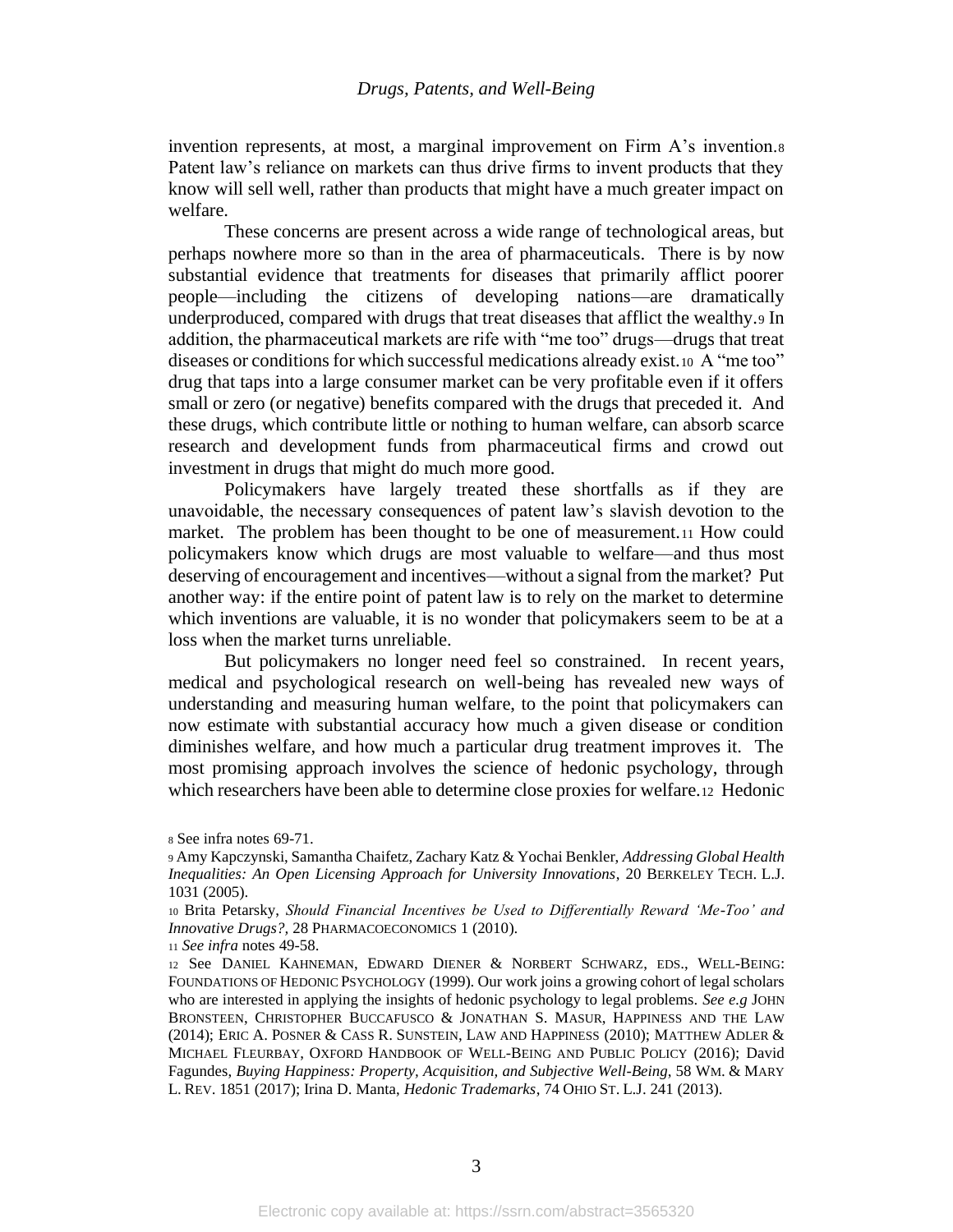invention represents, at most, a marginal improvement on Firm A's invention.[8] Patent law's reliance on markets can thus drive firms to invent products that they know will sell well, rather than products that might have a much greater impact on welfare.

These concerns are present across a wide range of technological areas, but perhaps nowhere more so than in the area of pharmaceuticals. There is by now substantial evidence that treatments for diseases that primarily afflict poorer people—including the citizens of developing nations—are dramatically underproduced, compared with drugs that treat diseases that afflict the wealthy.[9] In addition, the pharmaceutical markets are rife with "me too" drugs—drugs that treat diseases or conditions for which successful medications already exist.[10] A "me too" drug that taps into a large consumer market can be very profitable even if it offers small or zero (or negative) benefits compared with the drugs that preceded it. And these drugs, which contribute little or nothing to human welfare, can absorb scarce research and development funds from pharmaceutical firms and crowd out investment in drugs that might do much more good.

Policymakers have largely treated these shortfalls as if they are unavoidable, the necessary consequences of patent law's slavish devotion to the market. The problem has been thought to be one of measurement.[11] How could policymakers know which drugs are most valuable to welfare—and thus most deserving of encouragement and incentives—without a signal from the market? Put another way: if the entire point of patent law is to rely on the market to determine which inventions are valuable, it is no wonder that policymakers seem to be at a loss when the market turns unreliable.

But policymakers no longer need feel so constrained. In recent years, medical and psychological research on well-being has revealed new ways of understanding and measuring human welfare, to the point that policymakers can now estimate with substantial accuracy how much a given disease or condition diminishes welfare, and how much a particular drug treatment improves it. The most promising approach involves the science of hedonic psychology, through which researchers have been able to determine close proxies for welfare.[12] Hedonic

---

[8] See infra notes 69-71.

[9] Amy Kapczynski, Samantha Chaifetz, Zachary Katz & Yochai Benkler, *Addressing Global Health Inequalities: An Open Licensing Approach for University Innovations*, 20 BERKELEY TECH. L.J. 1031 (2005).

[10] Brita Petarsky, *Should Financial Incentives be Used to Differentially Reward 'Me-Too' and Innovative Drugs?*, 28 PHARMACOECONOMICS 1 (2010).

[11] *See infra* notes 49-58.

[12] See DANIEL KAHNEMAN, EDWARD DIENER & NORBERT SCHWARZ, EDS., WELL-BEING: FOUNDATIONS OF HEDONIC PSYCHOLOGY (1999). Our work joins a growing cohort of legal scholars who are interested in applying the insights of hedonic psychology to legal problems. *See e.g* JOHN BRONSTEEN, CHRISTOPHER BUCCAFUSCO & JONATHAN S. MASUR, HAPPINESS AND THE LAW (2014); ERIC A. POSNER & CASS R. SUNSTEIN, LAW AND HAPPINESS (2010); MATTHEW ADLER & MICHAEL FLEURBAY, OXFORD HANDBOOK OF WELL-BEING AND PUBLIC POLICY (2016); David Fagundes, *Buying Happiness: Property, Acquisition, and Subjective Well-Being*, 58 WM. & MARY L. REV. 1851 (2017); Irina D. Manta, *Hedonic Trademarks*, 74 OHIO ST. L.J. 241 (2013).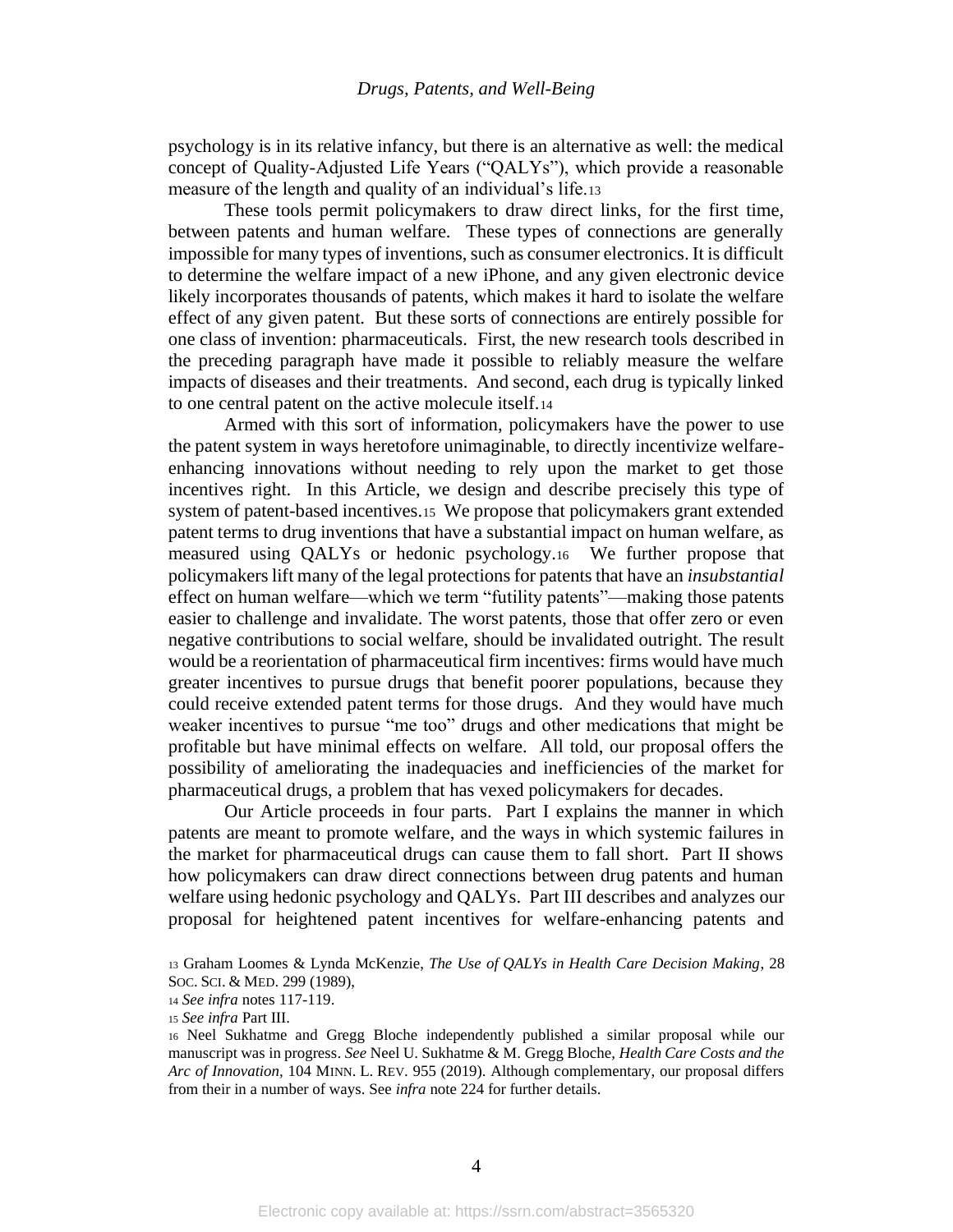psychology is in its relative infancy, but there is an alternative as well: the medical concept of Quality-Adjusted Life Years ("QALYs"), which provide a reasonable measure of the length and quality of an individual's life.[13]

These tools permit policymakers to draw direct links, for the first time, between patents and human welfare. These types of connections are generally impossible for many types of inventions, such as consumer electronics. It is difficult to determine the welfare impact of a new iPhone, and any given electronic device likely incorporates thousands of patents, which makes it hard to isolate the welfare effect of any given patent. But these sorts of connections are entirely possible for one class of invention: pharmaceuticals. First, the new research tools described in the preceding paragraph have made it possible to reliably measure the welfare impacts of diseases and their treatments. And second, each drug is typically linked to one central patent on the active molecule itself.[14]

Armed with this sort of information, policymakers have the power to use the patent system in ways heretofore unimaginable, to directly incentivize welfare-enhancing innovations without needing to rely upon the market to get those incentives right. In this Article, we design and describe precisely this type of system of patent-based incentives.[15] We propose that policymakers grant extended patent terms to drug inventions that have a substantial impact on human welfare, as measured using QALYs or hedonic psychology.[16] We further propose that policymakers lift many of the legal protections for patents that have an *insubstantial* effect on human welfare—which we term "futility patents"—making those patents easier to challenge and invalidate. The worst patents, those that offer zero or even negative contributions to social welfare, should be invalidated outright. The result would be a reorientation of pharmaceutical firm incentives: firms would have much greater incentives to pursue drugs that benefit poorer populations, because they could receive extended patent terms for those drugs. And they would have much weaker incentives to pursue "me too" drugs and other medications that might be profitable but have minimal effects on welfare. All told, our proposal offers the possibility of ameliorating the inadequacies and inefficiencies of the market for pharmaceutical drugs, a problem that has vexed policymakers for decades.

Our Article proceeds in four parts. Part I explains the manner in which patents are meant to promote welfare, and the ways in which systemic failures in the market for pharmaceutical drugs can cause them to fall short. Part II shows how policymakers can draw direct connections between drug patents and human welfare using hedonic psychology and QALYs. Part III describes and analyzes our proposal for heightened patent incentives for welfare-enhancing patents and

[13] Graham Loomes & Lynda McKenzie, *The Use of QALYs in Health Care Decision Making*, 28 SOC. SCI. & MED. 299 (1989),

[14] *See infra* notes 117-119.

[15] *See infra* Part III.

[16] Neel Sukhatme and Gregg Bloche independently published a similar proposal while our manuscript was in progress. *See* Neel U. Sukhatme & M. Gregg Bloche, *Health Care Costs and the Arc of Innovation,* 104 MINN. L. REV. 955 (2019). Although complementary, our proposal differs from their in a number of ways. See *infra* note 224 for further details.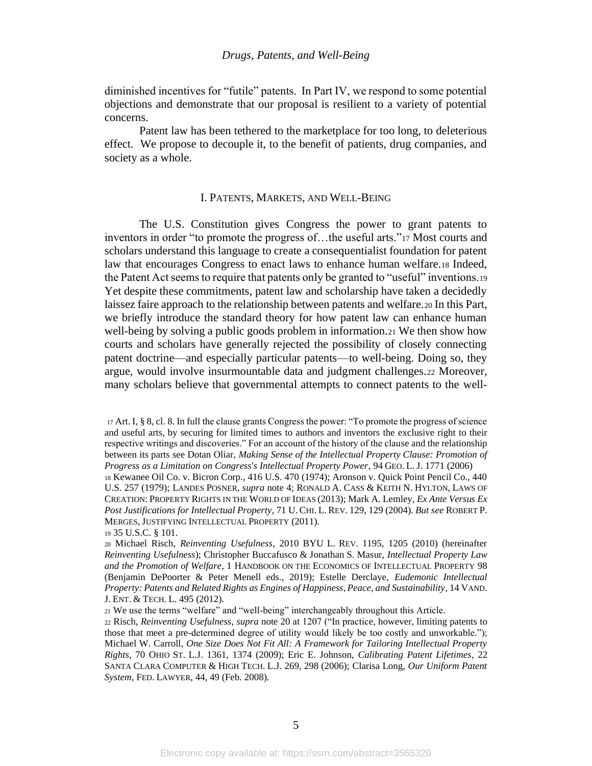diminished incentives for "futile" patents. In Part IV, we respond to some potential objections and demonstrate that our proposal is resilient to a variety of potential concerns.

Patent law has been tethered to the marketplace for too long, to deleterious effect. We propose to decouple it, to the benefit of patients, drug companies, and society as a whole.

## I. PATENTS, MARKETS, AND WELL-BEING

The U.S. Constitution gives Congress the power to grant patents to inventors in order "to promote the progress of…the useful arts."[17] Most courts and scholars understand this language to create a consequentialist foundation for patent law that encourages Congress to enact laws to enhance human welfare.[18] Indeed, the Patent Act seems to require that patents only be granted to "useful" inventions.[19] Yet despite these commitments, patent law and scholarship have taken a decidedly laissez faire approach to the relationship between patents and welfare.[20] In this Part, we briefly introduce the standard theory for how patent law can enhance human well-being by solving a public goods problem in information.[21] We then show how courts and scholars have generally rejected the possibility of closely connecting patent doctrine—and especially particular patents—to well-being. Doing so, they argue, would involve insurmountable data and judgment challenges.[22] Moreover, many scholars believe that governmental attempts to connect patents to the well-

---

[17] Art. I, § 8, cl. 8. In full the clause grants Congress the power: "To promote the progress of science and useful arts, by securing for limited times to authors and inventors the exclusive right to their respective writings and discoveries." For an account of the history of the clause and the relationship between its parts see Dotan Oliar, *Making Sense of the Intellectual Property Clause: Promotion of Progress as a Limitation on Congress's Intellectual Property Power*, 94 GEO. L. J. 1771 (2006)

[18] Kewanee Oil Co. v. Bicron Corp., 416 U.S. 470 (1974); Aronson v. Quick Point Pencil Co., 440 U.S. 257 (1979); LANDES POSNER, *supra* note 4; RONALD A. CASS & KEITH N. HYLTON, LAWS OF CREATION: PROPERTY RIGHTS IN THE WORLD OF IDEAS (2013); Mark A. Lemley, *Ex Ante Versus Ex Post Justifications for Intellectual Property*, 71 U. CHI. L. REV. 129, 129 (2004). *But see* ROBERT P. MERGES, JUSTIFYING INTELLECTUAL PROPERTY (2011).

[19] 35 U.S.C. § 101.

[20] Michael Risch, *Reinventing Usefulness*, 2010 BYU L. REV. 1195, 1205 (2010) (hereinafter *Reinventing Usefulness*); Christopher Buccafusco & Jonathan S. Masur, *Intellectual Property Law and the Promotion of Welfare*, 1 HANDBOOK ON THE ECONOMICS OF INTELLECTUAL PROPERTY 98 (Benjamin DePoorter & Peter Menell eds., 2019); Estelle Derclaye, *Eudemonic Intellectual Property: Patents and Related Rights as Engines of Happiness, Peace, and Sustainability*, 14 VAND. J. ENT. & TECH. L. 495 (2012).

[21] We use the terms "welfare" and "well-being" interchangeably throughout this Article.

[22] Risch, *Reinventing Usefulness*, *supra* note 20 at 1207 ("In practice, however, limiting patents to those that meet a pre-determined degree of utility would likely be too costly and unworkable."); Michael W. Carroll, *One Size Does Not Fit All: A Framework for Tailoring Intellectual Property Rights*, 70 OHIO ST. L.J. 1361, 1374 (2009); Eric E. Johnson, *Calibrating Patent Lifetimes*, 22 SANTA CLARA COMPUTER & HIGH TECH. L.J. 269, 298 (2006); Clarisa Long, *Our Uniform Patent System*, FED. LAWYER, 44, 49 (Feb. 2008).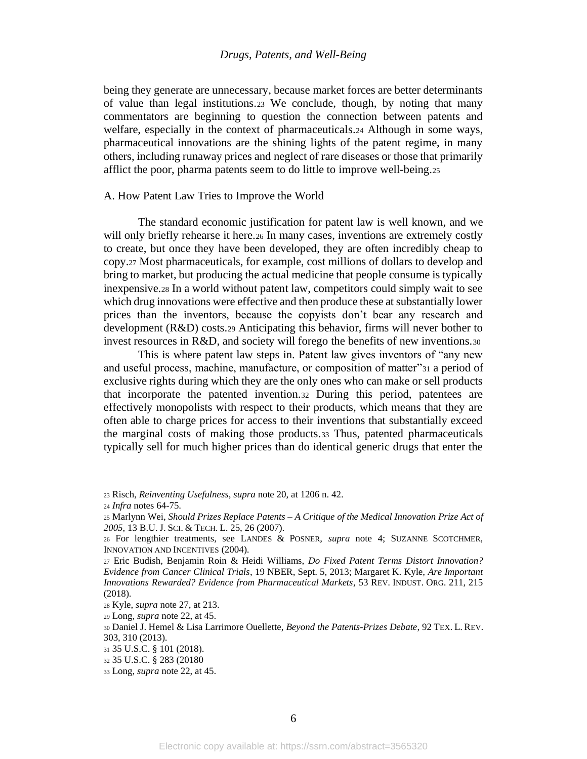being they generate are unnecessary, because market forces are better determinants of value than legal institutions.[23] We conclude, though, by noting that many commentators are beginning to question the connection between patents and welfare, especially in the context of pharmaceuticals.[24] Although in some ways, pharmaceutical innovations are the shining lights of the patent regime, in many others, including runaway prices and neglect of rare diseases or those that primarily afflict the poor, pharma patents seem to do little to improve well-being.[25]

## A. How Patent Law Tries to Improve the World

The standard economic justification for patent law is well known, and we will only briefly rehearse it here.[26] In many cases, inventions are extremely costly to create, but once they have been developed, they are often incredibly cheap to copy.[27] Most pharmaceuticals, for example, cost millions of dollars to develop and bring to market, but producing the actual medicine that people consume is typically inexpensive.[28] In a world without patent law, competitors could simply wait to see which drug innovations were effective and then produce these at substantially lower prices than the inventors, because the copyists don't bear any research and development (R&D) costs.[29] Anticipating this behavior, firms will never bother to invest resources in R&D, and society will forego the benefits of new inventions.[30]

This is where patent law steps in. Patent law gives inventors of "any new and useful process, machine, manufacture, or composition of matter"[31] a period of exclusive rights during which they are the only ones who can make or sell products that incorporate the patented invention.[32] During this period, patentees are effectively monopolists with respect to their products, which means that they are often able to charge prices for access to their inventions that substantially exceed the marginal costs of making those products.[33] Thus, patented pharmaceuticals typically sell for much higher prices than do identical generic drugs that enter the

---

[23] Risch, *Reinventing Usefulness*, *supra* note 20, at 1206 n. 42.

[24] *Infra* notes 64-75.

[25] Marlynn Wei, *Should Prizes Replace Patents – A Critique of the Medical Innovation Prize Act of 2005*, 13 B.U. J. SCI. & TECH. L. 25, 26 (2007).

[26] For lengthier treatments, see LANDES & POSNER, *supra* note 4; SUZANNE SCOTCHMER, INNOVATION AND INCENTIVES (2004).

[27] Eric Budish, Benjamin Roin & Heidi Williams, *Do Fixed Patent Terms Distort Innovation? Evidence from Cancer Clinical Trials*, 19 NBER, Sept. 5, 2013; Margaret K. Kyle, *Are Important Innovations Rewarded? Evidence from Pharmaceutical Markets*, 53 REV. INDUST. ORG. 211, 215 (2018).

[28] Kyle, *supra* note 27, at 213.

[29] Long, *supra* note 22, at 45.

[30] Daniel J. Hemel & Lisa Larrimore Ouellette, *Beyond the Patents-Prizes Debate*, 92 TEX. L. REV. 303, 310 (2013).

[31] 35 U.S.C. § 101 (2018).

[32] 35 U.S.C. § 283 (20180

[33] Long, *supra* note 22, at 45.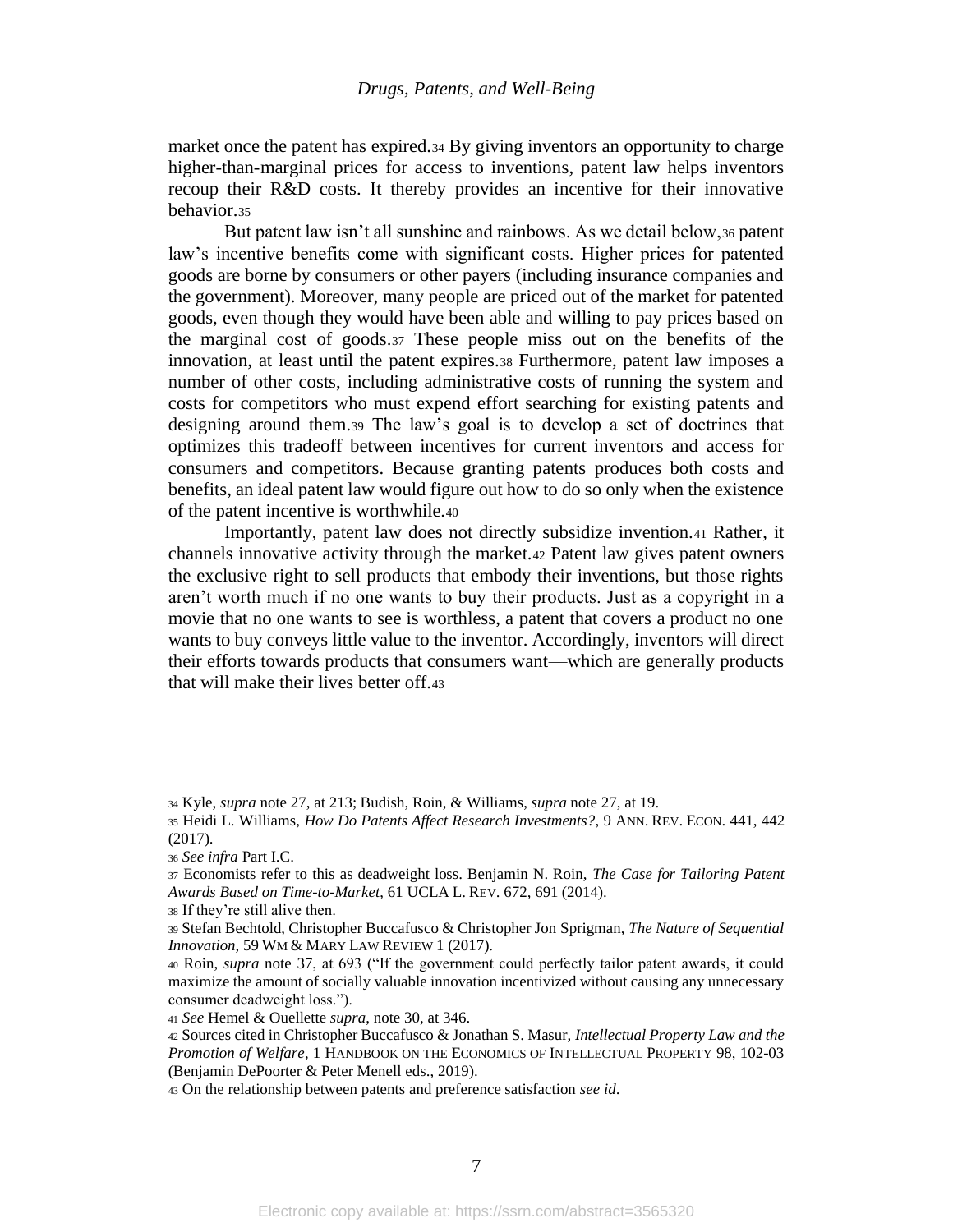market once the patent has expired.[34] By giving inventors an opportunity to charge higher-than-marginal prices for access to inventions, patent law helps inventors recoup their R&D costs. It thereby provides an incentive for their innovative behavior.[35]

But patent law isn't all sunshine and rainbows. As we detail below,[36] patent law's incentive benefits come with significant costs. Higher prices for patented goods are borne by consumers or other payers (including insurance companies and the government). Moreover, many people are priced out of the market for patented goods, even though they would have been able and willing to pay prices based on the marginal cost of goods.[37] These people miss out on the benefits of the innovation, at least until the patent expires.[38] Furthermore, patent law imposes a number of other costs, including administrative costs of running the system and costs for competitors who must expend effort searching for existing patents and designing around them.[39] The law's goal is to develop a set of doctrines that optimizes this tradeoff between incentives for current inventors and access for consumers and competitors. Because granting patents produces both costs and benefits, an ideal patent law would figure out how to do so only when the existence of the patent incentive is worthwhile.[40]

Importantly, patent law does not directly subsidize invention.[41] Rather, it channels innovative activity through the market.[42] Patent law gives patent owners the exclusive right to sell products that embody their inventions, but those rights aren't worth much if no one wants to buy their products. Just as a copyright in a movie that no one wants to see is worthless, a patent that covers a product no one wants to buy conveys little value to the inventor. Accordingly, inventors will direct their efforts towards products that consumers want—which are generally products that will make their lives better off.[43]

---

[34] Kyle, *supra* note 27, at 213; Budish, Roin, & Williams, *supra* note 27, at 19.

[35] Heidi L. Williams, *How Do Patents Affect Research Investments?*, 9 ANN. REV. ECON. 441, 442 (2017).

[36] *See infra* Part I.C.

[37] Economists refer to this as deadweight loss. Benjamin N. Roin, *The Case for Tailoring Patent Awards Based on Time-to-Market*, 61 UCLA L. REV. 672, 691 (2014).

[38] If they're still alive then.

[39] Stefan Bechtold, Christopher Buccafusco & Christopher Jon Sprigman, *The Nature of Sequential Innovation*, 59 WM & MARY LAW REVIEW 1 (2017).

[40] Roin, *supra* note 37, at 693 ("If the government could perfectly tailor patent awards, it could maximize the amount of socially valuable innovation incentivized without causing any unnecessary consumer deadweight loss.").

[41] *See* Hemel & Ouellette *supra*, note 30, at 346.

[42] Sources cited in Christopher Buccafusco & Jonathan S. Masur, *Intellectual Property Law and the Promotion of Welfare*, 1 HANDBOOK ON THE ECONOMICS OF INTELLECTUAL PROPERTY 98, 102-03 (Benjamin DePoorter & Peter Menell eds., 2019).

[43] On the relationship between patents and preference satisfaction *see id*.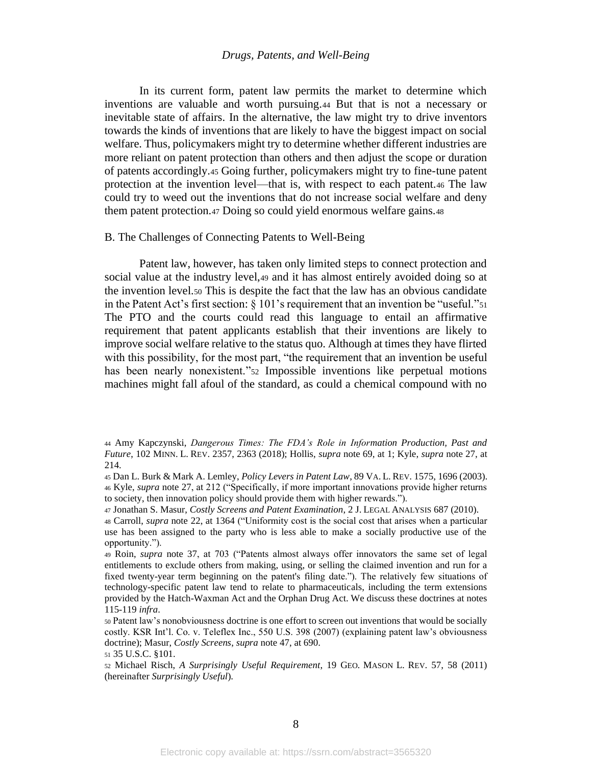In its current form, patent law permits the market to determine which inventions are valuable and worth pursuing.[44] But that is not a necessary or inevitable state of affairs. In the alternative, the law might try to drive inventors towards the kinds of inventions that are likely to have the biggest impact on social welfare. Thus, policymakers might try to determine whether different industries are more reliant on patent protection than others and then adjust the scope or duration of patents accordingly.[45] Going further, policymakers might try to fine-tune patent protection at the invention level—that is, with respect to each patent.[46] The law could try to weed out the inventions that do not increase social welfare and deny them patent protection.[47] Doing so could yield enormous welfare gains.[48]

### B. The Challenges of Connecting Patents to Well-Being

Patent law, however, has taken only limited steps to connect protection and social value at the industry level,[49] and it has almost entirely avoided doing so at the invention level.[50] This is despite the fact that the law has an obvious candidate in the Patent Act's first section: § 101's requirement that an invention be "useful."[51] The PTO and the courts could read this language to entail an affirmative requirement that patent applicants establish that their inventions are likely to improve social welfare relative to the status quo. Although at times they have flirted with this possibility, for the most part, "the requirement that an invention be useful has been nearly nonexistent."[52] Impossible inventions like perpetual motions machines might fall afoul of the standard, as could a chemical compound with no

---

[44] Amy Kapczynski, *Dangerous Times: The FDA's Role in Information Production, Past and Future*, 102 MINN. L. REV. 2357, 2363 (2018); Hollis, *supra* note 69, at 1; Kyle, *supra* note 27, at 214.

[45] Dan L. Burk & Mark A. Lemley, *Policy Levers in Patent Law*, 89 VA. L. REV. 1575, 1696 (2003).

[46] Kyle, *supra* note 27, at 212 ("Specifically, if more important innovations provide higher returns to society, then innovation policy should provide them with higher rewards.").

[47] Jonathan S. Masur, *Costly Screens and Patent Examination*, 2 J. LEGAL ANALYSIS 687 (2010).

[48] Carroll, *supra* note 22, at 1364 ("Uniformity cost is the social cost that arises when a particular use has been assigned to the party who is less able to make a socially productive use of the opportunity.").

[49] Roin, *supra* note 37, at 703 ("Patents almost always offer innovators the same set of legal entitlements to exclude others from making, using, or selling the claimed invention and run for a fixed twenty-year term beginning on the patent's filing date."). The relatively few situations of technology-specific patent law tend to relate to pharmaceuticals, including the term extensions provided by the Hatch-Waxman Act and the Orphan Drug Act. We discuss these doctrines at notes 115-119 *infra*.

[50] Patent law's nonobviousness doctrine is one effort to screen out inventions that would be socially costly. KSR Int'l. Co. v. Teleflex Inc., 550 U.S. 398 (2007) (explaining patent law's obviousness doctrine); Masur, *Costly Screens*, *supra* note 47, at 690.

[51] 35 U.S.C. §101.

[52] Michael Risch, *A Surprisingly Useful Requirement*, 19 GEO. MASON L. REV. 57, 58 (2011) (hereinafter *Surprisingly Useful*).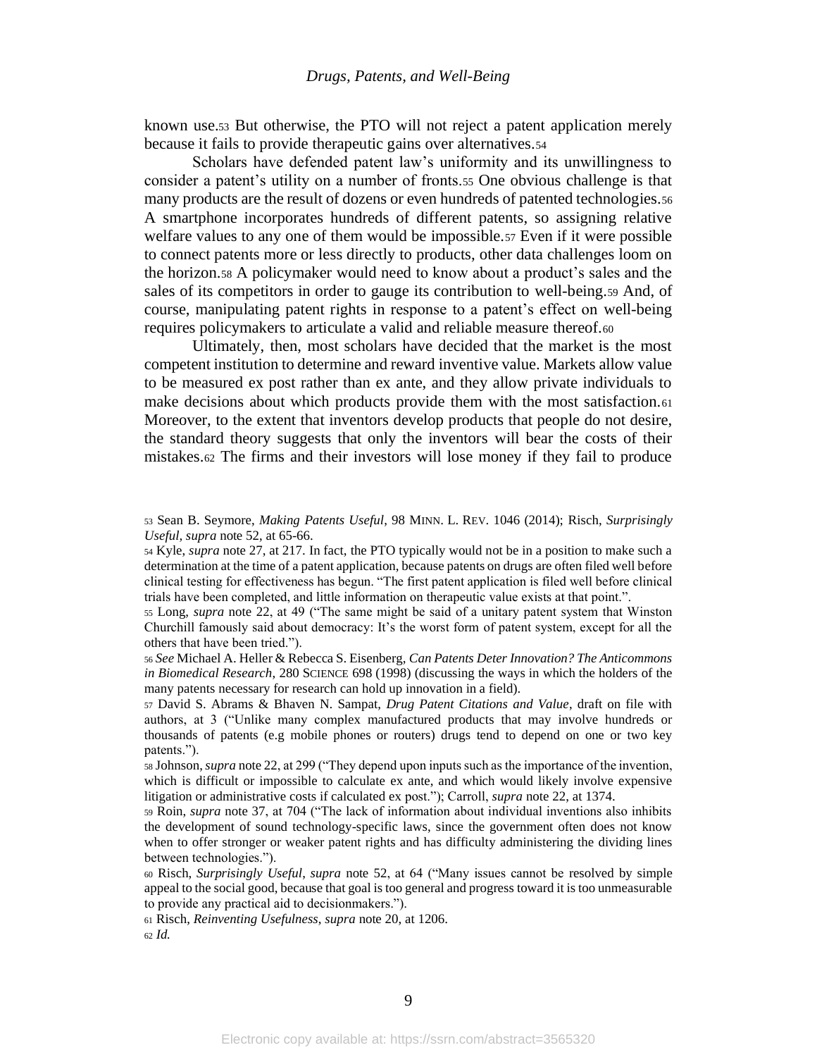known use.[53] But otherwise, the PTO will not reject a patent application merely because it fails to provide therapeutic gains over alternatives.[54]

Scholars have defended patent law's uniformity and its unwillingness to consider a patent's utility on a number of fronts.[55] One obvious challenge is that many products are the result of dozens or even hundreds of patented technologies.[56] A smartphone incorporates hundreds of different patents, so assigning relative welfare values to any one of them would be impossible.[57] Even if it were possible to connect patents more or less directly to products, other data challenges loom on the horizon.[58] A policymaker would need to know about a product's sales and the sales of its competitors in order to gauge its contribution to well-being.[59] And, of course, manipulating patent rights in response to a patent's effect on well-being requires policymakers to articulate a valid and reliable measure thereof.[60]

Ultimately, then, most scholars have decided that the market is the most competent institution to determine and reward inventive value. Markets allow value to be measured ex post rather than ex ante, and they allow private individuals to make decisions about which products provide them with the most satisfaction.[61] Moreover, to the extent that inventors develop products that people do not desire, the standard theory suggests that only the inventors will bear the costs of their mistakes.[62] The firms and their investors will lose money if they fail to produce

---

[53] Sean B. Seymore, *Making Patents Useful*, 98 MINN. L. REV. 1046 (2014); Risch, *Surprisingly Useful*, *supra* note 52, at 65-66.

[54] Kyle, *supra* note 27, at 217. In fact, the PTO typically would not be in a position to make such a determination at the time of a patent application, because patents on drugs are often filed well before clinical testing for effectiveness has begun. "The first patent application is filed well before clinical trials have been completed, and little information on therapeutic value exists at that point.".

[55] Long, *supra* note 22, at 49 ("The same might be said of a unitary patent system that Winston Churchill famously said about democracy: It's the worst form of patent system, except for all the others that have been tried.").

[56] *See* Michael A. Heller & Rebecca S. Eisenberg, *Can Patents Deter Innovation? The Anticommons in Biomedical Research*, 280 SCIENCE 698 (1998) (discussing the ways in which the holders of the many patents necessary for research can hold up innovation in a field).

[57] David S. Abrams & Bhaven N. Sampat, *Drug Patent Citations and Value*, draft on file with authors, at 3 ("Unlike many complex manufactured products that may involve hundreds or thousands of patents (e.g mobile phones or routers) drugs tend to depend on one or two key patents.").

[58] Johnson, *supra* note 22, at 299 ("They depend upon inputs such as the importance of the invention, which is difficult or impossible to calculate ex ante, and which would likely involve expensive litigation or administrative costs if calculated ex post."); Carroll, *supra* note 22, at 1374.

[59] Roin, *supra* note 37, at 704 ("The lack of information about individual inventions also inhibits the development of sound technology-specific laws, since the government often does not know when to offer stronger or weaker patent rights and has difficulty administering the dividing lines between technologies.").

[60] Risch, *Surprisingly Useful*, *supra* note 52, at 64 ("Many issues cannot be resolved by simple appeal to the social good, because that goal is too general and progress toward it is too unmeasurable to provide any practical aid to decisionmakers.").

[61] Risch, *Reinventing Usefulness*, *supra* note 20, at 1206.

[62] *Id.*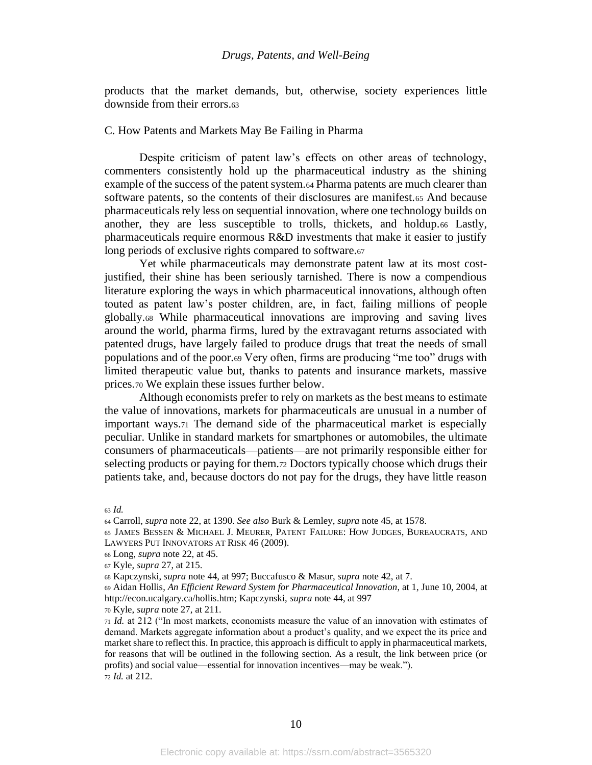products that the market demands, but, otherwise, society experiences little downside from their errors.[63]

### C. How Patents and Markets May Be Failing in Pharma

Despite criticism of patent law's effects on other areas of technology, commenters consistently hold up the pharmaceutical industry as the shining example of the success of the patent system.[64] Pharma patents are much clearer than software patents, so the contents of their disclosures are manifest.[65] And because pharmaceuticals rely less on sequential innovation, where one technology builds on another, they are less susceptible to trolls, thickets, and holdup.[66] Lastly, pharmaceuticals require enormous R&D investments that make it easier to justify long periods of exclusive rights compared to software.[67]

Yet while pharmaceuticals may demonstrate patent law at its most cost-justified, their shine has been seriously tarnished. There is now a compendious literature exploring the ways in which pharmaceutical innovations, although often touted as patent law's poster children, are, in fact, failing millions of people globally.[68] While pharmaceutical innovations are improving and saving lives around the world, pharma firms, lured by the extravagant returns associated with patented drugs, have largely failed to produce drugs that treat the needs of small populations and of the poor.[69] Very often, firms are producing "me too" drugs with limited therapeutic value but, thanks to patents and insurance markets, massive prices.[70] We explain these issues further below.

Although economists prefer to rely on markets as the best means to estimate the value of innovations, markets for pharmaceuticals are unusual in a number of important ways.[71] The demand side of the pharmaceutical market is especially peculiar. Unlike in standard markets for smartphones or automobiles, the ultimate consumers of pharmaceuticals—patients—are not primarily responsible either for selecting products or paying for them.[72] Doctors typically choose which drugs their patients take, and, because doctors do not pay for the drugs, they have little reason

---

[63] *Id.*

[64] Carroll, *supra* note 22, at 1390. *See also* Burk & Lemley, *supra* note 45, at 1578.

[65] James Bessen & Michael J. Meurer, Patent Failure: How Judges, Bureaucrats, and Lawyers Put Innovators at Risk 46 (2009).

[66] Long, *supra* note 22, at 45.

[67] Kyle, *supra* 27, at 215.

[68] Kapczynski, *supra* note 44, at 997; Buccafusco & Masur, *supra* note 42, at 7.

[69] Aidan Hollis, *An Efficient Reward System for Pharmaceutical Innovation*, at 1, June 10, 2004, at http://econ.ucalgary.ca/hollis.htm; Kapczynski, *supra* note 44, at 997

[70] Kyle, *supra* note 27, at 211.

[71] *Id.* at 212 ("In most markets, economists measure the value of an innovation with estimates of demand. Markets aggregate information about a product's quality, and we expect the its price and market share to reflect this. In practice, this approach is difficult to apply in pharmaceutical markets, for reasons that will be outlined in the following section. As a result, the link between price (or profits) and social value—essential for innovation incentives—may be weak.").

[72] *Id.* at 212.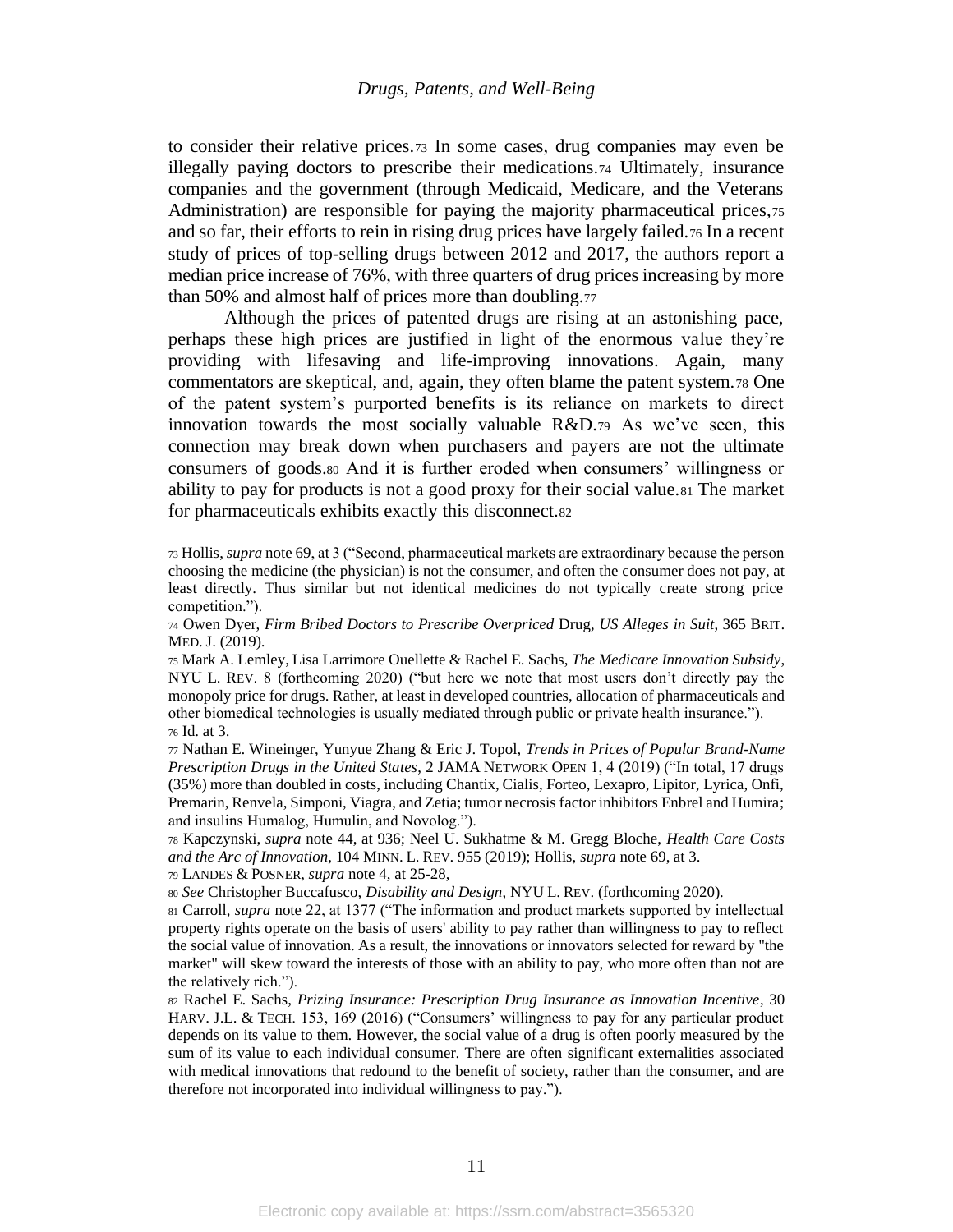to consider their relative prices.[73] In some cases, drug companies may even be illegally paying doctors to prescribe their medications.[74] Ultimately, insurance companies and the government (through Medicaid, Medicare, and the Veterans Administration) are responsible for paying the majority pharmaceutical prices,[75] and so far, their efforts to rein in rising drug prices have largely failed.[76] In a recent study of prices of top-selling drugs between 2012 and 2017, the authors report a median price increase of 76%, with three quarters of drug prices increasing by more than 50% and almost half of prices more than doubling.[77]

Although the prices of patented drugs are rising at an astonishing pace, perhaps these high prices are justified in light of the enormous value they're providing with lifesaving and life-improving innovations. Again, many commentators are skeptical, and, again, they often blame the patent system.[78] One of the patent system's purported benefits is its reliance on markets to direct innovation towards the most socially valuable R&D.[79] As we've seen, this connection may break down when purchasers and payers are not the ultimate consumers of goods.[80] And it is further eroded when consumers' willingness or ability to pay for products is not a good proxy for their social value.[81] The market for pharmaceuticals exhibits exactly this disconnect.[82]

---

[73] Hollis, *supra* note 69, at 3 ("Second, pharmaceutical markets are extraordinary because the person choosing the medicine (the physician) is not the consumer, and often the consumer does not pay, at least directly. Thus similar but not identical medicines do not typically create strong price competition.").

[74] Owen Dyer, *Firm Bribed Doctors to Prescribe Overpriced* Drug, *US Alleges in Suit*, 365 BRIT. MED. J. (2019).

[75] Mark A. Lemley, Lisa Larrimore Ouellette & Rachel E. Sachs, *The Medicare Innovation Subsidy*, NYU L. REV. 8 (forthcoming 2020) ("but here we note that most users don't directly pay the monopoly price for drugs. Rather, at least in developed countries, allocation of pharmaceuticals and other biomedical technologies is usually mediated through public or private health insurance.").

[76] Id. at 3.

[77] Nathan E. Wineinger, Yunyue Zhang & Eric J. Topol, *Trends in Prices of Popular Brand-Name Prescription Drugs in the United States*, 2 JAMA NETWORK OPEN 1, 4 (2019) ("In total, 17 drugs (35%) more than doubled in costs, including Chantix, Cialis, Forteo, Lexapro, Lipitor, Lyrica, Onfi, Premarin, Renvela, Simponi, Viagra, and Zetia; tumor necrosis factor inhibitors Enbrel and Humira; and insulins Humalog, Humulin, and Novolog.").

[78] Kapczynski, *supra* note 44, at 936; Neel U. Sukhatme & M. Gregg Bloche, *Health Care Costs and the Arc of Innovation*, 104 MINN. L. REV. 955 (2019); Hollis, *supra* note 69, at 3.

[79] LANDES & POSNER, *supra* note 4, at 25-28,

[80] *See* Christopher Buccafusco, *Disability and Design*, NYU L. REV. (forthcoming 2020).

[81] Carroll, *supra* note 22, at 1377 ("The information and product markets supported by intellectual property rights operate on the basis of users' ability to pay rather than willingness to pay to reflect the social value of innovation. As a result, the innovations or innovators selected for reward by "the market" will skew toward the interests of those with an ability to pay, who more often than not are the relatively rich.").

[82] Rachel E. Sachs, *Prizing Insurance: Prescription Drug Insurance as Innovation Incentive*, 30 HARV. J.L. & TECH. 153, 169 (2016) ("Consumers' willingness to pay for any particular product depends on its value to them. However, the social value of a drug is often poorly measured by the sum of its value to each individual consumer. There are often significant externalities associated with medical innovations that redound to the benefit of society, rather than the consumer, and are therefore not incorporated into individual willingness to pay.").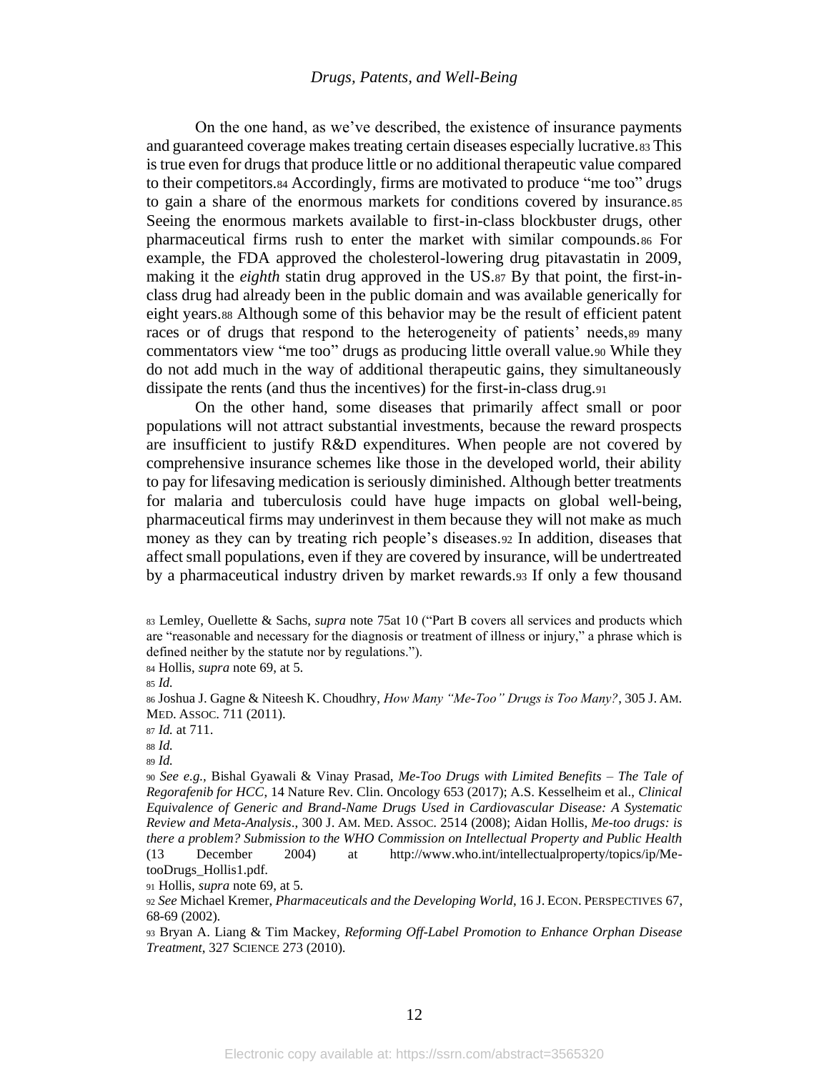On the one hand, as we've described, the existence of insurance payments and guaranteed coverage makes treating certain diseases especially lucrative.[83] This is true even for drugs that produce little or no additional therapeutic value compared to their competitors.[84] Accordingly, firms are motivated to produce "me too" drugs to gain a share of the enormous markets for conditions covered by insurance.[85] Seeing the enormous markets available to first-in-class blockbuster drugs, other pharmaceutical firms rush to enter the market with similar compounds.[86] For example, the FDA approved the cholesterol-lowering drug pitavastatin in 2009, making it the *eighth* statin drug approved in the US.[87] By that point, the first-in-class drug had already been in the public domain and was available generically for eight years.[88] Although some of this behavior may be the result of efficient patent races or of drugs that respond to the heterogeneity of patients' needs,[89] many commentators view "me too" drugs as producing little overall value.[90] While they do not add much in the way of additional therapeutic gains, they simultaneously dissipate the rents (and thus the incentives) for the first-in-class drug.[91]

On the other hand, some diseases that primarily affect small or poor populations will not attract substantial investments, because the reward prospects are insufficient to justify R&D expenditures. When people are not covered by comprehensive insurance schemes like those in the developed world, their ability to pay for lifesaving medication is seriously diminished. Although better treatments for malaria and tuberculosis could have huge impacts on global well-being, pharmaceutical firms may underinvest in them because they will not make as much money as they can by treating rich people's diseases.[92] In addition, diseases that affect small populations, even if they are covered by insurance, will be undertreated by a pharmaceutical industry driven by market rewards.[93] If only a few thousand

---

[83] Lemley, Ouellette & Sachs, *supra* note 75at 10 ("Part B covers all services and products which are "reasonable and necessary for the diagnosis or treatment of illness or injury," a phrase which is defined neither by the statute nor by regulations.").

[84] Hollis, *supra* note 69, at 5.

[85] *Id.*

[86] Joshua J. Gagne & Niteesh K. Choudhry, *How Many "Me-Too" Drugs is Too Many?*, 305 J. AM. MED. ASSOC. 711 (2011).

[87] *Id.* at 711.

[88] *Id.*

[89] *Id.*

[90] *See e.g.*, Bishal Gyawali & Vinay Prasad, *Me-Too Drugs with Limited Benefits – The Tale of Regorafenib for HCC*, 14 Nature Rev. Clin. Oncology 653 (2017); A.S. Kesselheim et al., *Clinical Equivalence of Generic and Brand-Name Drugs Used in Cardiovascular Disease: A Systematic Review and Meta-Analysis*., 300 J. AM. MED. ASSOC. 2514 (2008); Aidan Hollis, *Me-too drugs: is there a problem? Submission to the WHO Commission on Intellectual Property and Public Health* (13 December 2004) at http://www.who.int/intellectualproperty/topics/ip/Me-tooDrugs_Hollis1.pdf.

[91] Hollis, *supra* note 69, at 5.

[92] *See* Michael Kremer, *Pharmaceuticals and the Developing World*, 16 J. ECON. PERSPECTIVES 67, 68-69 (2002).

[93] Bryan A. Liang & Tim Mackey, *Reforming Off-Label Promotion to Enhance Orphan Disease Treatment*, 327 SCIENCE 273 (2010).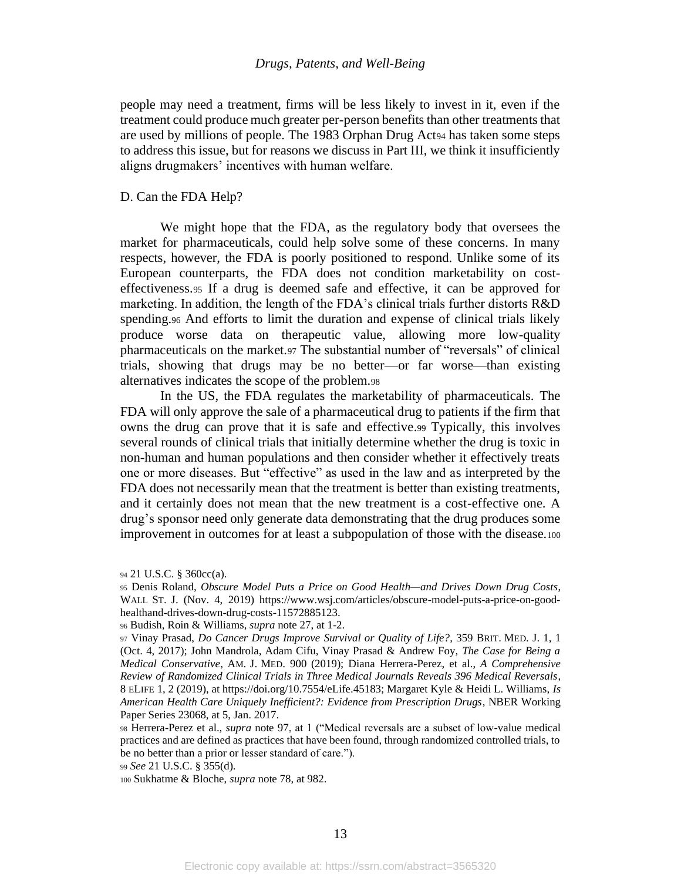people may need a treatment, firms will be less likely to invest in it, even if the treatment could produce much greater per-person benefits than other treatments that are used by millions of people. The 1983 Orphan Drug Act[94] has taken some steps to address this issue, but for reasons we discuss in Part III, we think it insufficiently aligns drugmakers' incentives with human welfare.

### D. Can the FDA Help?

We might hope that the FDA, as the regulatory body that oversees the market for pharmaceuticals, could help solve some of these concerns. In many respects, however, the FDA is poorly positioned to respond. Unlike some of its European counterparts, the FDA does not condition marketability on cost-effectiveness.[95] If a drug is deemed safe and effective, it can be approved for marketing. In addition, the length of the FDA's clinical trials further distorts R&D spending.[96] And efforts to limit the duration and expense of clinical trials likely produce worse data on therapeutic value, allowing more low-quality pharmaceuticals on the market.[97] The substantial number of "reversals" of clinical trials, showing that drugs may be no better—or far worse—than existing alternatives indicates the scope of the problem.[98]

In the US, the FDA regulates the marketability of pharmaceuticals. The FDA will only approve the sale of a pharmaceutical drug to patients if the firm that owns the drug can prove that it is safe and effective.[99] Typically, this involves several rounds of clinical trials that initially determine whether the drug is toxic in non-human and human populations and then consider whether it effectively treats one or more diseases. But "effective" as used in the law and as interpreted by the FDA does not necessarily mean that the treatment is better than existing treatments, and it certainly does not mean that the new treatment is a cost-effective one. A drug's sponsor need only generate data demonstrating that the drug produces some improvement in outcomes for at least a subpopulation of those with the disease.[100]

---

[94] 21 U.S.C. § 360cc(a).

[95] Denis Roland, *Obscure Model Puts a Price on Good Health—and Drives Down Drug Costs*, WALL ST. J. (Nov. 4, 2019) https://www.wsj.com/articles/obscure-model-puts-a-price-on-good-healthand-drives-down-drug-costs-11572885123.

[96] Budish, Roin & Williams, *supra* note 27, at 1-2.

[97] Vinay Prasad, *Do Cancer Drugs Improve Survival or Quality of Life?*, 359 BRIT. MED. J. 1, 1 (Oct. 4, 2017); John Mandrola, Adam Cifu, Vinay Prasad & Andrew Foy, *The Case for Being a Medical Conservative*, AM. J. MED. 900 (2019); Diana Herrera-Perez, et al., *A Comprehensive Review of Randomized Clinical Trials in Three Medical Journals Reveals 396 Medical Reversals*, 8 ELIFE 1, 2 (2019), at https://doi.org/10.7554/eLife.45183; Margaret Kyle & Heidi L. Williams, *Is American Health Care Uniquely Inefficient?: Evidence from Prescription Drugs*, NBER Working Paper Series 23068, at 5, Jan. 2017.

[98] Herrera-Perez et al., *supra* note 97, at 1 ("Medical reversals are a subset of low-value medical practices and are defined as practices that have been found, through randomized controlled trials, to be no better than a prior or lesser standard of care.").

[99] *See* 21 U.S.C. § 355(d).

[100] Sukhatme & Bloche, *supra* note 78, at 982.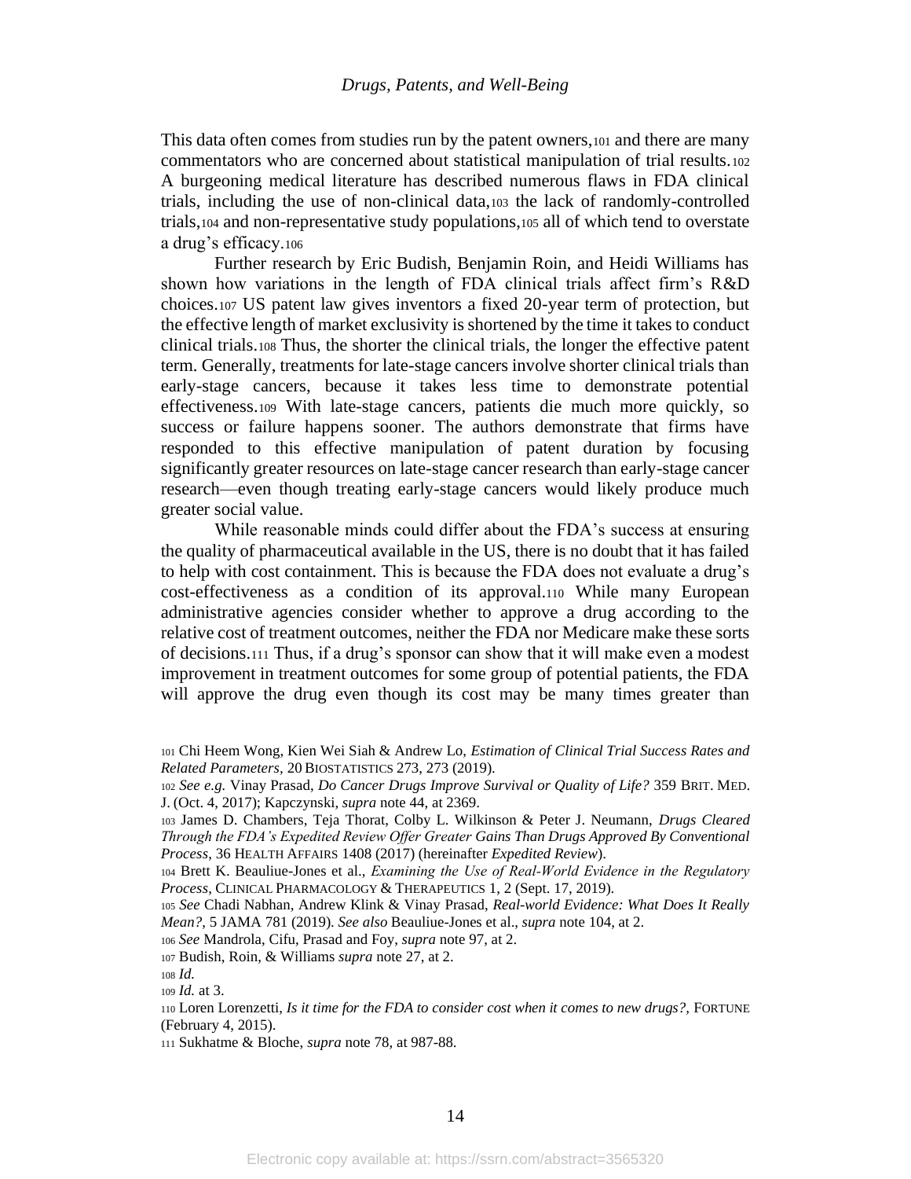This data often comes from studies run by the patent owners,[101] and there are many commentators who are concerned about statistical manipulation of trial results.[102] A burgeoning medical literature has described numerous flaws in FDA clinical trials, including the use of non-clinical data,[103] the lack of randomly-controlled trials,[104] and non-representative study populations,[105] all of which tend to overstate a drug's efficacy.[106]

Further research by Eric Budish, Benjamin Roin, and Heidi Williams has shown how variations in the length of FDA clinical trials affect firm's R&D choices.[107] US patent law gives inventors a fixed 20-year term of protection, but the effective length of market exclusivity is shortened by the time it takes to conduct clinical trials.[108] Thus, the shorter the clinical trials, the longer the effective patent term. Generally, treatments for late-stage cancers involve shorter clinical trials than early-stage cancers, because it takes less time to demonstrate potential effectiveness.[109] With late-stage cancers, patients die much more quickly, so success or failure happens sooner. The authors demonstrate that firms have responded to this effective manipulation of patent duration by focusing significantly greater resources on late-stage cancer research than early-stage cancer research—even though treating early-stage cancers would likely produce much greater social value.

While reasonable minds could differ about the FDA's success at ensuring the quality of pharmaceutical available in the US, there is no doubt that it has failed to help with cost containment. This is because the FDA does not evaluate a drug's cost-effectiveness as a condition of its approval.[110] While many European administrative agencies consider whether to approve a drug according to the relative cost of treatment outcomes, neither the FDA nor Medicare make these sorts of decisions.[111] Thus, if a drug's sponsor can show that it will make even a modest improvement in treatment outcomes for some group of potential patients, the FDA will approve the drug even though its cost may be many times greater than

---

[101] Chi Heem Wong, Kien Wei Siah & Andrew Lo, *Estimation of Clinical Trial Success Rates and Related Parameters,* 20 BIOSTATISTICS 273, 273 (2019).

[102] *See e.g.* Vinay Prasad, *Do Cancer Drugs Improve Survival or Quality of Life?* 359 BRIT. MED. J. (Oct. 4, 2017); Kapczynski, *supra* note 44, at 2369.

[103] James D. Chambers, Teja Thorat, Colby L. Wilkinson & Peter J. Neumann, *Drugs Cleared Through the FDA's Expedited Review Offer Greater Gains Than Drugs Approved By Conventional Process*, 36 HEALTH AFFAIRS 1408 (2017) (hereinafter *Expedited Review*).

[104] Brett K. Beauliue-Jones et al., *Examining the Use of Real-World Evidence in the Regulatory Process,* CLINICAL PHARMACOLOGY & THERAPEUTICS 1, 2 (Sept. 17, 2019).

[105] *See* Chadi Nabhan, Andrew Klink & Vinay Prasad, *Real-world Evidence: What Does It Really Mean?*, 5 JAMA 781 (2019). *See also* Beauliue-Jones et al., *supra* note 104, at 2.

[106] *See* Mandrola, Cifu, Prasad and Foy, *supra* note 97, at 2.

[107] Budish, Roin, & Williams *supra* note 27, at 2.

[108] *Id.*

[109] *Id.* at 3.

[110] Loren Lorenzetti, *Is it time for the FDA to consider cost when it comes to new drugs?*, FORTUNE (February 4, 2015).

[111] Sukhatme & Bloche, *supra* note 78, at 987-88.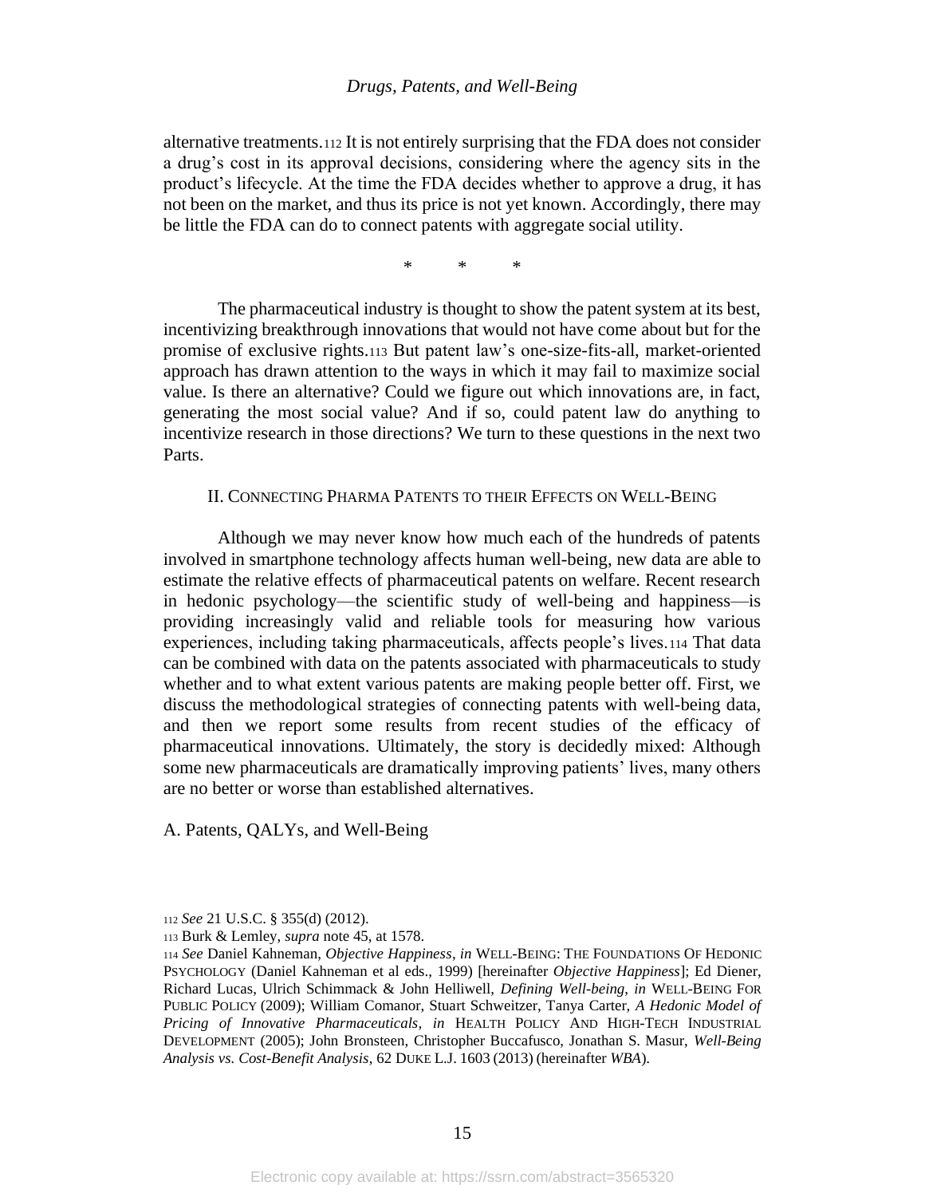alternative treatments.[112] It is not entirely surprising that the FDA does not consider a drug's cost in its approval decisions, considering where the agency sits in the product's lifecycle. At the time the FDA decides whether to approve a drug, it has not been on the market, and thus its price is not yet known. Accordingly, there may be little the FDA can do to connect patents with aggregate social utility.

\* \* \*

The pharmaceutical industry is thought to show the patent system at its best, incentivizing breakthrough innovations that would not have come about but for the promise of exclusive rights.[113] But patent law's one-size-fits-all, market-oriented approach has drawn attention to the ways in which it may fail to maximize social value. Is there an alternative? Could we figure out which innovations are, in fact, generating the most social value? And if so, could patent law do anything to incentivize research in those directions? We turn to these questions in the next two Parts.

## II. Connecting Pharma Patents to their Effects on Well-Being

Although we may never know how much each of the hundreds of patents involved in smartphone technology affects human well-being, new data are able to estimate the relative effects of pharmaceutical patents on welfare. Recent research in hedonic psychology—the scientific study of well-being and happiness—is providing increasingly valid and reliable tools for measuring how various experiences, including taking pharmaceuticals, affects people's lives.[114] That data can be combined with data on the patents associated with pharmaceuticals to study whether and to what extent various patents are making people better off. First, we discuss the methodological strategies of connecting patents with well-being data, and then we report some results from recent studies of the efficacy of pharmaceutical innovations. Ultimately, the story is decidedly mixed: Although some new pharmaceuticals are dramatically improving patients' lives, many others are no better or worse than established alternatives.

### A. Patents, QALYs, and Well-Being

---

[112] *See* 21 U.S.C. § 355(d) (2012).

[113] Burk & Lemley, *supra* note 45, at 1578.

[114] *See* Daniel Kahneman, *Objective Happiness*, *in* WELL-BEING: THE FOUNDATIONS OF HEDONIC PSYCHOLOGY (Daniel Kahneman et al eds., 1999) [hereinafter *Objective Happiness*]; Ed Diener, Richard Lucas, Ulrich Schimmack & John Helliwell, *Defining Well-being*, *in* WELL-BEING FOR PUBLIC POLICY (2009); William Comanor, Stuart Schweitzer, Tanya Carter, *A Hedonic Model of Pricing of Innovative Pharmaceuticals*, *in* HEALTH POLICY AND HIGH-TECH INDUSTRIAL DEVELOPMENT (2005); John Bronsteen, Christopher Buccafusco, Jonathan S. Masur, *Well-Being Analysis vs. Cost-Benefit Analysis*, 62 DUKE L.J. 1603 (2013) (hereinafter *WBA*).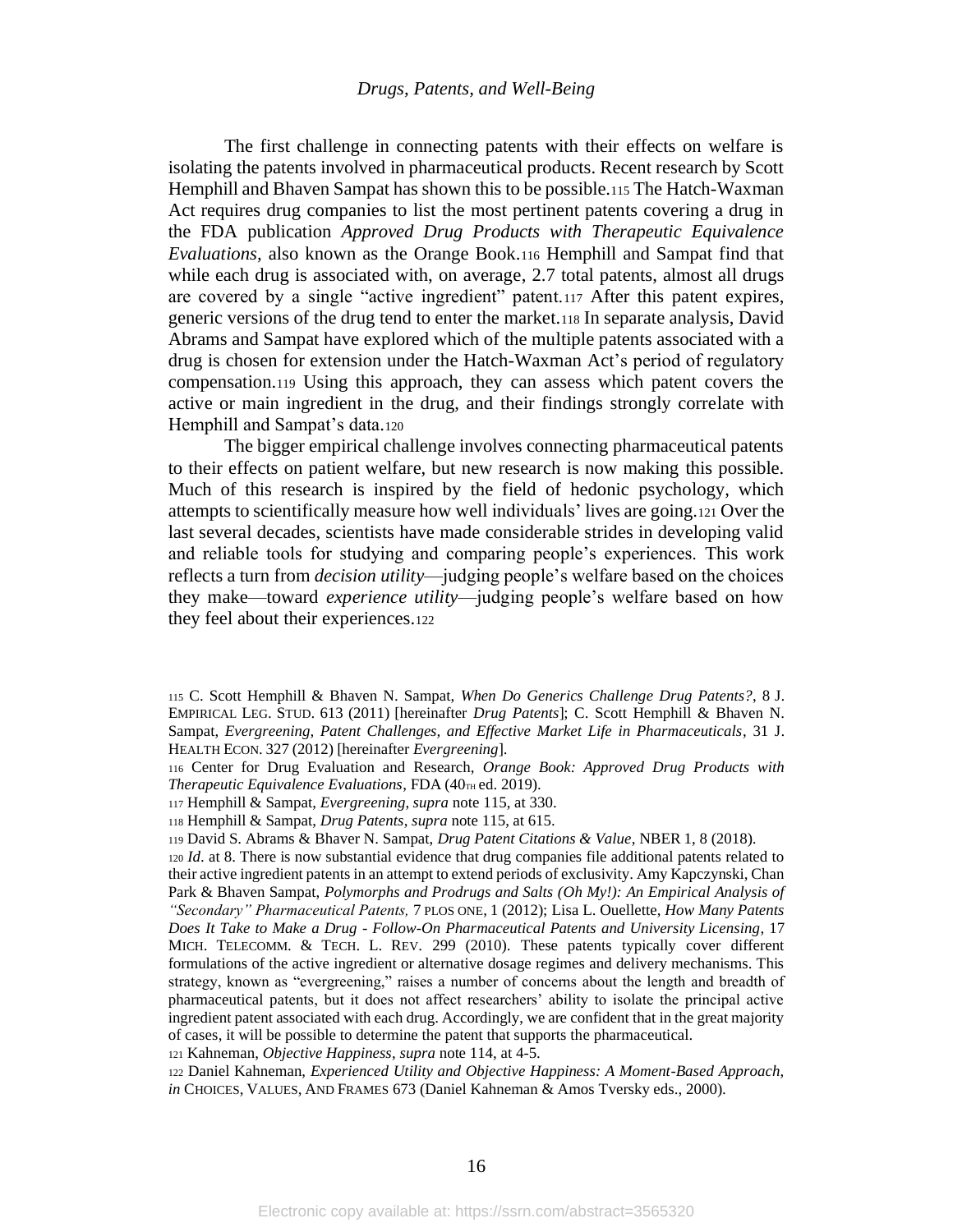The first challenge in connecting patents with their effects on welfare is isolating the patents involved in pharmaceutical products. Recent research by Scott Hemphill and Bhaven Sampat has shown this to be possible.[115] The Hatch-Waxman Act requires drug companies to list the most pertinent patents covering a drug in the FDA publication *Approved Drug Products with Therapeutic Equivalence Evaluations*, also known as the Orange Book.[116] Hemphill and Sampat find that while each drug is associated with, on average, 2.7 total patents, almost all drugs are covered by a single "active ingredient" patent.[117] After this patent expires, generic versions of the drug tend to enter the market.[118] In separate analysis, David Abrams and Sampat have explored which of the multiple patents associated with a drug is chosen for extension under the Hatch-Waxman Act's period of regulatory compensation.[119] Using this approach, they can assess which patent covers the active or main ingredient in the drug, and their findings strongly correlate with Hemphill and Sampat's data.[120]

The bigger empirical challenge involves connecting pharmaceutical patents to their effects on patient welfare, but new research is now making this possible. Much of this research is inspired by the field of hedonic psychology, which attempts to scientifically measure how well individuals' lives are going.[121] Over the last several decades, scientists have made considerable strides in developing valid and reliable tools for studying and comparing people's experiences. This work reflects a turn from *decision utility*—judging people's welfare based on the choices they make—toward *experience utility*—judging people's welfare based on how they feel about their experiences.[122]

---

[115] C. Scott Hemphill & Bhaven N. Sampat, *When Do Generics Challenge Drug Patents?*, 8 J. EMPIRICAL LEG. STUD. 613 (2011) [hereinafter *Drug Patents*]; C. Scott Hemphill & Bhaven N. Sampat, *Evergreening, Patent Challenges, and Effective Market Life in Pharmaceuticals*, 31 J. HEALTH ECON. 327 (2012) [hereinafter *Evergreening*].

[116] Center for Drug Evaluation and Research, *Orange Book: Approved Drug Products with Therapeutic Equivalence Evaluations*, FDA (40TH ed. 2019).

[117] Hemphill & Sampat, *Evergreening*, *supra* note 115, at 330.

[118] Hemphill & Sampat, *Drug Patents*, *supra* note 115, at 615.

[119] David S. Abrams & Bhaver N. Sampat, *Drug Patent Citations & Value*, NBER 1, 8 (2018).

[120] *Id*. at 8. There is now substantial evidence that drug companies file additional patents related to their active ingredient patents in an attempt to extend periods of exclusivity. Amy Kapczynski, Chan Park & Bhaven Sampat, *Polymorphs and Prodrugs and Salts (Oh My!): An Empirical Analysis of "Secondary" Pharmaceutical Patents,* 7 PLOS ONE, 1 (2012); Lisa L. Ouellette, *How Many Patents Does It Take to Make a Drug - Follow-On Pharmaceutical Patents and University Licensing*, 17 MICH. TELECOMM. & TECH. L. REV. 299 (2010). These patents typically cover different formulations of the active ingredient or alternative dosage regimes and delivery mechanisms. This strategy, known as "evergreening," raises a number of concerns about the length and breadth of pharmaceutical patents, but it does not affect researchers' ability to isolate the principal active ingredient patent associated with each drug. Accordingly, we are confident that in the great majority of cases, it will be possible to determine the patent that supports the pharmaceutical.

[121] Kahneman, *Objective Happiness*, *supra* note 114, at 4-5.

[122] Daniel Kahneman, *Experienced Utility and Objective Happiness: A Moment-Based Approach*, *in* CHOICES, VALUES, AND FRAMES 673 (Daniel Kahneman & Amos Tversky eds., 2000).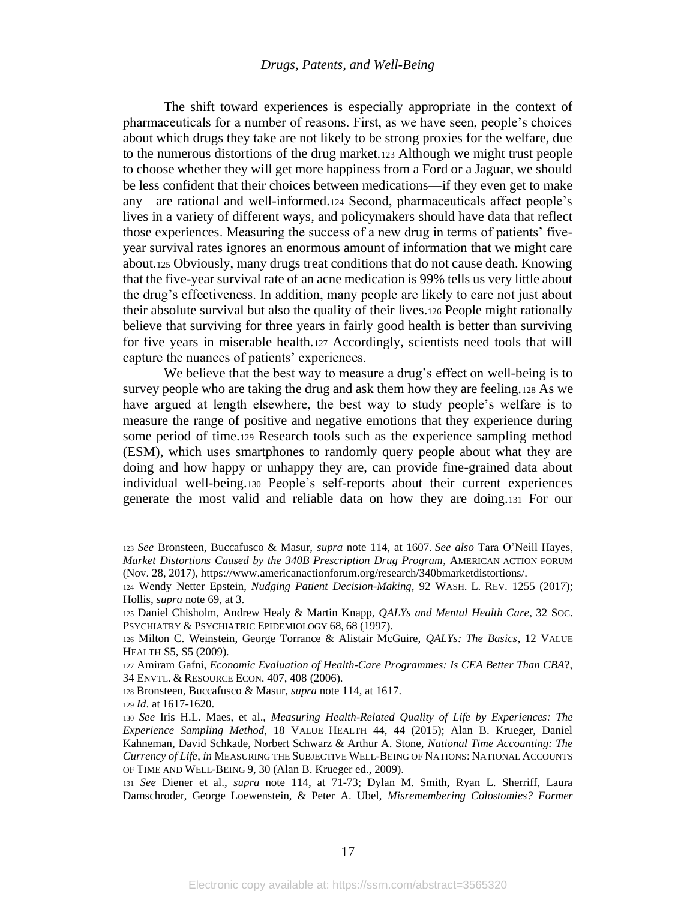The shift toward experiences is especially appropriate in the context of pharmaceuticals for a number of reasons. First, as we have seen, people's choices about which drugs they take are not likely to be strong proxies for the welfare, due to the numerous distortions of the drug market.[123] Although we might trust people to choose whether they will get more happiness from a Ford or a Jaguar, we should be less confident that their choices between medications—if they even get to make any—are rational and well-informed.[124] Second, pharmaceuticals affect people's lives in a variety of different ways, and policymakers should have data that reflect those experiences. Measuring the success of a new drug in terms of patients' five-year survival rates ignores an enormous amount of information that we might care about.[125] Obviously, many drugs treat conditions that do not cause death. Knowing that the five-year survival rate of an acne medication is 99% tells us very little about the drug's effectiveness. In addition, many people are likely to care not just about their absolute survival but also the quality of their lives.[126] People might rationally believe that surviving for three years in fairly good health is better than surviving for five years in miserable health.[127] Accordingly, scientists need tools that will capture the nuances of patients' experiences.

We believe that the best way to measure a drug's effect on well-being is to survey people who are taking the drug and ask them how they are feeling.[128] As we have argued at length elsewhere, the best way to study people's welfare is to measure the range of positive and negative emotions that they experience during some period of time.[129] Research tools such as the experience sampling method (ESM), which uses smartphones to randomly query people about what they are doing and how happy or unhappy they are, can provide fine-grained data about individual well-being.[130] People's self-reports about their current experiences generate the most valid and reliable data on how they are doing.[131] For our

---

[123] *See* Bronsteen, Buccafusco & Masur, *supra* note 114, at 1607. *See also* Tara O'Neill Hayes, *Market Distortions Caused by the 340B Prescription Drug Program*, AMERICAN ACTION FORUM (Nov. 28, 2017), https://www.americanactionforum.org/research/340bmarketdistortions/.

[124] Wendy Netter Epstein, *Nudging Patient Decision-Making*, 92 WASH. L. REV. 1255 (2017); Hollis, *supra* note 69, at 3.

[125] Daniel Chisholm, Andrew Healy & Martin Knapp, *QALYs and Mental Health Care*, 32 SOC. PSYCHIATRY & PSYCHIATRIC EPIDEMIOLOGY 68, 68 (1997).

[126] Milton C. Weinstein, George Torrance & Alistair McGuire, *QALYs: The Basics*, 12 VALUE HEALTH S5, S5 (2009).

[127] Amiram Gafni, *Economic Evaluation of Health-Care Programmes: Is CEA Better Than CBA*?, 34 ENVTL. & RESOURCE ECON. 407, 408 (2006).

[128] Bronsteen, Buccafusco & Masur, *supra* note 114, at 1617.

[129] *Id*. at 1617-1620.

[130] *See* Iris H.L. Maes, et al., *Measuring Health-Related Quality of Life by Experiences: The Experience Sampling Method*, 18 VALUE HEALTH 44, 44 (2015); Alan B. Krueger, Daniel Kahneman, David Schkade, Norbert Schwarz & Arthur A. Stone, *National Time Accounting: The Currency of Life*, *in* MEASURING THE SUBJECTIVE WELL-BEING OF NATIONS: NATIONAL ACCOUNTS OF TIME AND WELL-BEING 9, 30 (Alan B. Krueger ed., 2009).

[131] *See* Diener et al., *supra* note 114, at 71-73; Dylan M. Smith, Ryan L. Sherriff, Laura Damschroder, George Loewenstein, & Peter A. Ubel, *Misremembering Colostomies? Former*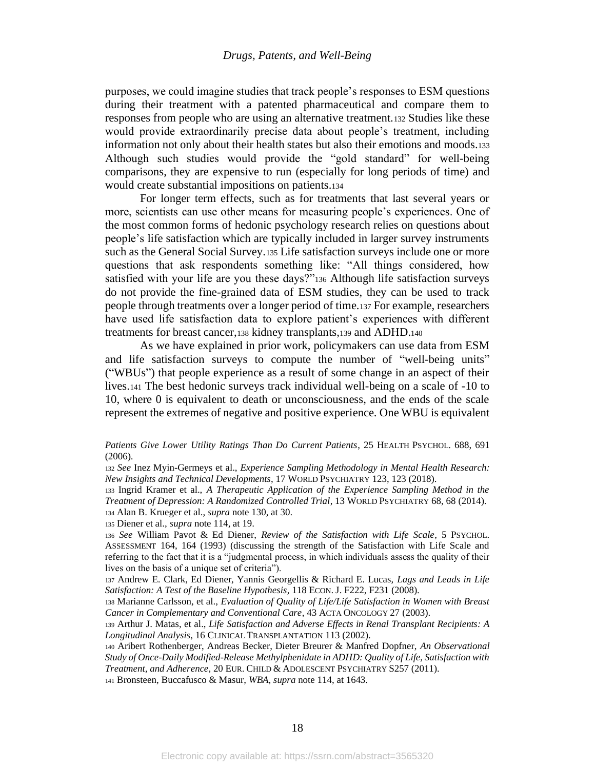purposes, we could imagine studies that track people's responses to ESM questions during their treatment with a patented pharmaceutical and compare them to responses from people who are using an alternative treatment.[132] Studies like these would provide extraordinarily precise data about people's treatment, including information not only about their health states but also their emotions and moods.[133] Although such studies would provide the "gold standard" for well-being comparisons, they are expensive to run (especially for long periods of time) and would create substantial impositions on patients.[134]

For longer term effects, such as for treatments that last several years or more, scientists can use other means for measuring people's experiences. One of the most common forms of hedonic psychology research relies on questions about people's life satisfaction which are typically included in larger survey instruments such as the General Social Survey.[135] Life satisfaction surveys include one or more questions that ask respondents something like: "All things considered, how satisfied with your life are you these days?"[136] Although life satisfaction surveys do not provide the fine-grained data of ESM studies, they can be used to track people through treatments over a longer period of time.[137] For example, researchers have used life satisfaction data to explore patient's experiences with different treatments for breast cancer,[138] kidney transplants,[139] and ADHD.[140]

As we have explained in prior work, policymakers can use data from ESM and life satisfaction surveys to compute the number of "well-being units" ("WBUs") that people experience as a result of some change in an aspect of their lives.[141] The best hedonic surveys track individual well-being on a scale of -10 to 10, where 0 is equivalent to death or unconsciousness, and the ends of the scale represent the extremes of negative and positive experience. One WBU is equivalent

---

*Patients Give Lower Utility Ratings Than Do Current Patients*, 25 HEALTH PSYCHOL. 688, 691 (2006).

[132] *See* Inez Myin-Germeys et al., *Experience Sampling Methodology in Mental Health Research: New Insights and Technical Developments*, 17 WORLD PSYCHIATRY 123, 123 (2018).

[133] Ingrid Kramer et al., *A Therapeutic Application of the Experience Sampling Method in the Treatment of Depression: A Randomized Controlled Trial*, 13 WORLD PSYCHIATRY 68, 68 (2014).

[134] Alan B. Krueger et al., *supra* note 130, at 30.

[135] Diener et al., *supra* note 114, at 19.

[136] *See* William Pavot & Ed Diener, *Review of the Satisfaction with Life Scale*, 5 PSYCHOL. ASSESSMENT 164, 164 (1993) (discussing the strength of the Satisfaction with Life Scale and referring to the fact that it is a "judgmental process, in which individuals assess the quality of their lives on the basis of a unique set of criteria").

[137] Andrew E. Clark, Ed Diener, Yannis Georgellis & Richard E. Lucas, *Lags and Leads in Life Satisfaction: A Test of the Baseline Hypothesis*, 118 ECON. J. F222, F231 (2008).

[138] Marianne Carlsson, et al., *Evaluation of Quality of Life/Life Satisfaction in Women with Breast Cancer in Complementary and Conventional Care*, 43 ACTA ONCOLOGY 27 (2003).

[139] Arthur J. Matas, et al., *Life Satisfaction and Adverse Effects in Renal Transplant Recipients: A Longitudinal Analysis*, 16 CLINICAL TRANSPLANTATION 113 (2002).

[140] Aribert Rothenberger, Andreas Becker, Dieter Breurer & Manfred Dopfner, *An Observational Study of Once-Daily Modified-Release Methylphenidate in ADHD: Quality of Life, Satisfaction with Treatment, and Adherence*, 20 EUR. CHILD & ADOLESCENT PSYCHIATRY S257 (2011).

[141] Bronsteen, Buccafusco & Masur, *WBA*, *supra* note 114, at 1643.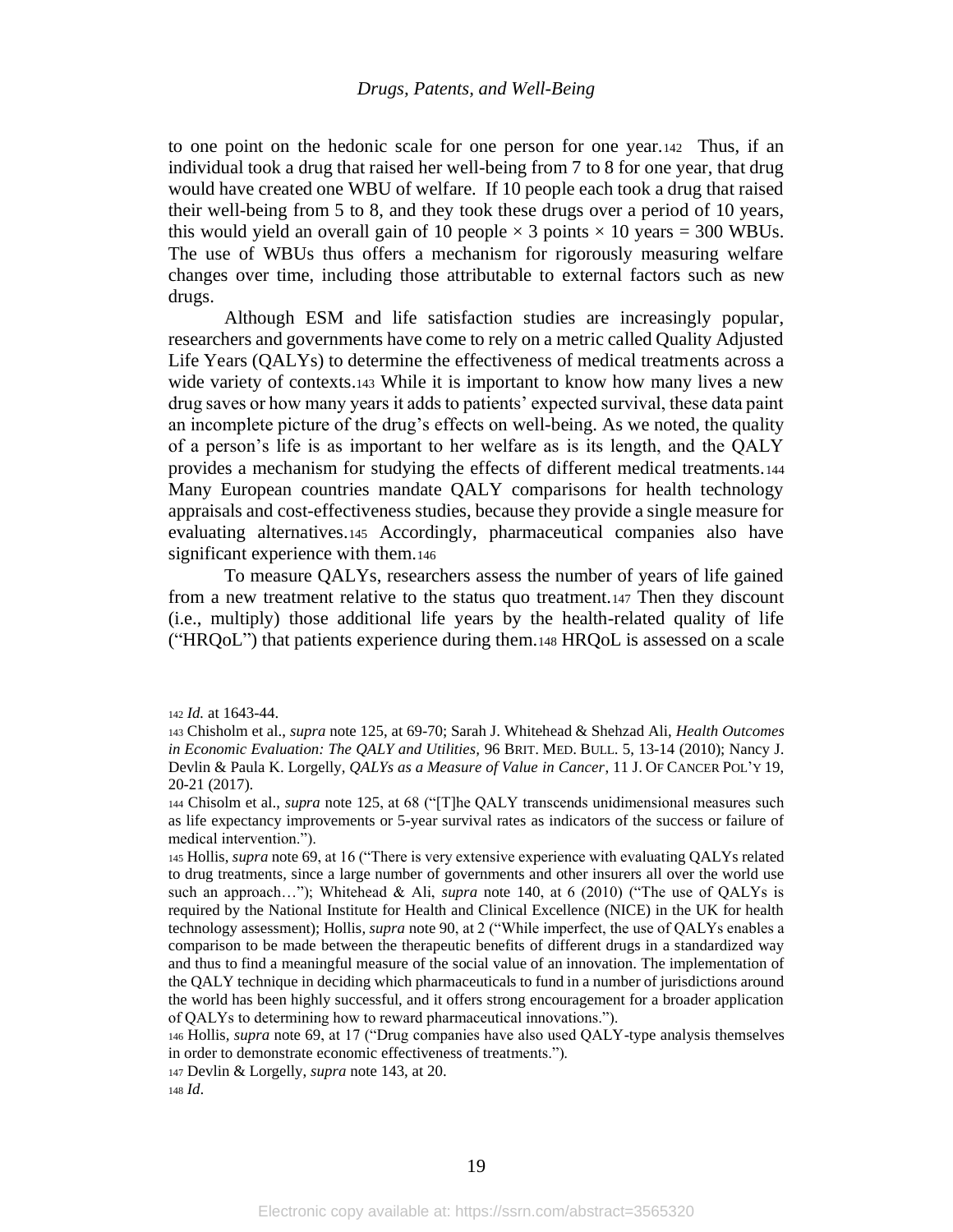to one point on the hedonic scale for one person for one year.[142] Thus, if an individual took a drug that raised her well-being from 7 to 8 for one year, that drug would have created one WBU of welfare. If 10 people each took a drug that raised their well-being from 5 to 8, and they took these drugs over a period of 10 years, this would yield an overall gain of 10 people × 3 points × 10 years = 300 WBUs. The use of WBUs thus offers a mechanism for rigorously measuring welfare changes over time, including those attributable to external factors such as new drugs.

Although ESM and life satisfaction studies are increasingly popular, researchers and governments have come to rely on a metric called Quality Adjusted Life Years (QALYs) to determine the effectiveness of medical treatments across a wide variety of contexts.[143] While it is important to know how many lives a new drug saves or how many years it adds to patients' expected survival, these data paint an incomplete picture of the drug's effects on well-being. As we noted, the quality of a person's life is as important to her welfare as is its length, and the QALY provides a mechanism for studying the effects of different medical treatments.[144] Many European countries mandate QALY comparisons for health technology appraisals and cost-effectiveness studies, because they provide a single measure for evaluating alternatives.[145] Accordingly, pharmaceutical companies also have significant experience with them.[146]

To measure QALYs, researchers assess the number of years of life gained from a new treatment relative to the status quo treatment.[147] Then they discount (i.e., multiply) those additional life years by the health-related quality of life ("HRQoL") that patients experience during them.[148] HRQoL is assessed on a scale

---

[142] *Id.* at 1643-44.

[143] Chisholm et al., *supra* note 125, at 69-70; Sarah J. Whitehead & Shehzad Ali, *Health Outcomes in Economic Evaluation: The QALY and Utilities,* 96 BRIT. MED. BULL. 5, 13-14 (2010); Nancy J. Devlin & Paula K. Lorgelly, *QALYs as a Measure of Value in Cancer*, 11 J. OF CANCER POL'Y 19, 20-21 (2017).

[144] Chisolm et al., *supra* note 125, at 68 ("[T]he QALY transcends unidimensional measures such as life expectancy improvements or 5-year survival rates as indicators of the success or failure of medical intervention.").

[145] Hollis, *supra* note 69, at 16 ("There is very extensive experience with evaluating QALYs related to drug treatments, since a large number of governments and other insurers all over the world use such an approach…"); Whitehead & Ali, *supra* note 140, at 6 (2010) ("The use of QALYs is required by the National Institute for Health and Clinical Excellence (NICE) in the UK for health technology assessment); Hollis*, supra* note 90, at 2 ("While imperfect, the use of QALYs enables a comparison to be made between the therapeutic benefits of different drugs in a standardized way and thus to find a meaningful measure of the social value of an innovation. The implementation of the QALY technique in deciding which pharmaceuticals to fund in a number of jurisdictions around the world has been highly successful, and it offers strong encouragement for a broader application of QALYs to determining how to reward pharmaceutical innovations.").

[146] Hollis, *supra* note 69, at 17 ("Drug companies have also used QALY-type analysis themselves in order to demonstrate economic effectiveness of treatments.").

[147] Devlin & Lorgelly, *supra* note 143, at 20.

[148] *Id*.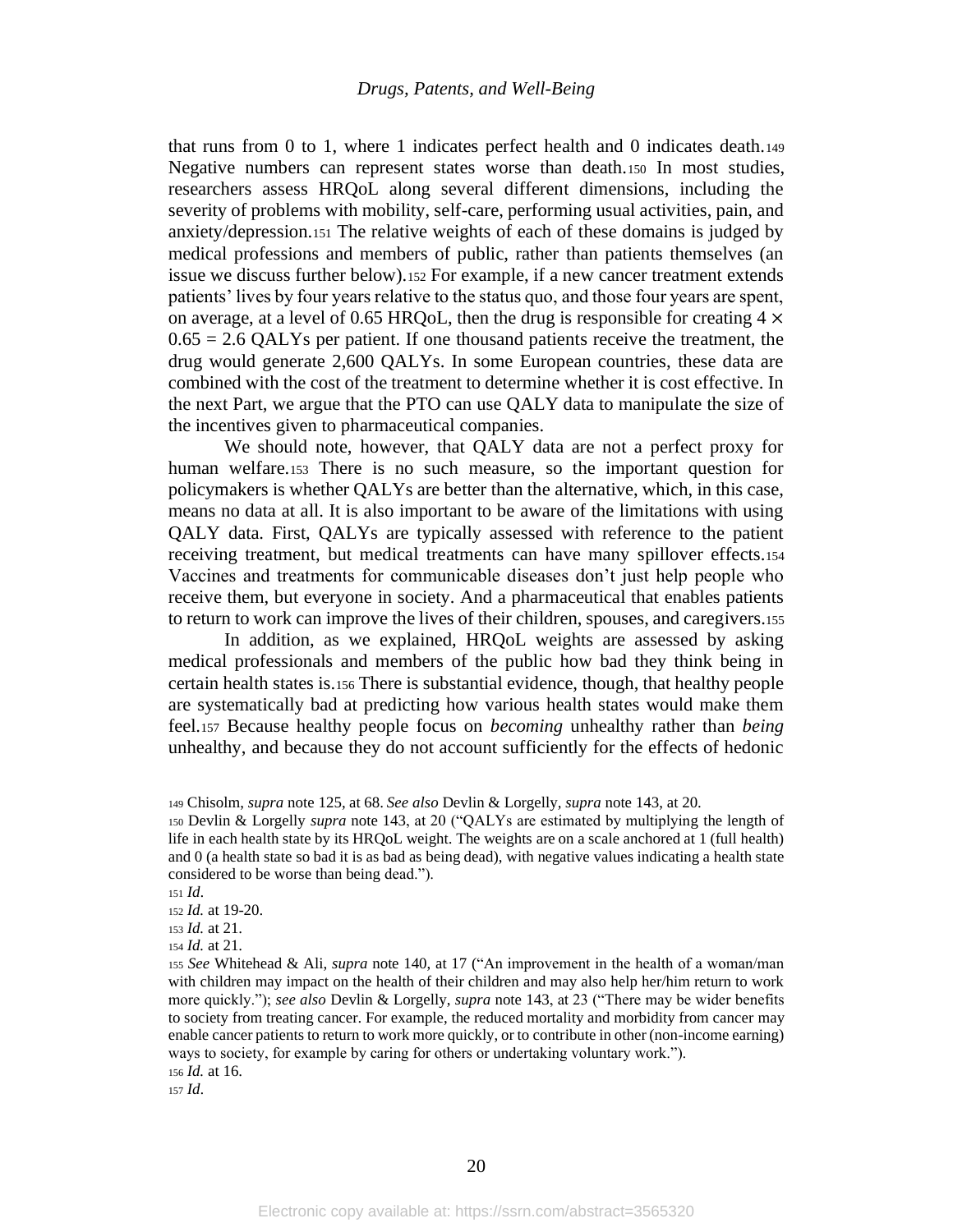that runs from 0 to 1, where 1 indicates perfect health and 0 indicates death.[149] Negative numbers can represent states worse than death.[150] In most studies, researchers assess HRQoL along several different dimensions, including the severity of problems with mobility, self-care, performing usual activities, pain, and anxiety/depression.[151] The relative weights of each of these domains is judged by medical professions and members of public, rather than patients themselves (an issue we discuss further below).[152] For example, if a new cancer treatment extends patients' lives by four years relative to the status quo, and those four years are spent, on average, at a level of 0.65 HRQoL, then the drug is responsible for creating $4 \times 0.65 = 2.6$ QALYs per patient. If one thousand patients receive the treatment, the drug would generate 2,600 QALYs. In some European countries, these data are combined with the cost of the treatment to determine whether it is cost effective. In the next Part, we argue that the PTO can use QALY data to manipulate the size of the incentives given to pharmaceutical companies.

We should note, however, that QALY data are not a perfect proxy for human welfare.[153] There is no such measure, so the important question for policymakers is whether QALYs are better than the alternative, which, in this case, means no data at all. It is also important to be aware of the limitations with using QALY data. First, QALYs are typically assessed with reference to the patient receiving treatment, but medical treatments can have many spillover effects.[154] Vaccines and treatments for communicable diseases don't just help people who receive them, but everyone in society. And a pharmaceutical that enables patients to return to work can improve the lives of their children, spouses, and caregivers.[155]

In addition, as we explained, HRQoL weights are assessed by asking medical professionals and members of the public how bad they think being in certain health states is.[156] There is substantial evidence, though, that healthy people are systematically bad at predicting how various health states would make them feel.[157] Because healthy people focus on *becoming* unhealthy rather than *being* unhealthy, and because they do not account sufficiently for the effects of hedonic

---

149 Chisolm, *supra* note 125, at 68. *See also* Devlin & Lorgelly, *supra* note 143, at 20.

150 Devlin & Lorgelly *supra* note 143, at 20 ("QALYs are estimated by multiplying the length of life in each health state by its HRQoL weight. The weights are on a scale anchored at 1 (full health) and 0 (a health state so bad it is as bad as being dead), with negative values indicating a health state considered to be worse than being dead.").

151 *Id*.

152 *Id.* at 19-20.

153 *Id.* at 21.

154 *Id.* at 21.

155 *See* Whitehead & Ali, *supra* note 140, at 17 ("An improvement in the health of a woman/man with children may impact on the health of their children and may also help her/him return to work more quickly."); *see also* Devlin & Lorgelly, *supra* note 143, at 23 ("There may be wider benefits to society from treating cancer. For example, the reduced mortality and morbidity from cancer may enable cancer patients to return to work more quickly, or to contribute in other (non-income earning) ways to society, for example by caring for others or undertaking voluntary work.").

156 *Id.* at 16.

157 *Id*.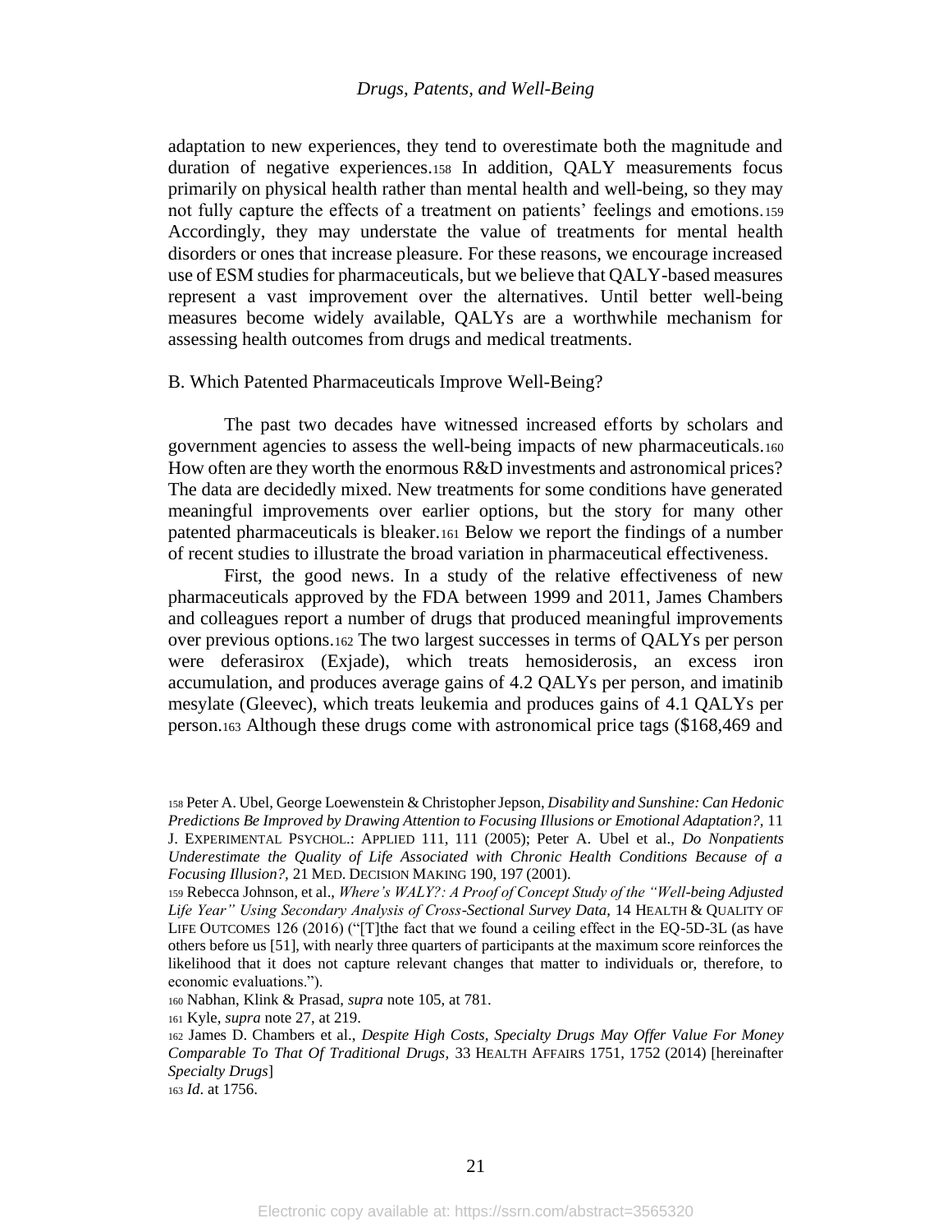adaptation to new experiences, they tend to overestimate both the magnitude and duration of negative experiences.[158] In addition, QALY measurements focus primarily on physical health rather than mental health and well-being, so they may not fully capture the effects of a treatment on patients' feelings and emotions.[159] Accordingly, they may understate the value of treatments for mental health disorders or ones that increase pleasure. For these reasons, we encourage increased use of ESM studies for pharmaceuticals, but we believe that QALY-based measures represent a vast improvement over the alternatives. Until better well-being measures become widely available, QALYs are a worthwhile mechanism for assessing health outcomes from drugs and medical treatments.

### B. Which Patented Pharmaceuticals Improve Well-Being?

The past two decades have witnessed increased efforts by scholars and government agencies to assess the well-being impacts of new pharmaceuticals.[160] How often are they worth the enormous R&D investments and astronomical prices? The data are decidedly mixed. New treatments for some conditions have generated meaningful improvements over earlier options, but the story for many other patented pharmaceuticals is bleaker.[161] Below we report the findings of a number of recent studies to illustrate the broad variation in pharmaceutical effectiveness.

First, the good news. In a study of the relative effectiveness of new pharmaceuticals approved by the FDA between 1999 and 2011, James Chambers and colleagues report a number of drugs that produced meaningful improvements over previous options.[162] The two largest successes in terms of QALYs per person were deferasirox (Exjade), which treats hemosiderosis, an excess iron accumulation, and produces average gains of 4.2 QALYs per person, and imatinib mesylate (Gleevec), which treats leukemia and produces gains of 4.1 QALYs per person.[163] Although these drugs come with astronomical price tags ($168,469 and

---

[158] Peter A. Ubel, George Loewenstein & Christopher Jepson, *Disability and Sunshine: Can Hedonic Predictions Be Improved by Drawing Attention to Focusing Illusions or Emotional Adaptation?*, 11 J. EXPERIMENTAL PSYCHOL.: APPLIED 111, 111 (2005); Peter A. Ubel et al., *Do Nonpatients Underestimate the Quality of Life Associated with Chronic Health Conditions Because of a Focusing Illusion?*, 21 MED. DECISION MAKING 190, 197 (2001).

[159] Rebecca Johnson, et al., *Where's WALY?: A Proof of Concept Study of the "Well-being Adjusted Life Year" Using Secondary Analysis of Cross-Sectional Survey Data*, 14 HEALTH & QUALITY OF LIFE OUTCOMES 126 (2016) ("[T]the fact that we found a ceiling effect in the EQ-5D-3L (as have others before us [51], with nearly three quarters of participants at the maximum score reinforces the likelihood that it does not capture relevant changes that matter to individuals or, therefore, to economic evaluations.").

[160] Nabhan, Klink & Prasad, *supra* note 105, at 781.

[161] Kyle, *supra* note 27, at 219.

[162] James D. Chambers et al., *Despite High Costs, Specialty Drugs May Offer Value For Money Comparable To That Of Traditional Drugs*, 33 HEALTH AFFAIRS 1751, 1752 (2014) [hereinafter *Specialty Drugs*]

[163] *Id*. at 1756.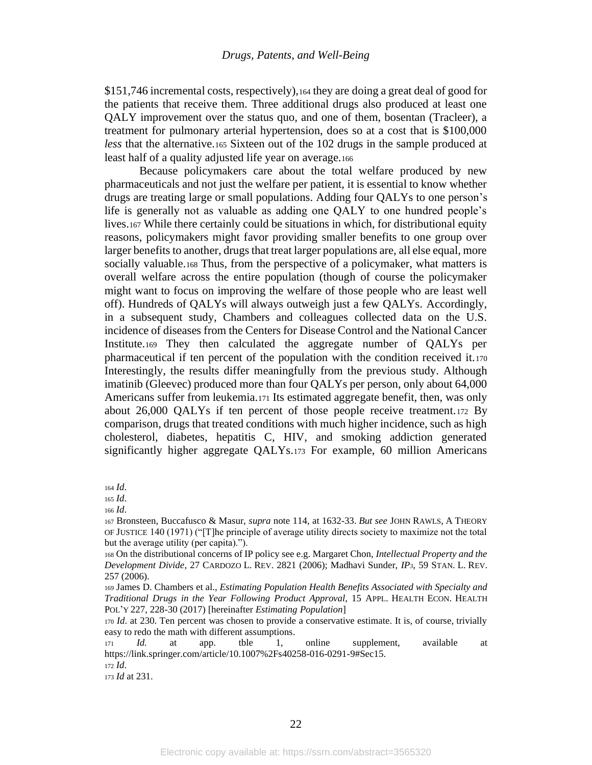$151,746 incremental costs, respectively),[164] they are doing a great deal of good for the patients that receive them. Three additional drugs also produced at least one QALY improvement over the status quo, and one of them, bosentan (Tracleer), a treatment for pulmonary arterial hypertension, does so at a cost that is $100,000 *less* that the alternative.[165] Sixteen out of the 102 drugs in the sample produced at least half of a quality adjusted life year on average.[166]

Because policymakers care about the total welfare produced by new pharmaceuticals and not just the welfare per patient, it is essential to know whether drugs are treating large or small populations. Adding four QALYs to one person's life is generally not as valuable as adding one QALY to one hundred people's lives.[167] While there certainly could be situations in which, for distributional equity reasons, policymakers might favor providing smaller benefits to one group over larger benefits to another, drugs that treat larger populations are, all else equal, more socially valuable.[168] Thus, from the perspective of a policymaker, what matters is overall welfare across the entire population (though of course the policymaker might want to focus on improving the welfare of those people who are least well off). Hundreds of QALYs will always outweigh just a few QALYs. Accordingly, in a subsequent study, Chambers and colleagues collected data on the U.S. incidence of diseases from the Centers for Disease Control and the National Cancer Institute.[169] They then calculated the aggregate number of QALYs per pharmaceutical if ten percent of the population with the condition received it.[170] Interestingly, the results differ meaningfully from the previous study. Although imatinib (Gleevec) produced more than four QALYs per person, only about 64,000 Americans suffer from leukemia.[171] Its estimated aggregate benefit, then, was only about 26,000 QALYs if ten percent of those people receive treatment.[172] By comparison, drugs that treated conditions with much higher incidence, such as high cholesterol, diabetes, hepatitis C, HIV, and smoking addiction generated significantly higher aggregate QALYs.[173] For example, 60 million Americans

---

[164] *Id*.

[165] *Id*.

[166] *Id*.

[167] Bronsteen, Buccafusco & Masur, *supra* note 114, at 1632-33. *But see* JOHN RAWLS, A THEORY OF JUSTICE 140 (1971) ("[T]he principle of average utility directs society to maximize not the total but the average utility (per capita).").

[168] On the distributional concerns of IP policy see e.g. Margaret Chon, *Intellectual Property and the Development Divide*, 27 CARDOZO L. REV. 2821 (2006); Madhavi Sunder, *IP3*, 59 STAN. L. REV. 257 (2006).

[169] James D. Chambers et al., *Estimating Population Health Benefits Associated with Specialty and Traditional Drugs in the Year Following Product Approval*, 15 APPL. HEALTH ECON. HEALTH POL'Y 227, 228-30 (2017) [hereinafter *Estimating Population*]

[170] *Id*. at 230. Ten percent was chosen to provide a conservative estimate. It is, of course, trivially easy to redo the math with different assumptions.

[171] *Id.* at app. tble 1, online supplement, available at https://link.springer.com/article/10.1007%2Fs40258-016-0291-9#Sec15.

[172] *Id*.

[173] *Id* at 231.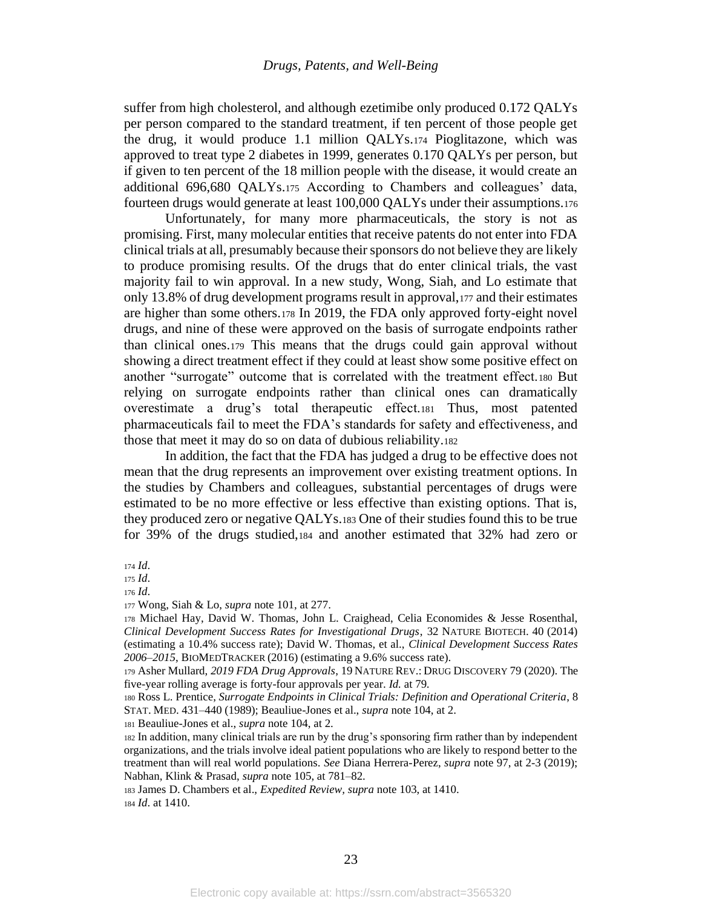suffer from high cholesterol, and although ezetimibe only produced 0.172 QALYs per person compared to the standard treatment, if ten percent of those people get the drug, it would produce 1.1 million QALYs.[174] Pioglitazone, which was approved to treat type 2 diabetes in 1999, generates 0.170 QALYs per person, but if given to ten percent of the 18 million people with the disease, it would create an additional 696,680 QALYs.[175] According to Chambers and colleagues' data, fourteen drugs would generate at least 100,000 QALYs under their assumptions.[176]

Unfortunately, for many more pharmaceuticals, the story is not as promising. First, many molecular entities that receive patents do not enter into FDA clinical trials at all, presumably because their sponsors do not believe they are likely to produce promising results. Of the drugs that do enter clinical trials, the vast majority fail to win approval. In a new study, Wong, Siah, and Lo estimate that only 13.8% of drug development programs result in approval,[177] and their estimates are higher than some others.[178] In 2019, the FDA only approved forty-eight novel drugs, and nine of these were approved on the basis of surrogate endpoints rather than clinical ones.[179] This means that the drugs could gain approval without showing a direct treatment effect if they could at least show some positive effect on another "surrogate" outcome that is correlated with the treatment effect.[180] But relying on surrogate endpoints rather than clinical ones can dramatically overestimate a drug's total therapeutic effect.[181] Thus, most patented pharmaceuticals fail to meet the FDA's standards for safety and effectiveness, and those that meet it may do so on data of dubious reliability.[182]

In addition, the fact that the FDA has judged a drug to be effective does not mean that the drug represents an improvement over existing treatment options. In the studies by Chambers and colleagues, substantial percentages of drugs were estimated to be no more effective or less effective than existing options. That is, they produced zero or negative QALYs.[183] One of their studies found this to be true for 39% of the drugs studied,[184] and another estimated that 32% had zero or

---

[174] *Id*.

[175] *Id*.

[176] *Id*.

[177] Wong, Siah & Lo, *supra* note 101, at 277.

[178] Michael Hay, David W. Thomas, John L. Craighead, Celia Economides & Jesse Rosenthal, *Clinical Development Success Rates for Investigational Drugs*, 32 NATURE BIOTECH. 40 (2014) (estimating a 10.4% success rate); David W. Thomas, et al., *Clinical Development Success Rates 2006–2015*, BIOMEDTRACKER (2016) (estimating a 9.6% success rate).

[179] Asher Mullard, *2019 FDA Drug Approvals*, 19 NATURE REV.: DRUG DISCOVERY 79 (2020). The five-year rolling average is forty-four approvals per year. *Id.* at 79.

[180] Ross L. Prentice, *Surrogate Endpoints in Clinical Trials: Definition and Operational Criteria*, 8 STAT. MED. 431–440 (1989); Beauliue-Jones et al., *supra* note 104, at 2.

[181] Beauliue-Jones et al., *supra* note 104, at 2.

[182] In addition, many clinical trials are run by the drug's sponsoring firm rather than by independent organizations, and the trials involve ideal patient populations who are likely to respond better to the treatment than will real world populations. *See* Diana Herrera-Perez, *supra* note 97, at 2-3 (2019); Nabhan, Klink & Prasad, *supra* note 105, at 781–82.

[183] James D. Chambers et al., *Expedited Review*, *supra* note 103, at 1410.

[184] *Id*. at 1410.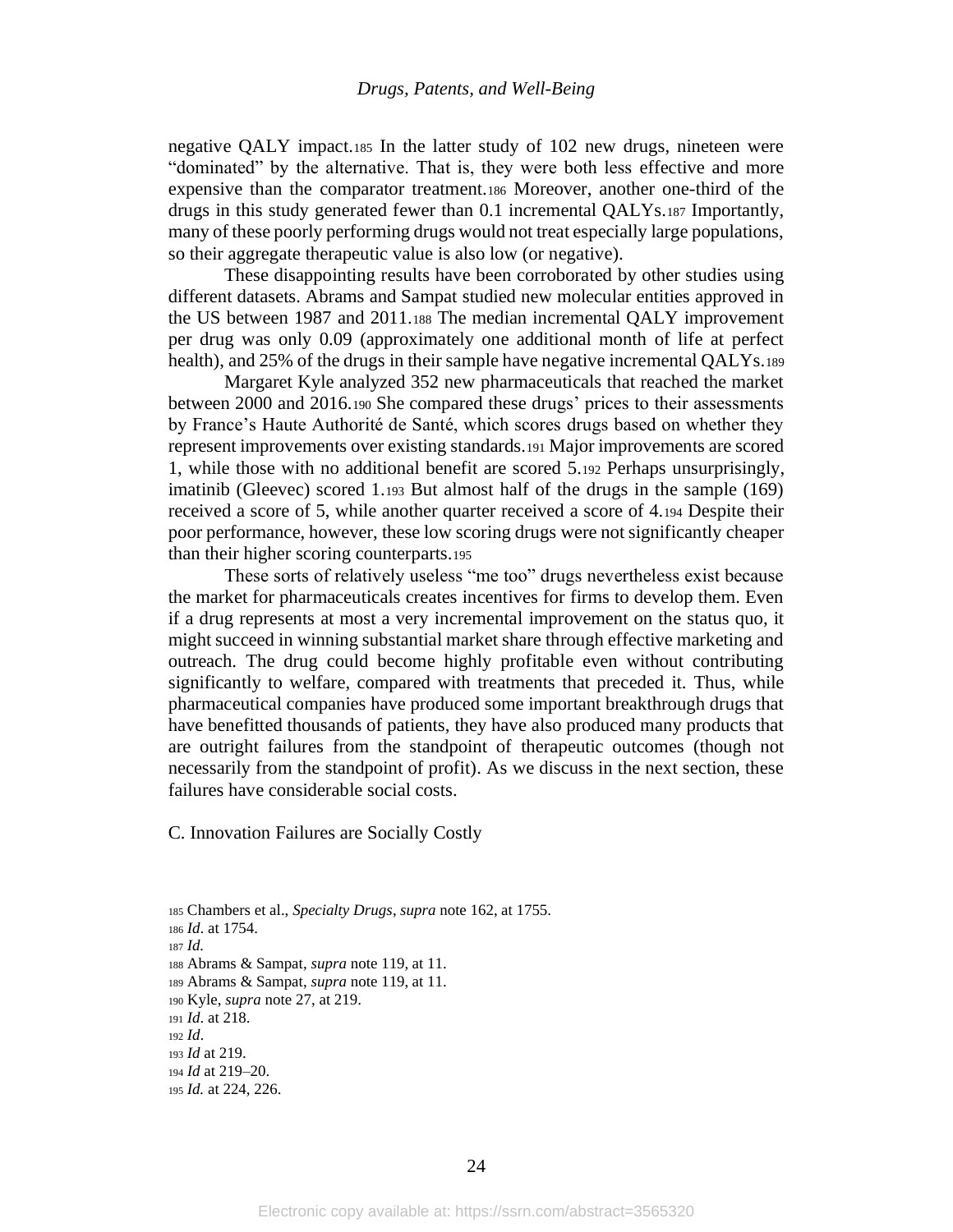negative QALY impact.[185] In the latter study of 102 new drugs, nineteen were "dominated" by the alternative. That is, they were both less effective and more expensive than the comparator treatment.[186] Moreover, another one-third of the drugs in this study generated fewer than 0.1 incremental QALYs.[187] Importantly, many of these poorly performing drugs would not treat especially large populations, so their aggregate therapeutic value is also low (or negative).

These disappointing results have been corroborated by other studies using different datasets. Abrams and Sampat studied new molecular entities approved in the US between 1987 and 2011.[188] The median incremental QALY improvement per drug was only 0.09 (approximately one additional month of life at perfect health), and 25% of the drugs in their sample have negative incremental QALYs.[189]

Margaret Kyle analyzed 352 new pharmaceuticals that reached the market between 2000 and 2016.[190] She compared these drugs' prices to their assessments by France's Haute Authorité de Santé, which scores drugs based on whether they represent improvements over existing standards.[191] Major improvements are scored 1, while those with no additional benefit are scored 5.[192] Perhaps unsurprisingly, imatinib (Gleevec) scored 1.[193] But almost half of the drugs in the sample (169) received a score of 5, while another quarter received a score of 4.[194] Despite their poor performance, however, these low scoring drugs were not significantly cheaper than their higher scoring counterparts.[195]

These sorts of relatively useless "me too" drugs nevertheless exist because the market for pharmaceuticals creates incentives for firms to develop them. Even if a drug represents at most a very incremental improvement on the status quo, it might succeed in winning substantial market share through effective marketing and outreach. The drug could become highly profitable even without contributing significantly to welfare, compared with treatments that preceded it. Thus, while pharmaceutical companies have produced some important breakthrough drugs that have benefitted thousands of patients, they have also produced many products that are outright failures from the standpoint of therapeutic outcomes (though not necessarily from the standpoint of profit). As we discuss in the next section, these failures have considerable social costs.

## C. Innovation Failures are Socially Costly

[185] Chambers et al., *Specialty Drugs*, *supra* note 162, at 1755.
[186] *Id*. at 1754.
[187] *Id.*
[188] Abrams & Sampat, *supra* note 119, at 11.
[189] Abrams & Sampat, *supra* note 119, at 11.
[190] Kyle, *supra* note 27, at 219.
[191] *Id*. at 218.
[192] *Id*.
[193] *Id* at 219.
[194] *Id* at 219–20.
[195] *Id.* at 224, 226.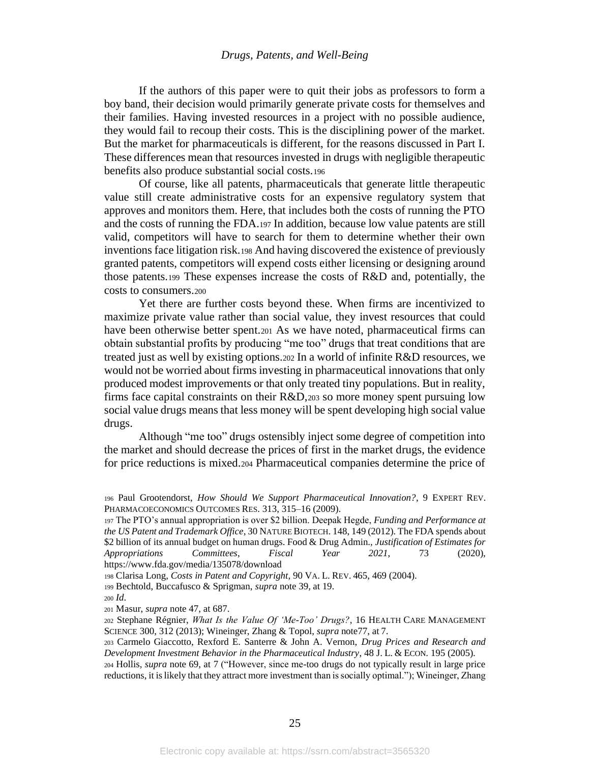If the authors of this paper were to quit their jobs as professors to form a boy band, their decision would primarily generate private costs for themselves and their families. Having invested resources in a project with no possible audience, they would fail to recoup their costs. This is the disciplining power of the market. But the market for pharmaceuticals is different, for the reasons discussed in Part I. These differences mean that resources invested in drugs with negligible therapeutic benefits also produce substantial social costs.[196]

Of course, like all patents, pharmaceuticals that generate little therapeutic value still create administrative costs for an expensive regulatory system that approves and monitors them. Here, that includes both the costs of running the PTO and the costs of running the FDA.[197] In addition, because low value patents are still valid, competitors will have to search for them to determine whether their own inventions face litigation risk.[198] And having discovered the existence of previously granted patents, competitors will expend costs either licensing or designing around those patents.[199] These expenses increase the costs of R&D and, potentially, the costs to consumers.[200]

Yet there are further costs beyond these. When firms are incentivized to maximize private value rather than social value, they invest resources that could have been otherwise better spent.[201] As we have noted, pharmaceutical firms can obtain substantial profits by producing "me too" drugs that treat conditions that are treated just as well by existing options.[202] In a world of infinite R&D resources, we would not be worried about firms investing in pharmaceutical innovations that only produced modest improvements or that only treated tiny populations. But in reality, firms face capital constraints on their R&D,[203] so more money spent pursuing low social value drugs means that less money will be spent developing high social value drugs.

Although "me too" drugs ostensibly inject some degree of competition into the market and should decrease the prices of first in the market drugs, the evidence for price reductions is mixed.[204] Pharmaceutical companies determine the price of

---

[196] Paul Grootendorst, *How Should We Support Pharmaceutical Innovation?*, 9 EXPERT REV. PHARMACOECONOMICS OUTCOMES RES. 313, 315–16 (2009).

[197] The PTO's annual appropriation is over $2 billion. Deepak Hegde, *Funding and Performance at the US Patent and Trademark Office*, 30 NATURE BIOTECH. 148, 149 (2012). The FDA spends about $2 billion of its annual budget on human drugs. Food & Drug Admin., *Justification of Estimates for Appropriations Committees, Fiscal Year 2021*, 73 (2020), https://www.fda.gov/media/135078/download

[198] Clarisa Long, *Costs in Patent and Copyright*, 90 VA. L. REV. 465, 469 (2004).

[199] Bechtold, Buccafusco & Sprigman, *supra* note 39, at 19.

[200] *Id*.

[201] Masur, *supra* note 47, at 687.

[202] Stephane Régnier, *What Is the Value Of 'Me-Too' Drugs?*, 16 HEALTH CARE MANAGEMENT SCIENCE 300, 312 (2013); Wineinger, Zhang & Topol, *supra* note77, at 7.

[203] Carmelo Giaccotto, Rexford E. Santerre & John A. Vernon, *Drug Prices and Research and Development Investment Behavior in the Pharmaceutical Industry*, 48 J. L. & ECON. 195 (2005).

[204] Hollis, *supra* note 69, at 7 ("However, since me-too drugs do not typically result in large price reductions, it is likely that they attract more investment than is socially optimal."); Wineinger, Zhang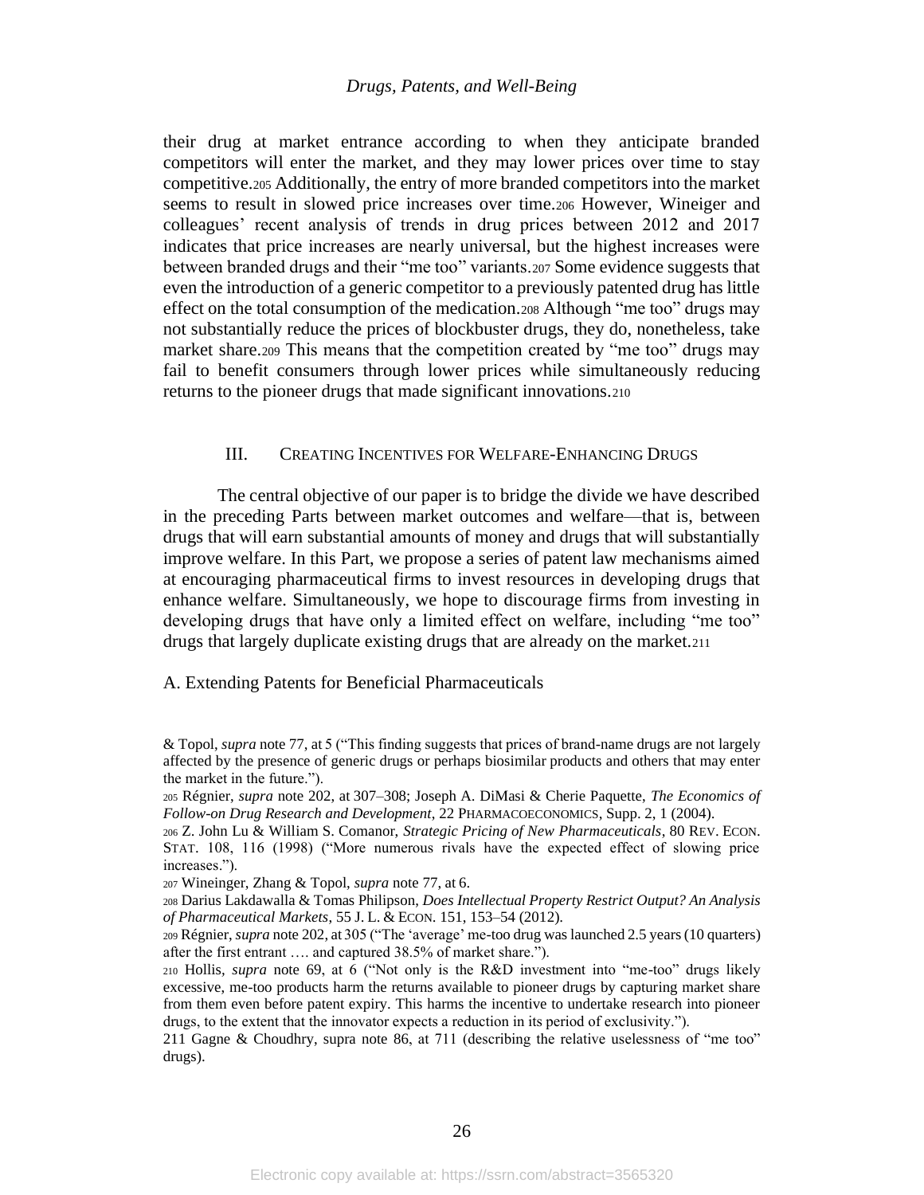their drug at market entrance according to when they anticipate branded competitors will enter the market, and they may lower prices over time to stay competitive.[205] Additionally, the entry of more branded competitors into the market seems to result in slowed price increases over time.[206] However, Wineiger and colleagues' recent analysis of trends in drug prices between 2012 and 2017 indicates that price increases are nearly universal, but the highest increases were between branded drugs and their "me too" variants.[207] Some evidence suggests that even the introduction of a generic competitor to a previously patented drug has little effect on the total consumption of the medication.[208] Although "me too" drugs may not substantially reduce the prices of blockbuster drugs, they do, nonetheless, take market share.[209] This means that the competition created by "me too" drugs may fail to benefit consumers through lower prices while simultaneously reducing returns to the pioneer drugs that made significant innovations.[210]

## III. Creating Incentives for Welfare-Enhancing Drugs

The central objective of our paper is to bridge the divide we have described in the preceding Parts between market outcomes and welfare—that is, between drugs that will earn substantial amounts of money and drugs that will substantially improve welfare. In this Part, we propose a series of patent law mechanisms aimed at encouraging pharmaceutical firms to invest resources in developing drugs that enhance welfare. Simultaneously, we hope to discourage firms from investing in developing drugs that have only a limited effect on welfare, including "me too" drugs that largely duplicate existing drugs that are already on the market.[211]

### A. Extending Patents for Beneficial Pharmaceuticals

& Topol, *supra* note 77, at 5 ("This finding suggests that prices of brand-name drugs are not largely affected by the presence of generic drugs or perhaps biosimilar products and others that may enter the market in the future.").

[205] Régnier, *supra* note 202, at 307–308; Joseph A. DiMasi & Cherie Paquette, *The Economics of Follow-on Drug Research and Development*, 22 Pharmacoeconomics, Supp. 2, 1 (2004).

[206] Z. John Lu & William S. Comanor, *Strategic Pricing of New Pharmaceuticals*, 80 Rev. Econ. Stat. 108, 116 (1998) ("More numerous rivals have the expected effect of slowing price increases.").

[207] Wineinger, Zhang & Topol, *supra* note 77, at 6.

[208] Darius Lakdawalla & Tomas Philipson, *Does Intellectual Property Restrict Output? An Analysis of Pharmaceutical Markets*, 55 J. L. & Econ. 151, 153–54 (2012).

[209] Régnier, *supra* note 202, at 305 ("The 'average' me-too drug was launched 2.5 years (10 quarters) after the first entrant …. and captured 38.5% of market share.").

[210] Hollis, *supra* note 69, at 6 ("Not only is the R&D investment into "me-too" drugs likely excessive, me-too products harm the returns available to pioneer drugs by capturing market share from them even before patent expiry. This harms the incentive to undertake research into pioneer drugs, to the extent that the innovator expects a reduction in its period of exclusivity.").

[211] Gagne & Choudhry, supra note 86, at 711 (describing the relative uselessness of "me too" drugs).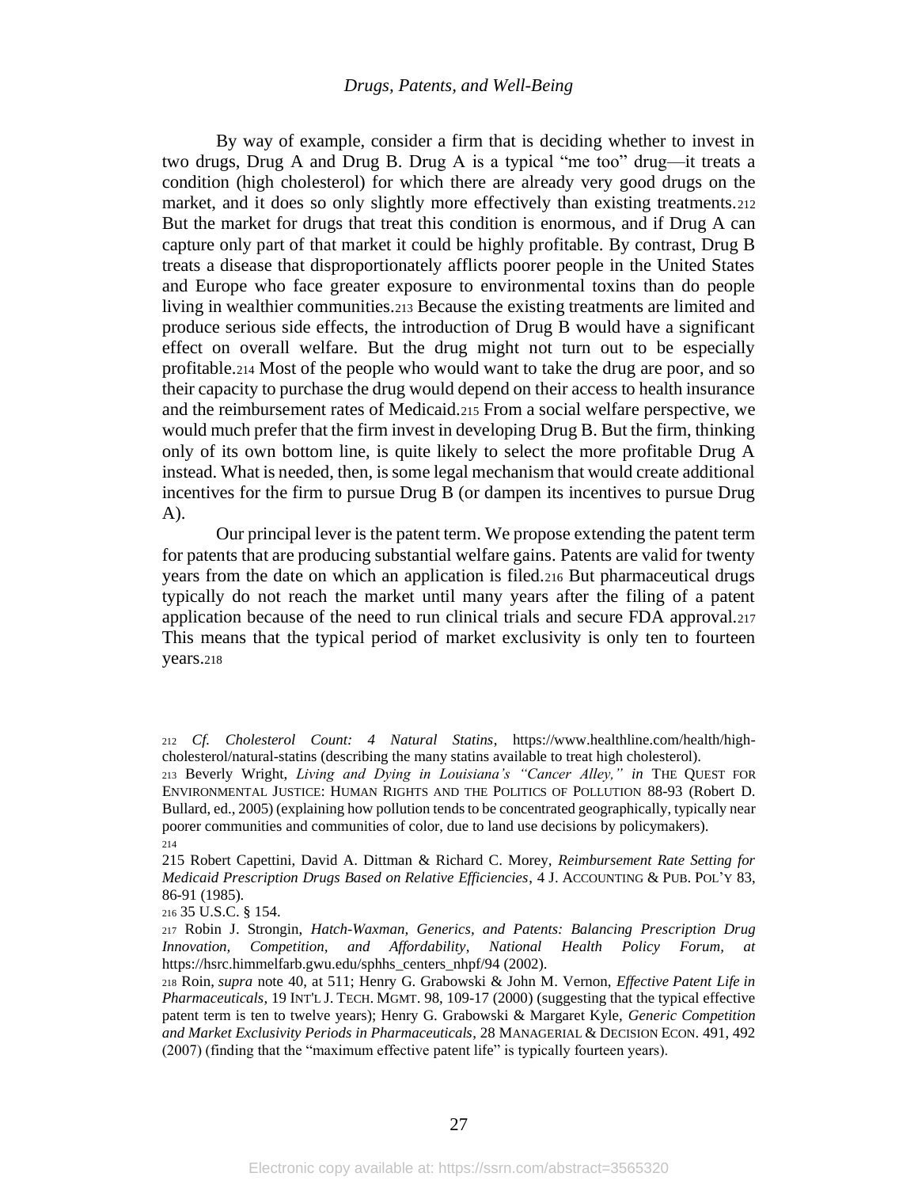By way of example, consider a firm that is deciding whether to invest in two drugs, Drug A and Drug B. Drug A is a typical "me too" drug—it treats a condition (high cholesterol) for which there are already very good drugs on the market, and it does so only slightly more effectively than existing treatments.[212] But the market for drugs that treat this condition is enormous, and if Drug A can capture only part of that market it could be highly profitable. By contrast, Drug B treats a disease that disproportionately afflicts poorer people in the United States and Europe who face greater exposure to environmental toxins than do people living in wealthier communities.[213] Because the existing treatments are limited and produce serious side effects, the introduction of Drug B would have a significant effect on overall welfare. But the drug might not turn out to be especially profitable.[214] Most of the people who would want to take the drug are poor, and so their capacity to purchase the drug would depend on their access to health insurance and the reimbursement rates of Medicaid.[215] From a social welfare perspective, we would much prefer that the firm invest in developing Drug B. But the firm, thinking only of its own bottom line, is quite likely to select the more profitable Drug A instead. What is needed, then, is some legal mechanism that would create additional incentives for the firm to pursue Drug B (or dampen its incentives to pursue Drug A).

Our principal lever is the patent term. We propose extending the patent term for patents that are producing substantial welfare gains. Patents are valid for twenty years from the date on which an application is filed.[216] But pharmaceutical drugs typically do not reach the market until many years after the filing of a patent application because of the need to run clinical trials and secure FDA approval.[217] This means that the typical period of market exclusivity is only ten to fourteen years.[218]

---

[212] *Cf. Cholesterol Count: 4 Natural Statins*, https://www.healthline.com/health/high-cholesterol/natural-statins (describing the many statins available to treat high cholesterol).

[213] Beverly Wright, *Living and Dying in Louisiana's "Cancer Alley," in* THE QUEST FOR ENVIRONMENTAL JUSTICE: HUMAN RIGHTS AND THE POLITICS OF POLLUTION 88-93 (Robert D. Bullard, ed., 2005) (explaining how pollution tends to be concentrated geographically, typically near poorer communities and communities of color, due to land use decisions by policymakers).

[214]

[215] Robert Capettini, David A. Dittman & Richard C. Morey, *Reimbursement Rate Setting for Medicaid Prescription Drugs Based on Relative Efficiencies*, 4 J. ACCOUNTING & PUB. POL'Y 83, 86-91 (1985).

[216] 35 U.S.C. § 154.

[217] Robin J. Strongin, *Hatch-Waxman, Generics, and Patents: Balancing Prescription Drug Innovation, Competition, and Affordability*, *National Health Policy Forum*, *at* https://hsrc.himmelfarb.gwu.edu/sphhs_centers_nhpf/94 (2002).

[218] Roin, *supra* note 40, at 511; Henry G. Grabowski & John M. Vernon, *Effective Patent Life in Pharmaceuticals*, 19 INT'L J. TECH. MGMT. 98, 109-17 (2000) (suggesting that the typical effective patent term is ten to twelve years); Henry G. Grabowski & Margaret Kyle, *Generic Competition and Market Exclusivity Periods in Pharmaceuticals*, 28 MANAGERIAL & DECISION ECON. 491, 492 (2007) (finding that the "maximum effective patent life" is typically fourteen years).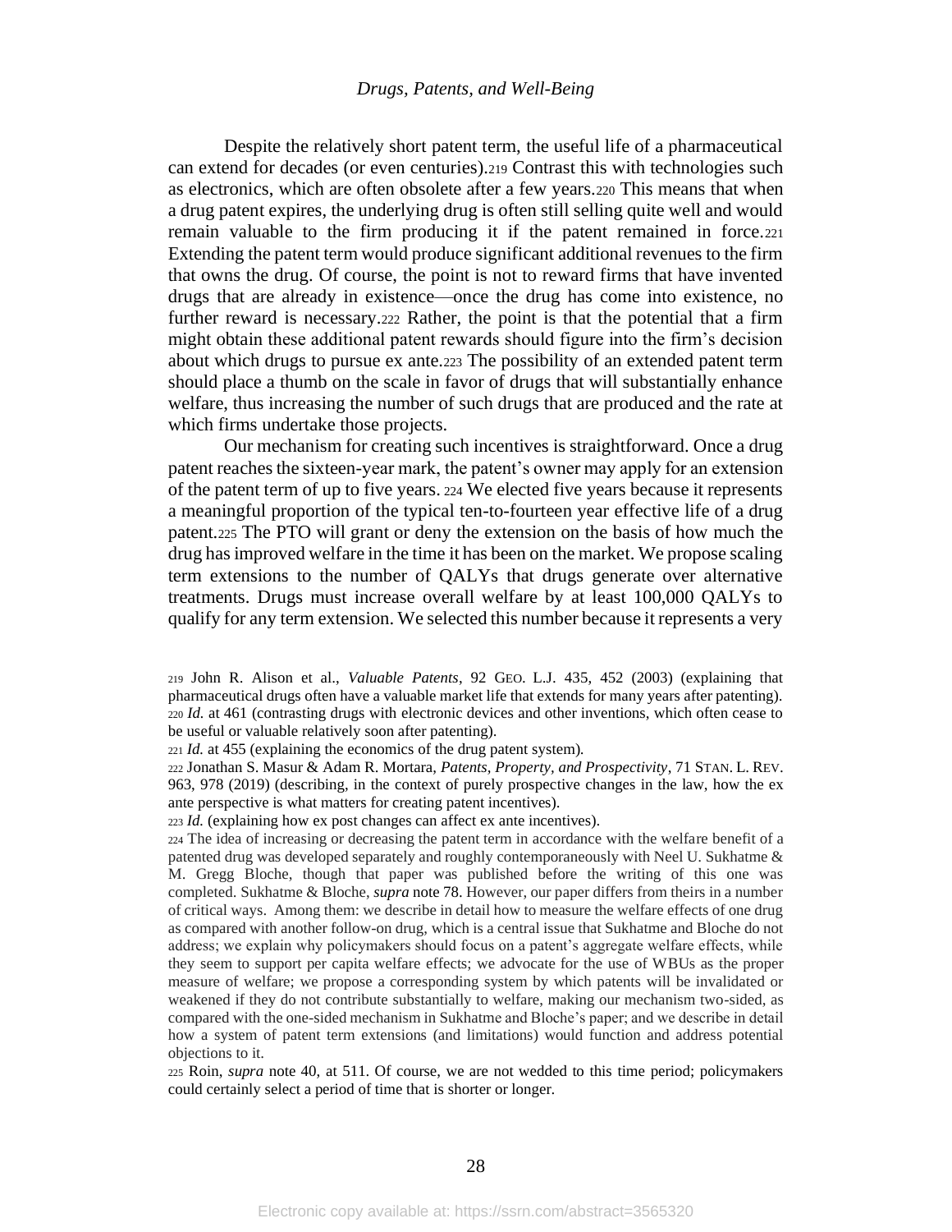Despite the relatively short patent term, the useful life of a pharmaceutical can extend for decades (or even centuries).[219] Contrast this with technologies such as electronics, which are often obsolete after a few years.[220] This means that when a drug patent expires, the underlying drug is often still selling quite well and would remain valuable to the firm producing it if the patent remained in force.[221] Extending the patent term would produce significant additional revenues to the firm that owns the drug. Of course, the point is not to reward firms that have invented drugs that are already in existence—once the drug has come into existence, no further reward is necessary.[222] Rather, the point is that the potential that a firm might obtain these additional patent rewards should figure into the firm's decision about which drugs to pursue ex ante.[223] The possibility of an extended patent term should place a thumb on the scale in favor of drugs that will substantially enhance welfare, thus increasing the number of such drugs that are produced and the rate at which firms undertake those projects.

Our mechanism for creating such incentives is straightforward. Once a drug patent reaches the sixteen-year mark, the patent's owner may apply for an extension of the patent term of up to five years. [224] We elected five years because it represents a meaningful proportion of the typical ten-to-fourteen year effective life of a drug patent.[225] The PTO will grant or deny the extension on the basis of how much the drug has improved welfare in the time it has been on the market. We propose scaling term extensions to the number of QALYs that drugs generate over alternative treatments. Drugs must increase overall welfare by at least 100,000 QALYs to qualify for any term extension. We selected this number because it represents a very

---

[219] John R. Alison et al., *Valuable Patents*, 92 GEO. L.J. 435, 452 (2003) (explaining that pharmaceutical drugs often have a valuable market life that extends for many years after patenting).
[220] *Id.* at 461 (contrasting drugs with electronic devices and other inventions, which often cease to be useful or valuable relatively soon after patenting).
[221] *Id.* at 455 (explaining the economics of the drug patent system).
[222] Jonathan S. Masur & Adam R. Mortara, *Patents, Property, and Prospectivity*, 71 STAN. L. REV. 963, 978 (2019) (describing, in the context of purely prospective changes in the law, how the ex ante perspective is what matters for creating patent incentives).
[223] *Id.* (explaining how ex post changes can affect ex ante incentives).
[224] The idea of increasing or decreasing the patent term in accordance with the welfare benefit of a patented drug was developed separately and roughly contemporaneously with Neel U. Sukhatme & M. Gregg Bloche, though that paper was published before the writing of this one was completed. Sukhatme & Bloche, *supra* note 78. However, our paper differs from theirs in a number of critical ways. Among them: we describe in detail how to measure the welfare effects of one drug as compared with another follow-on drug, which is a central issue that Sukhatme and Bloche do not address; we explain why policymakers should focus on a patent's aggregate welfare effects, while they seem to support per capita welfare effects; we advocate for the use of WBUs as the proper measure of welfare; we propose a corresponding system by which patents will be invalidated or weakened if they do not contribute substantially to welfare, making our mechanism two-sided, as compared with the one-sided mechanism in Sukhatme and Bloche's paper; and we describe in detail how a system of patent term extensions (and limitations) would function and address potential objections to it.
[225] Roin, *supra* note 40, at 511. Of course, we are not wedded to this time period; policymakers could certainly select a period of time that is shorter or longer.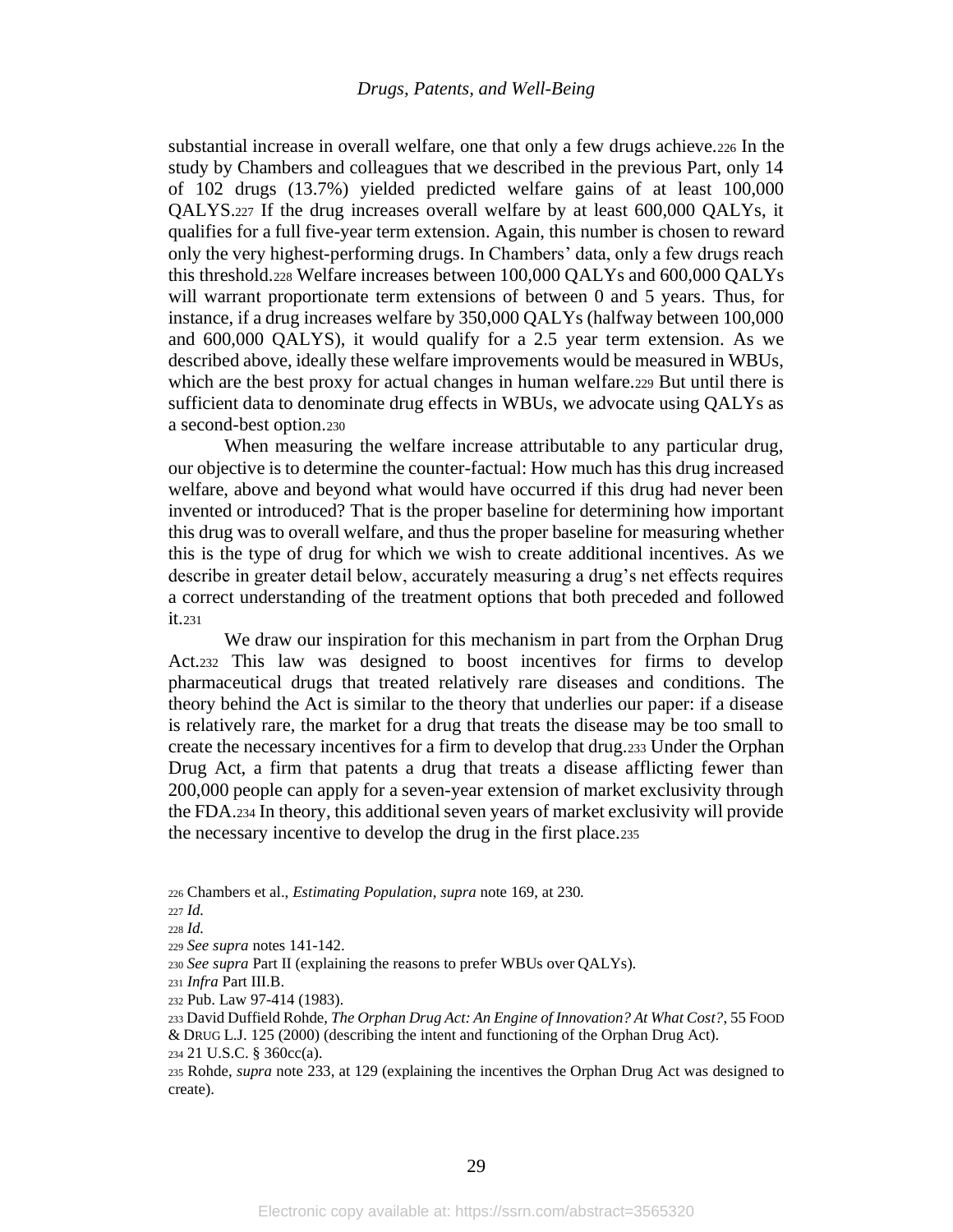substantial increase in overall welfare, one that only a few drugs achieve.[226] In the study by Chambers and colleagues that we described in the previous Part, only 14 of 102 drugs (13.7%) yielded predicted welfare gains of at least 100,000 QALYS.[227] If the drug increases overall welfare by at least 600,000 QALYs, it qualifies for a full five-year term extension. Again, this number is chosen to reward only the very highest-performing drugs. In Chambers' data, only a few drugs reach this threshold.[228] Welfare increases between 100,000 QALYs and 600,000 QALYs will warrant proportionate term extensions of between 0 and 5 years. Thus, for instance, if a drug increases welfare by 350,000 QALYs (halfway between 100,000 and 600,000 QALYS), it would qualify for a 2.5 year term extension. As we described above, ideally these welfare improvements would be measured in WBUs, which are the best proxy for actual changes in human welfare.[229] But until there is sufficient data to denominate drug effects in WBUs, we advocate using QALYs as a second-best option.[230]

When measuring the welfare increase attributable to any particular drug, our objective is to determine the counter-factual: How much has this drug increased welfare, above and beyond what would have occurred if this drug had never been invented or introduced? That is the proper baseline for determining how important this drug was to overall welfare, and thus the proper baseline for measuring whether this is the type of drug for which we wish to create additional incentives. As we describe in greater detail below, accurately measuring a drug's net effects requires a correct understanding of the treatment options that both preceded and followed it.[231]

We draw our inspiration for this mechanism in part from the Orphan Drug Act.[232] This law was designed to boost incentives for firms to develop pharmaceutical drugs that treated relatively rare diseases and conditions. The theory behind the Act is similar to the theory that underlies our paper: if a disease is relatively rare, the market for a drug that treats the disease may be too small to create the necessary incentives for a firm to develop that drug.[233] Under the Orphan Drug Act, a firm that patents a drug that treats a disease afflicting fewer than 200,000 people can apply for a seven-year extension of market exclusivity through the FDA.[234] In theory, this additional seven years of market exclusivity will provide the necessary incentive to develop the drug in the first place.[235]

[226] Chambers et al., *Estimating Population*, *supra* note 169, at 230.

[227] *Id.*

[228] *Id.*

[229] *See supra* notes 141-142.

[230] *See supra* Part II (explaining the reasons to prefer WBUs over QALYs).

[231] *Infra* Part III.B.

[232] Pub. Law 97-414 (1983).

[233] David Duffield Rohde, *The Orphan Drug Act: An Engine of Innovation? At What Cost?*, 55 FOOD & DRUG L.J. 125 (2000) (describing the intent and functioning of the Orphan Drug Act).

[234] 21 U.S.C. § 360cc(a).

[235] Rohde, *supra* note 233, at 129 (explaining the incentives the Orphan Drug Act was designed to create).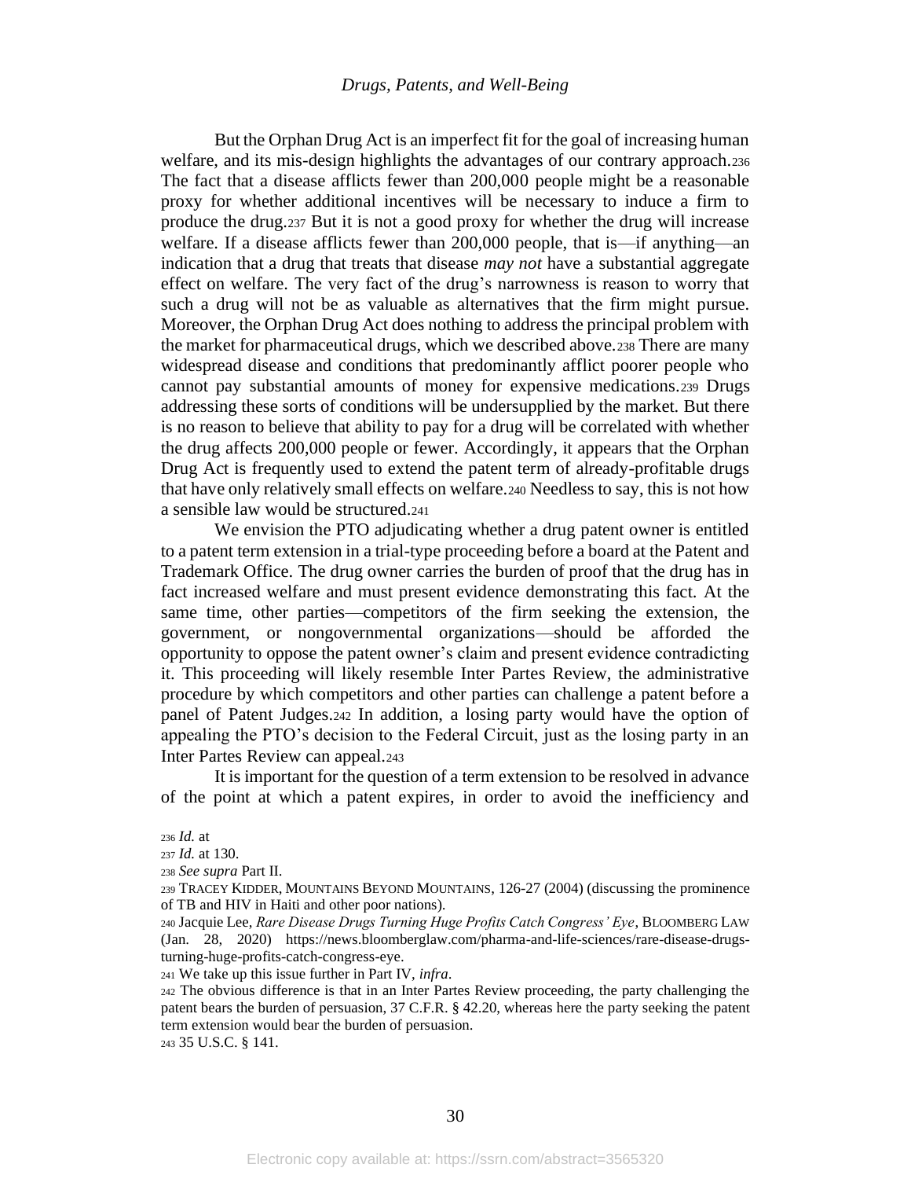But the Orphan Drug Act is an imperfect fit for the goal of increasing human welfare, and its mis-design highlights the advantages of our contrary approach.[236] The fact that a disease afflicts fewer than 200,000 people might be a reasonable proxy for whether additional incentives will be necessary to induce a firm to produce the drug.[237] But it is not a good proxy for whether the drug will increase welfare. If a disease afflicts fewer than 200,000 people, that is—if anything—an indication that a drug that treats that disease *may not* have a substantial aggregate effect on welfare. The very fact of the drug's narrowness is reason to worry that such a drug will not be as valuable as alternatives that the firm might pursue. Moreover, the Orphan Drug Act does nothing to address the principal problem with the market for pharmaceutical drugs, which we described above.[238] There are many widespread disease and conditions that predominantly afflict poorer people who cannot pay substantial amounts of money for expensive medications.[239] Drugs addressing these sorts of conditions will be undersupplied by the market. But there is no reason to believe that ability to pay for a drug will be correlated with whether the drug affects 200,000 people or fewer. Accordingly, it appears that the Orphan Drug Act is frequently used to extend the patent term of already-profitable drugs that have only relatively small effects on welfare.[240] Needless to say, this is not how a sensible law would be structured.[241]

We envision the PTO adjudicating whether a drug patent owner is entitled to a patent term extension in a trial-type proceeding before a board at the Patent and Trademark Office. The drug owner carries the burden of proof that the drug has in fact increased welfare and must present evidence demonstrating this fact. At the same time, other parties—competitors of the firm seeking the extension, the government, or nongovernmental organizations—should be afforded the opportunity to oppose the patent owner's claim and present evidence contradicting it. This proceeding will likely resemble Inter Partes Review, the administrative procedure by which competitors and other parties can challenge a patent before a panel of Patent Judges.[242] In addition, a losing party would have the option of appealing the PTO's decision to the Federal Circuit, just as the losing party in an Inter Partes Review can appeal.[243]

It is important for the question of a term extension to be resolved in advance of the point at which a patent expires, in order to avoid the inefficiency and

[236] *Id.* at

[237] *Id.* at 130.

[238] *See supra* Part II.

[239] TRACEY KIDDER, MOUNTAINS BEYOND MOUNTAINS, 126-27 (2004) (discussing the prominence of TB and HIV in Haiti and other poor nations).

[240] Jacquie Lee, *Rare Disease Drugs Turning Huge Profits Catch Congress' Eye*, BLOOMBERG LAW (Jan. 28, 2020) https://news.bloomberglaw.com/pharma-and-life-sciences/rare-disease-drugs-turning-huge-profits-catch-congress-eye.

[241] We take up this issue further in Part IV, *infra*.

[242] The obvious difference is that in an Inter Partes Review proceeding, the party challenging the patent bears the burden of persuasion, 37 C.F.R. § 42.20, whereas here the party seeking the patent term extension would bear the burden of persuasion.

[243] 35 U.S.C. § 141.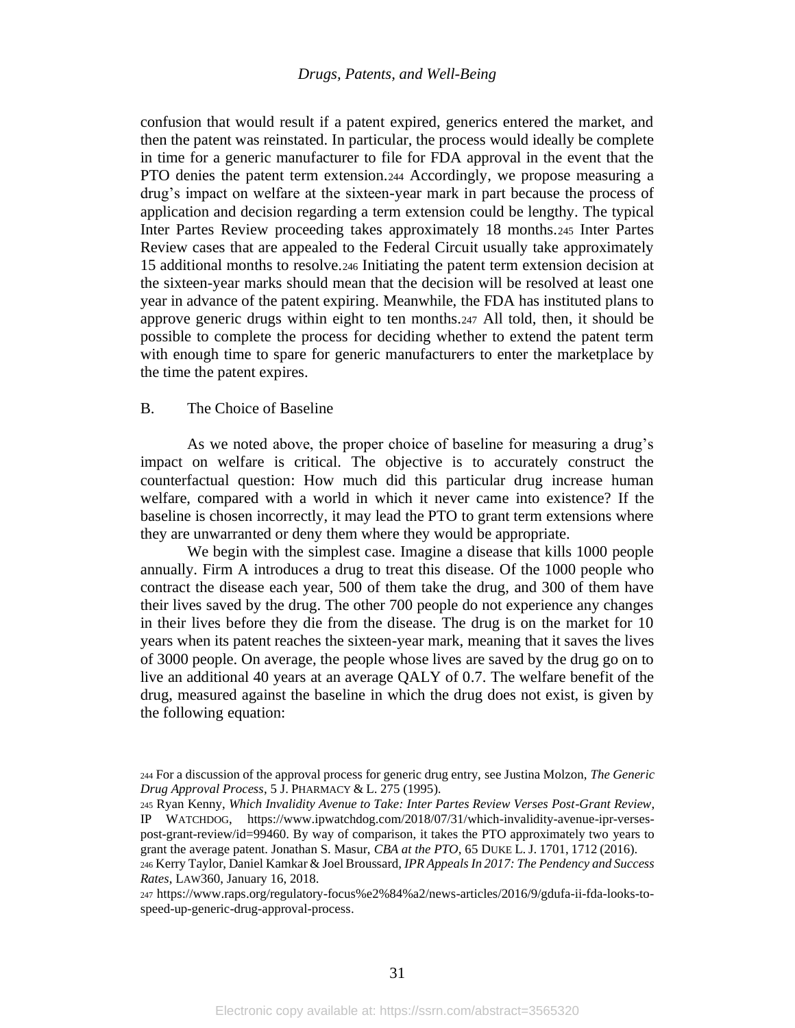confusion that would result if a patent expired, generics entered the market, and then the patent was reinstated. In particular, the process would ideally be complete in time for a generic manufacturer to file for FDA approval in the event that the PTO denies the patent term extension.[244] Accordingly, we propose measuring a drug's impact on welfare at the sixteen-year mark in part because the process of application and decision regarding a term extension could be lengthy. The typical Inter Partes Review proceeding takes approximately 18 months.[245] Inter Partes Review cases that are appealed to the Federal Circuit usually take approximately 15 additional months to resolve.[246] Initiating the patent term extension decision at the sixteen-year marks should mean that the decision will be resolved at least one year in advance of the patent expiring. Meanwhile, the FDA has instituted plans to approve generic drugs within eight to ten months.[247] All told, then, it should be possible to complete the process for deciding whether to extend the patent term with enough time to spare for generic manufacturers to enter the marketplace by the time the patent expires.

### B. The Choice of Baseline

As we noted above, the proper choice of baseline for measuring a drug's impact on welfare is critical. The objective is to accurately construct the counterfactual question: How much did this particular drug increase human welfare, compared with a world in which it never came into existence? If the baseline is chosen incorrectly, it may lead the PTO to grant term extensions where they are unwarranted or deny them where they would be appropriate.

We begin with the simplest case. Imagine a disease that kills 1000 people annually. Firm A introduces a drug to treat this disease. Of the 1000 people who contract the disease each year, 500 of them take the drug, and 300 of them have their lives saved by the drug. The other 700 people do not experience any changes in their lives before they die from the disease. The drug is on the market for 10 years when its patent reaches the sixteen-year mark, meaning that it saves the lives of 3000 people. On average, the people whose lives are saved by the drug go on to live an additional 40 years at an average QALY of 0.7. The welfare benefit of the drug, measured against the baseline in which the drug does not exist, is given by the following equation:

---

[244] For a discussion of the approval process for generic drug entry, see Justina Molzon, *The Generic Drug Approval Process*, 5 J. PHARMACY & L. 275 (1995).

[245] Ryan Kenny, *Which Invalidity Avenue to Take: Inter Partes Review Verses Post-Grant Review*, IP WATCHDOG, https://www.ipwatchdog.com/2018/07/31/which-invalidity-avenue-ipr-verses-post-grant-review/id=99460. By way of comparison, it takes the PTO approximately two years to grant the average patent. Jonathan S. Masur, *CBA at the PTO*, 65 DUKE L. J. 1701, 1712 (2016).

[246] Kerry Taylor, Daniel Kamkar & Joel Broussard, *IPR Appeals In 2017: The Pendency and Success Rates*, LAW360, January 16, 2018.

[247] https://www.raps.org/regulatory-focus%e2%84%a2/news-articles/2016/9/gdufa-ii-fda-looks-to-speed-up-generic-drug-approval-process.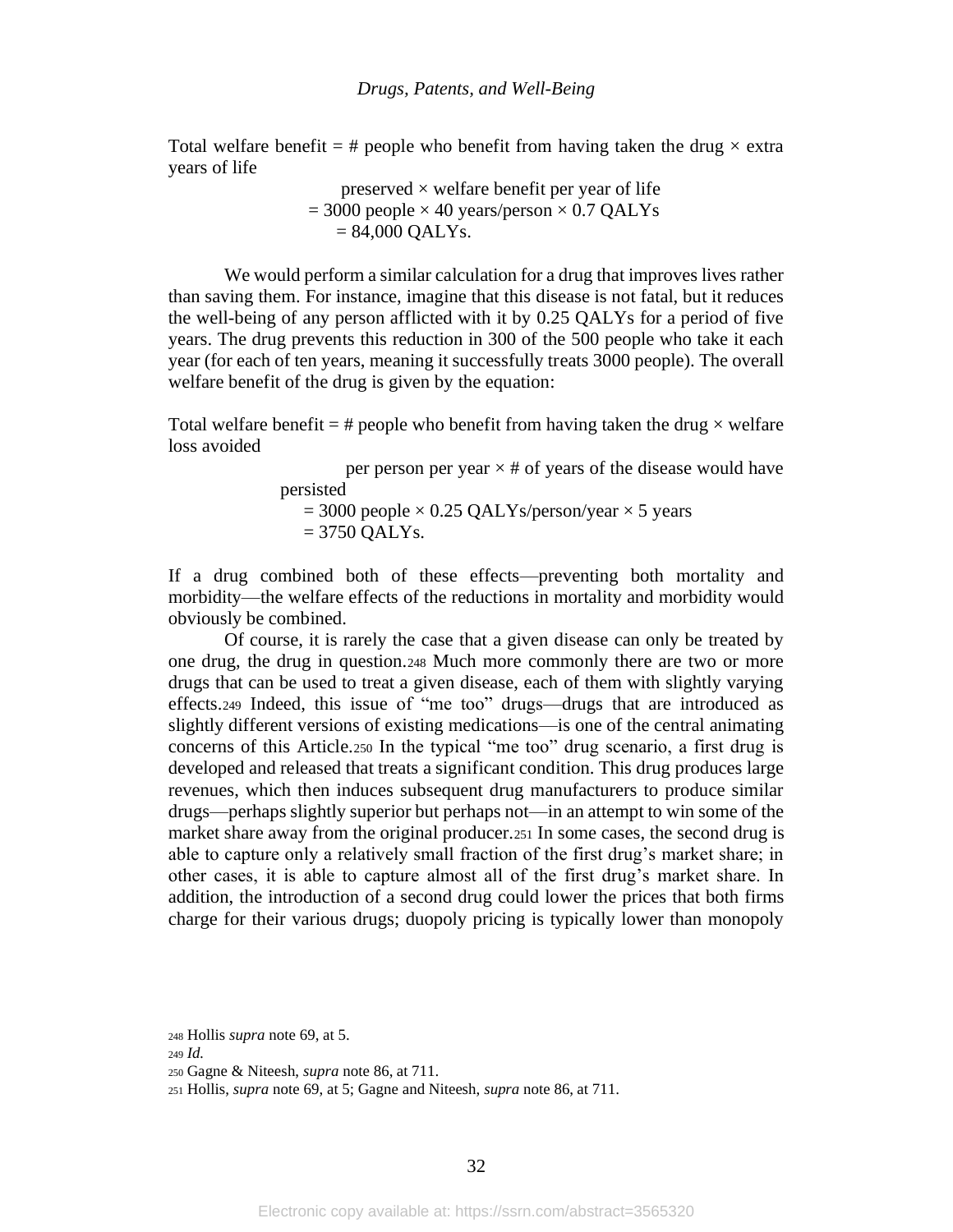Total welfare benefit = # people who benefit from having taken the drug × extra years of life

preserved × welfare benefit per year of life
= 3000 people × 40 years/person × 0.7 QALYs
= 84,000 QALYs.

We would perform a similar calculation for a drug that improves lives rather than saving them. For instance, imagine that this disease is not fatal, but it reduces the well-being of any person afflicted with it by 0.25 QALYs for a period of five years. The drug prevents this reduction in 300 of the 500 people who take it each year (for each of ten years, meaning it successfully treats 3000 people). The overall welfare benefit of the drug is given by the equation:

Total welfare benefit = # people who benefit from having taken the drug × welfare loss avoided

per person per year × # of years of the disease would have persisted
= 3000 people × 0.25 QALYs/person/year × 5 years
= 3750 QALYs.

If a drug combined both of these effects—preventing both mortality and morbidity—the welfare effects of the reductions in mortality and morbidity would obviously be combined.

Of course, it is rarely the case that a given disease can only be treated by one drug, the drug in question.[248] Much more commonly there are two or more drugs that can be used to treat a given disease, each of them with slightly varying effects.[249] Indeed, this issue of "me too" drugs—drugs that are introduced as slightly different versions of existing medications—is one of the central animating concerns of this Article.[250] In the typical "me too" drug scenario, a first drug is developed and released that treats a significant condition. This drug produces large revenues, which then induces subsequent drug manufacturers to produce similar drugs—perhaps slightly superior but perhaps not—in an attempt to win some of the market share away from the original producer.[251] In some cases, the second drug is able to capture only a relatively small fraction of the first drug's market share; in other cases, it is able to capture almost all of the first drug's market share. In addition, the introduction of a second drug could lower the prices that both firms charge for their various drugs; duopoly pricing is typically lower than monopoly

[248] Hollis *supra* note 69, at 5.

[249] *Id.*

[250] Gagne & Niteesh, *supra* note 86, at 711.

[251] Hollis, *supra* note 69, at 5; Gagne and Niteesh, *supra* note 86, at 711.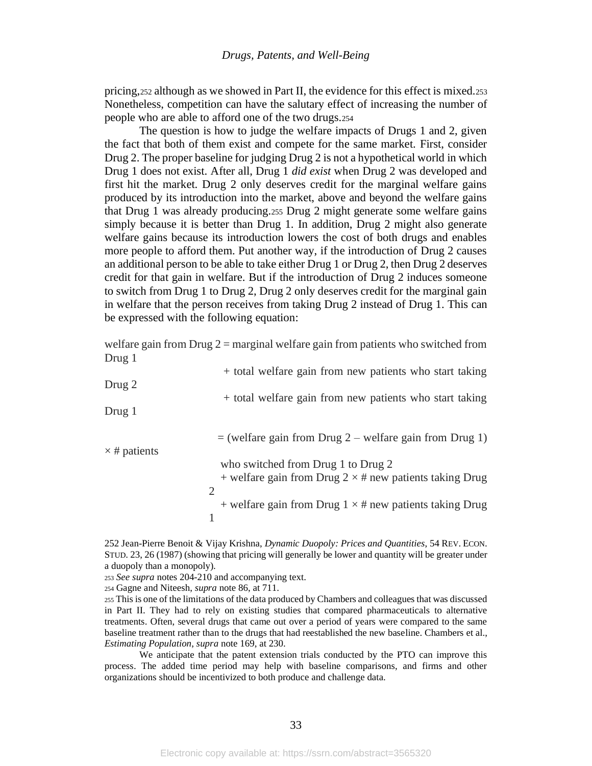pricing,[252] although as we showed in Part II, the evidence for this effect is mixed.[253] Nonetheless, competition can have the salutary effect of increasing the number of people who are able to afford one of the two drugs.[254]

The question is how to judge the welfare impacts of Drugs 1 and 2, given the fact that both of them exist and compete for the same market. First, consider Drug 2. The proper baseline for judging Drug 2 is not a hypothetical world in which Drug 1 does not exist. After all, Drug 1 *did exist* when Drug 2 was developed and first hit the market. Drug 2 only deserves credit for the marginal welfare gains produced by its introduction into the market, above and beyond the welfare gains that Drug 1 was already producing.[255] Drug 2 might generate some welfare gains simply because it is better than Drug 1. In addition, Drug 2 might also generate welfare gains because its introduction lowers the cost of both drugs and enables more people to afford them. Put another way, if the introduction of Drug 2 causes an additional person to be able to take either Drug 1 or Drug 2, then Drug 2 deserves credit for that gain in welfare. But if the introduction of Drug 2 induces someone to switch from Drug 1 to Drug 2, Drug 2 only deserves credit for the marginal gain in welfare that the person receives from taking Drug 2 instead of Drug 1. This can be expressed with the following equation:

welfare gain from Drug 2 = marginal welfare gain from patients who switched from Drug 1
+ total welfare gain from new patients who start taking Drug 2
+ total welfare gain from new patients who start taking Drug 1

= (welfare gain from Drug 2 – welfare gain from Drug 1) × # patients who switched from Drug 1 to Drug 2
+ welfare gain from Drug 2 × # new patients taking Drug 2
+ welfare gain from Drug 1 × # new patients taking Drug 1

252 Jean-Pierre Benoit & Vijay Krishna, *Dynamic Duopoly: Prices and Quantities*, 54 REV. ECON. STUD. 23, 26 (1987) (showing that pricing will generally be lower and quantity will be greater under a duopoly than a monopoly).

253 *See supra* notes 204-210 and accompanying text.

254 Gagne and Niteesh, *supra* note 86, at 711.

255 This is one of the limitations of the data produced by Chambers and colleagues that was discussed in Part II. They had to rely on existing studies that compared pharmaceuticals to alternative treatments. Often, several drugs that came out over a period of years were compared to the same baseline treatment rather than to the drugs that had reestablished the new baseline. Chambers et al., *Estimating Population*, *supra* note 169, at 230.

We anticipate that the patent extension trials conducted by the PTO can improve this process. The added time period may help with baseline comparisons, and firms and other organizations should be incentivized to both produce and challenge data.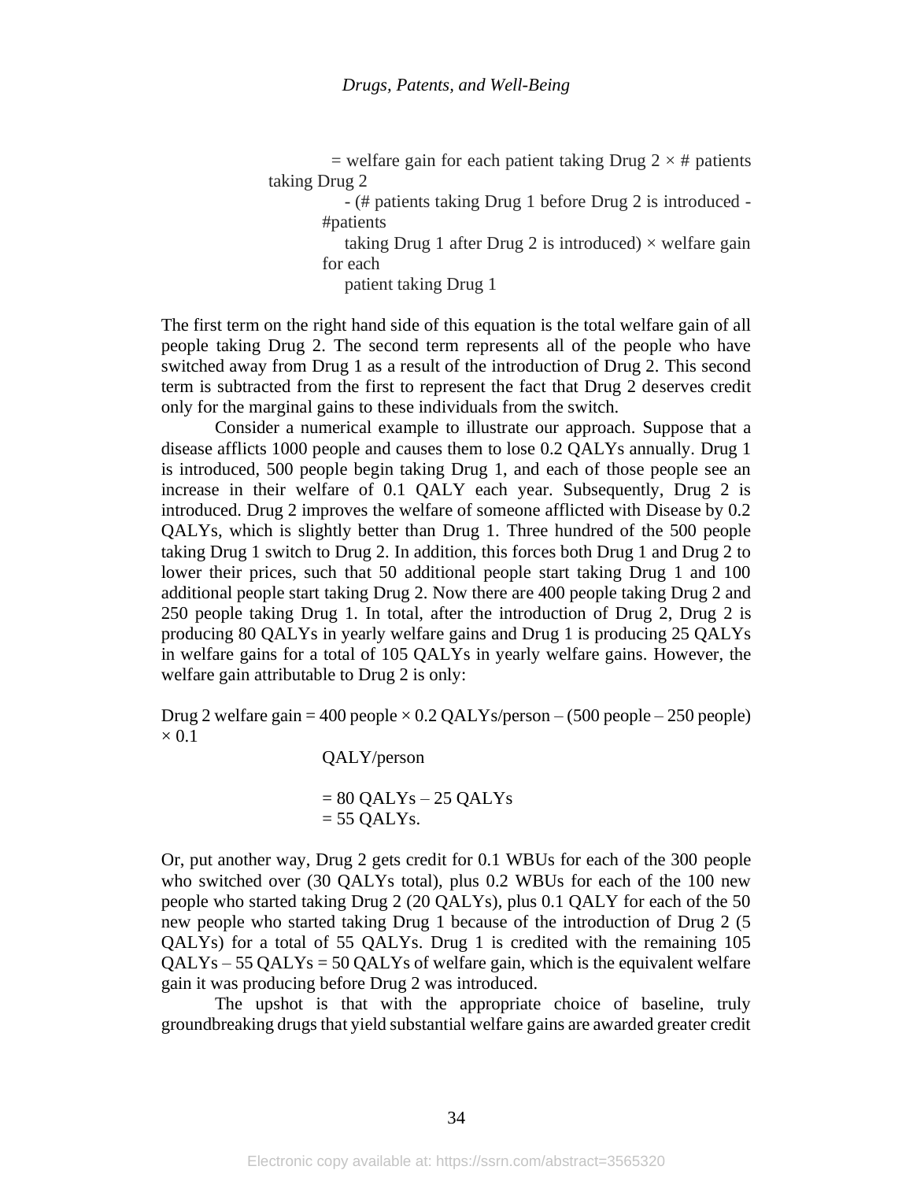= welfare gain for each patient taking Drug 2 × # patients taking Drug 2

- (# patients taking Drug 1 before Drug 2 is introduced - #patients taking Drug 1 after Drug 2 is introduced) × welfare gain for each patient taking Drug 1

The first term on the right hand side of this equation is the total welfare gain of all people taking Drug 2. The second term represents all of the people who have switched away from Drug 1 as a result of the introduction of Drug 2. This second term is subtracted from the first to represent the fact that Drug 2 deserves credit only for the marginal gains to these individuals from the switch.

Consider a numerical example to illustrate our approach. Suppose that a disease afflicts 1000 people and causes them to lose 0.2 QALYs annually. Drug 1 is introduced, 500 people begin taking Drug 1, and each of those people see an increase in their welfare of 0.1 QALY each year. Subsequently, Drug 2 is introduced. Drug 2 improves the welfare of someone afflicted with Disease by 0.2 QALYs, which is slightly better than Drug 1. Three hundred of the 500 people taking Drug 1 switch to Drug 2. In addition, this forces both Drug 1 and Drug 2 to lower their prices, such that 50 additional people start taking Drug 1 and 100 additional people start taking Drug 2. Now there are 400 people taking Drug 2 and 250 people taking Drug 1. In total, after the introduction of Drug 2, Drug 2 is producing 80 QALYs in yearly welfare gains and Drug 1 is producing 25 QALYs in welfare gains for a total of 105 QALYs in yearly welfare gains. However, the welfare gain attributable to Drug 2 is only:

Drug 2 welfare gain = 400 people × 0.2 QALYs/person – (500 people – 250 people) × 0.1 QALY/person

= 80 QALYs – 25 QALYs
= 55 QALYs.

Or, put another way, Drug 2 gets credit for 0.1 WBUs for each of the 300 people who switched over (30 QALYs total), plus 0.2 WBUs for each of the 100 new people who started taking Drug 2 (20 QALYs), plus 0.1 QALY for each of the 50 new people who started taking Drug 1 because of the introduction of Drug 2 (5 QALYs) for a total of 55 QALYs. Drug 1 is credited with the remaining 105 QALYs – 55 QALYs = 50 QALYs of welfare gain, which is the equivalent welfare gain it was producing before Drug 2 was introduced.

The upshot is that with the appropriate choice of baseline, truly groundbreaking drugs that yield substantial welfare gains are awarded greater credit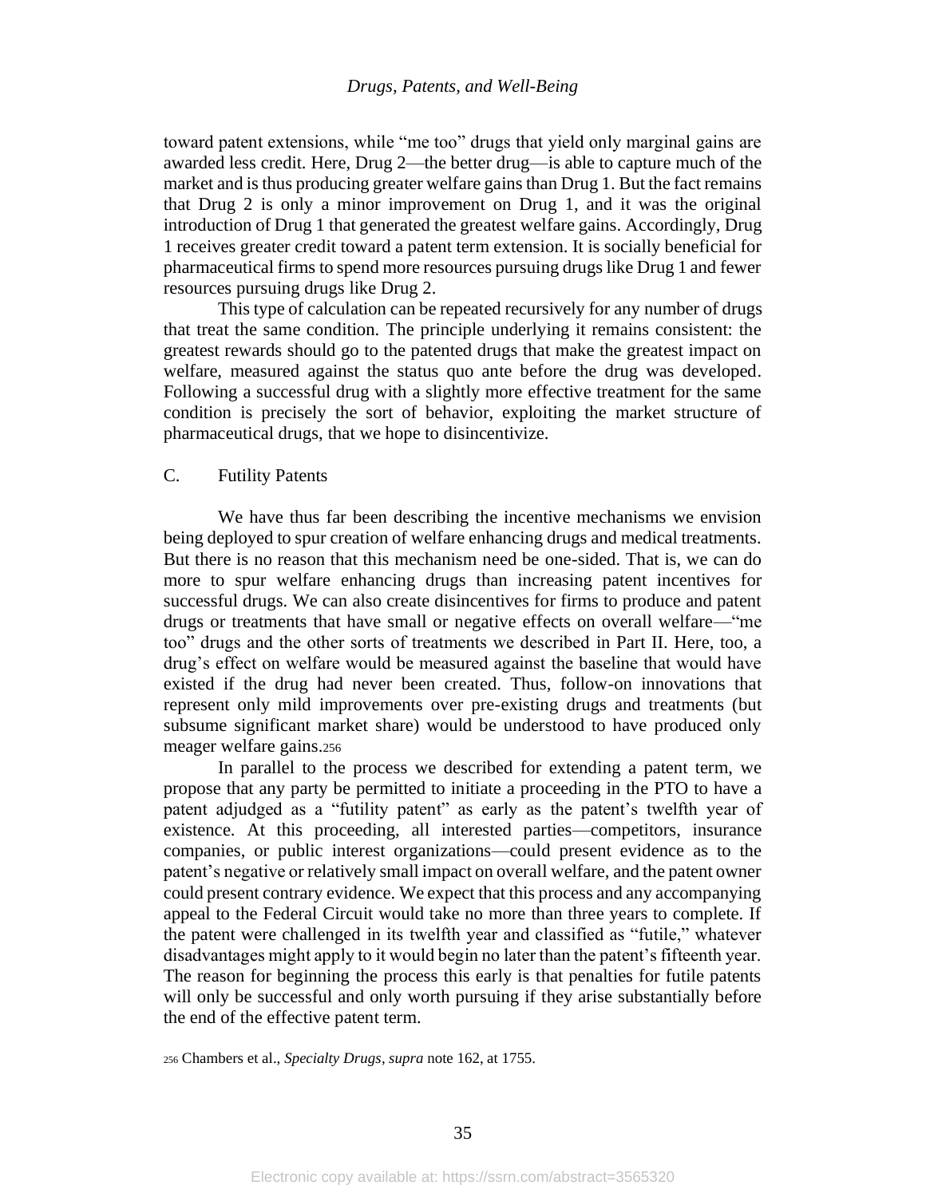toward patent extensions, while "me too" drugs that yield only marginal gains are awarded less credit. Here, Drug 2—the better drug—is able to capture much of the market and is thus producing greater welfare gains than Drug 1. But the fact remains that Drug 2 is only a minor improvement on Drug 1, and it was the original introduction of Drug 1 that generated the greatest welfare gains. Accordingly, Drug 1 receives greater credit toward a patent term extension. It is socially beneficial for pharmaceutical firms to spend more resources pursuing drugs like Drug 1 and fewer resources pursuing drugs like Drug 2.

This type of calculation can be repeated recursively for any number of drugs that treat the same condition. The principle underlying it remains consistent: the greatest rewards should go to the patented drugs that make the greatest impact on welfare, measured against the status quo ante before the drug was developed. Following a successful drug with a slightly more effective treatment for the same condition is precisely the sort of behavior, exploiting the market structure of pharmaceutical drugs, that we hope to disincentivize.

### C. Futility Patents

We have thus far been describing the incentive mechanisms we envision being deployed to spur creation of welfare enhancing drugs and medical treatments. But there is no reason that this mechanism need be one-sided. That is, we can do more to spur welfare enhancing drugs than increasing patent incentives for successful drugs. We can also create disincentives for firms to produce and patent drugs or treatments that have small or negative effects on overall welfare—"me too" drugs and the other sorts of treatments we described in Part II. Here, too, a drug's effect on welfare would be measured against the baseline that would have existed if the drug had never been created. Thus, follow-on innovations that represent only mild improvements over pre-existing drugs and treatments (but subsume significant market share) would be understood to have produced only meager welfare gains.[256]

In parallel to the process we described for extending a patent term, we propose that any party be permitted to initiate a proceeding in the PTO to have a patent adjudged as a "futility patent" as early as the patent's twelfth year of existence. At this proceeding, all interested parties—competitors, insurance companies, or public interest organizations—could present evidence as to the patent's negative or relatively small impact on overall welfare, and the patent owner could present contrary evidence. We expect that this process and any accompanying appeal to the Federal Circuit would take no more than three years to complete. If the patent were challenged in its twelfth year and classified as "futile," whatever disadvantages might apply to it would begin no later than the patent's fifteenth year. The reason for beginning the process this early is that penalties for futile patents will only be successful and only worth pursuing if they arise substantially before the end of the effective patent term.

[256] Chambers et al., *Specialty Drugs*, *supra* note 162, at 1755.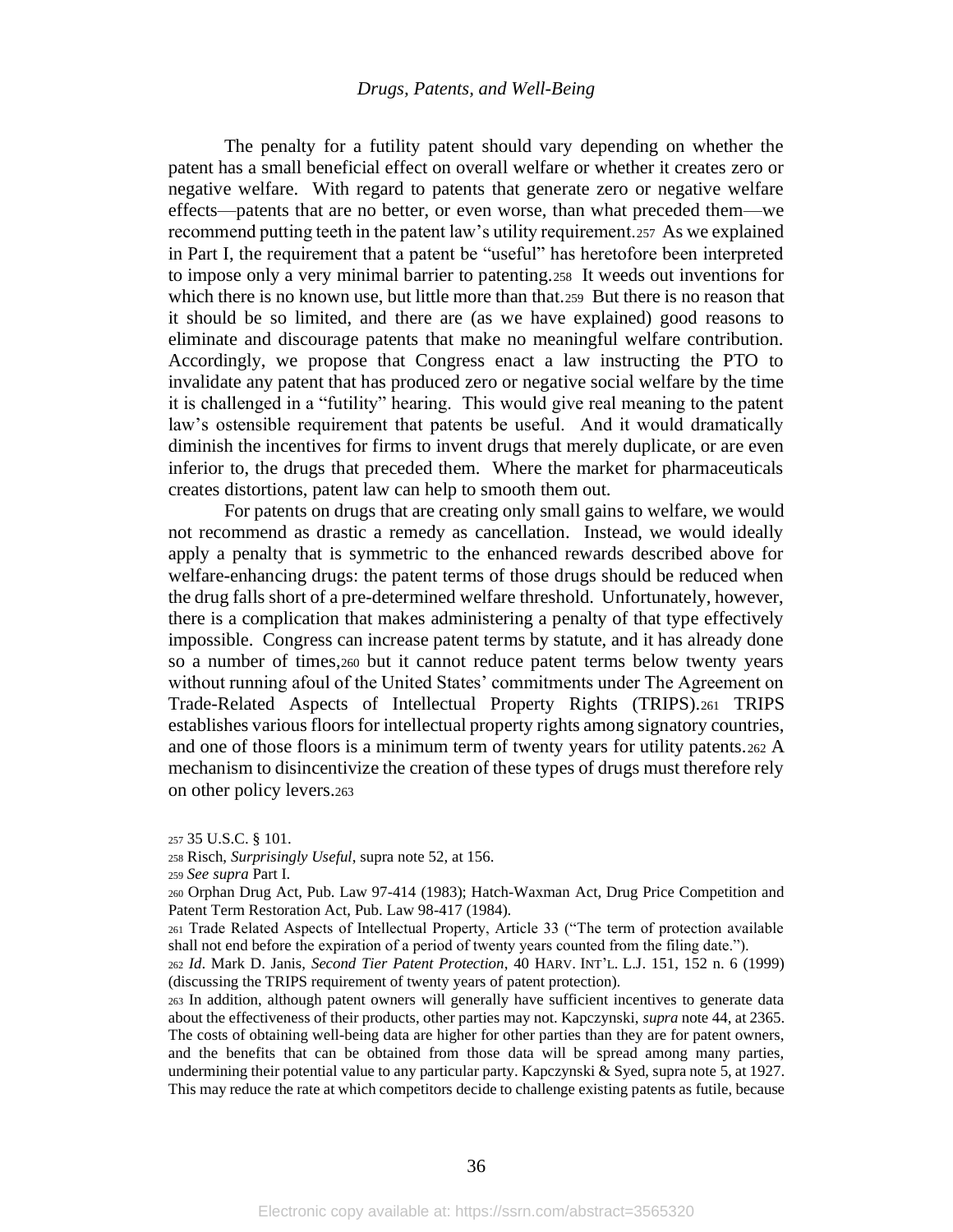The penalty for a futility patent should vary depending on whether the patent has a small beneficial effect on overall welfare or whether it creates zero or negative welfare. With regard to patents that generate zero or negative welfare effects—patents that are no better, or even worse, than what preceded them—we recommend putting teeth in the patent law's utility requirement.[257] As we explained in Part I, the requirement that a patent be "useful" has heretofore been interpreted to impose only a very minimal barrier to patenting.[258] It weeds out inventions for which there is no known use, but little more than that.[259] But there is no reason that it should be so limited, and there are (as we have explained) good reasons to eliminate and discourage patents that make no meaningful welfare contribution. Accordingly, we propose that Congress enact a law instructing the PTO to invalidate any patent that has produced zero or negative social welfare by the time it is challenged in a "futility" hearing. This would give real meaning to the patent law's ostensible requirement that patents be useful. And it would dramatically diminish the incentives for firms to invent drugs that merely duplicate, or are even inferior to, the drugs that preceded them. Where the market for pharmaceuticals creates distortions, patent law can help to smooth them out.

For patents on drugs that are creating only small gains to welfare, we would not recommend as drastic a remedy as cancellation. Instead, we would ideally apply a penalty that is symmetric to the enhanced rewards described above for welfare-enhancing drugs: the patent terms of those drugs should be reduced when the drug falls short of a pre-determined welfare threshold. Unfortunately, however, there is a complication that makes administering a penalty of that type effectively impossible. Congress can increase patent terms by statute, and it has already done so a number of times,[260] but it cannot reduce patent terms below twenty years without running afoul of the United States' commitments under The Agreement on Trade-Related Aspects of Intellectual Property Rights (TRIPS).[261] TRIPS establishes various floors for intellectual property rights among signatory countries, and one of those floors is a minimum term of twenty years for utility patents.[262] A mechanism to disincentivize the creation of these types of drugs must therefore rely on other policy levers.[263]

---

[257] 35 U.S.C. § 101.

[258] Risch, *Surprisingly Useful*, supra note 52, at 156.

[259] *See supra* Part I.

[260] Orphan Drug Act, Pub. Law 97-414 (1983); Hatch-Waxman Act, Drug Price Competition and Patent Term Restoration Act, Pub. Law 98-417 (1984).

[261] Trade Related Aspects of Intellectual Property, Article 33 ("The term of protection available shall not end before the expiration of a period of twenty years counted from the filing date.").

[262] *Id*. Mark D. Janis, *Second Tier Patent Protection*, 40 HARV. INT'L. L.J. 151, 152 n. 6 (1999) (discussing the TRIPS requirement of twenty years of patent protection).

[263] In addition, although patent owners will generally have sufficient incentives to generate data about the effectiveness of their products, other parties may not. Kapczynski, *supra* note 44, at 2365. The costs of obtaining well-being data are higher for other parties than they are for patent owners, and the benefits that can be obtained from those data will be spread among many parties, undermining their potential value to any particular party. Kapczynski & Syed, supra note 5, at 1927. This may reduce the rate at which competitors decide to challenge existing patents as futile, because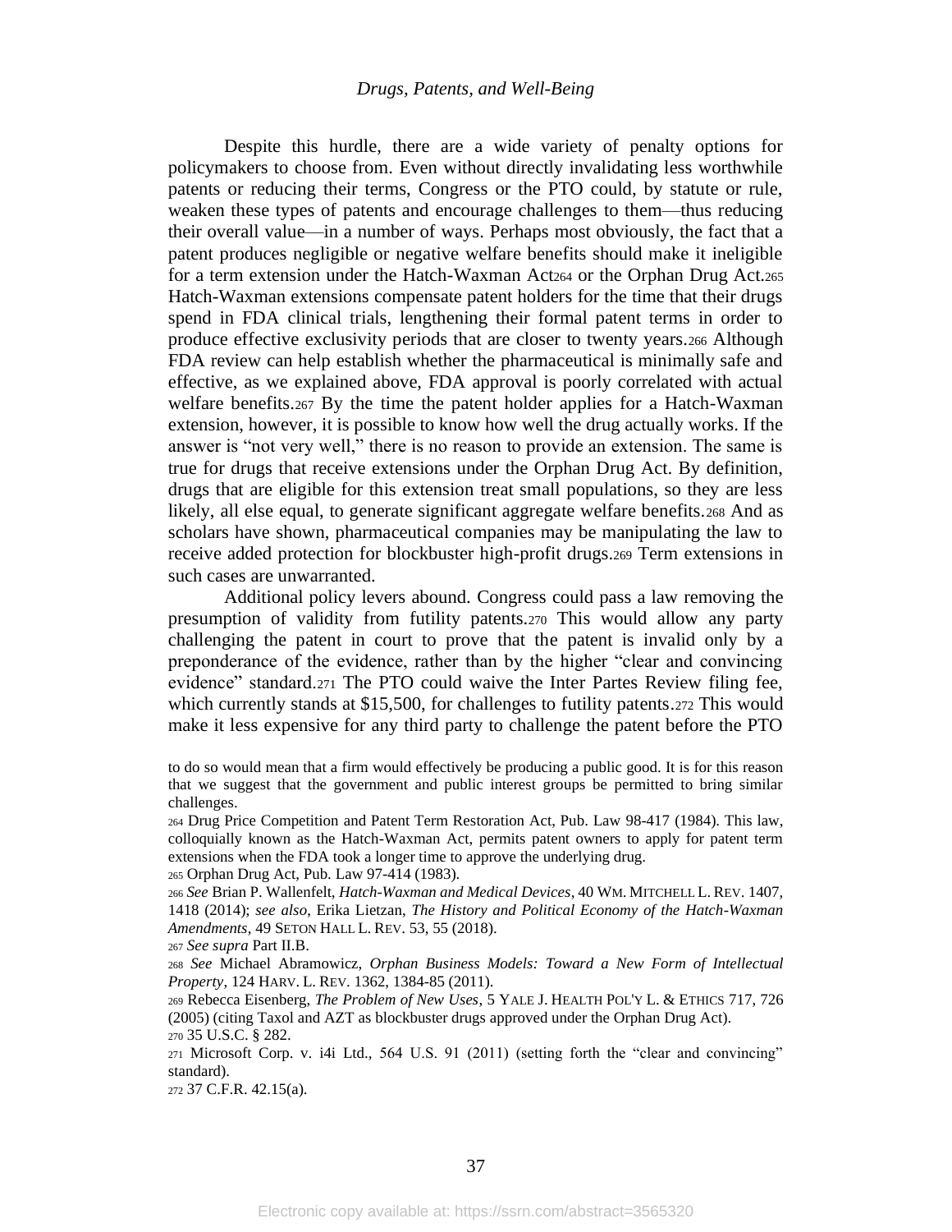Despite this hurdle, there are a wide variety of penalty options for policymakers to choose from. Even without directly invalidating less worthwhile patents or reducing their terms, Congress or the PTO could, by statute or rule, weaken these types of patents and encourage challenges to them—thus reducing their overall value—in a number of ways. Perhaps most obviously, the fact that a patent produces negligible or negative welfare benefits should make it ineligible for a term extension under the Hatch-Waxman Act[264] or the Orphan Drug Act.[265] Hatch-Waxman extensions compensate patent holders for the time that their drugs spend in FDA clinical trials, lengthening their formal patent terms in order to produce effective exclusivity periods that are closer to twenty years.[266] Although FDA review can help establish whether the pharmaceutical is minimally safe and effective, as we explained above, FDA approval is poorly correlated with actual welfare benefits.[267] By the time the patent holder applies for a Hatch-Waxman extension, however, it is possible to know how well the drug actually works. If the answer is "not very well," there is no reason to provide an extension. The same is true for drugs that receive extensions under the Orphan Drug Act. By definition, drugs that are eligible for this extension treat small populations, so they are less likely, all else equal, to generate significant aggregate welfare benefits.[268] And as scholars have shown, pharmaceutical companies may be manipulating the law to receive added protection for blockbuster high-profit drugs.[269] Term extensions in such cases are unwarranted.

Additional policy levers abound. Congress could pass a law removing the presumption of validity from futility patents.[270] This would allow any party challenging the patent in court to prove that the patent is invalid only by a preponderance of the evidence, rather than by the higher "clear and convincing evidence" standard.[271] The PTO could waive the Inter Partes Review filing fee, which currently stands at $15,500, for challenges to futility patents.[272] This would make it less expensive for any third party to challenge the patent before the PTO

to do so would mean that a firm would effectively be producing a public good. It is for this reason that we suggest that the government and public interest groups be permitted to bring similar challenges.

[264] Drug Price Competition and Patent Term Restoration Act, Pub. Law 98-417 (1984). This law, colloquially known as the Hatch-Waxman Act, permits patent owners to apply for patent term extensions when the FDA took a longer time to approve the underlying drug.

[265] Orphan Drug Act, Pub. Law 97-414 (1983).

[266] *See* Brian P. Wallenfelt, *Hatch-Waxman and Medical Devices*, 40 WM. MITCHELL L. REV. 1407, 1418 (2014); *see also*, Erika Lietzan, *The History and Political Economy of the Hatch-Waxman Amendments*, 49 SETON HALL L. REV. 53, 55 (2018).

[267] *See supra* Part II.B.

[268] *See* Michael Abramowicz, *Orphan Business Models: Toward a New Form of Intellectual Property*, 124 HARV. L. REV. 1362, 1384-85 (2011).

[269] Rebecca Eisenberg, *The Problem of New Uses*, 5 YALE J. HEALTH POL'Y L. & ETHICS 717, 726 (2005) (citing Taxol and AZT as blockbuster drugs approved under the Orphan Drug Act).

[270] 35 U.S.C. § 282.

[271] Microsoft Corp. v. i4i Ltd., 564 U.S. 91 (2011) (setting forth the "clear and convincing" standard).

[272] 37 C.F.R. 42.15(a).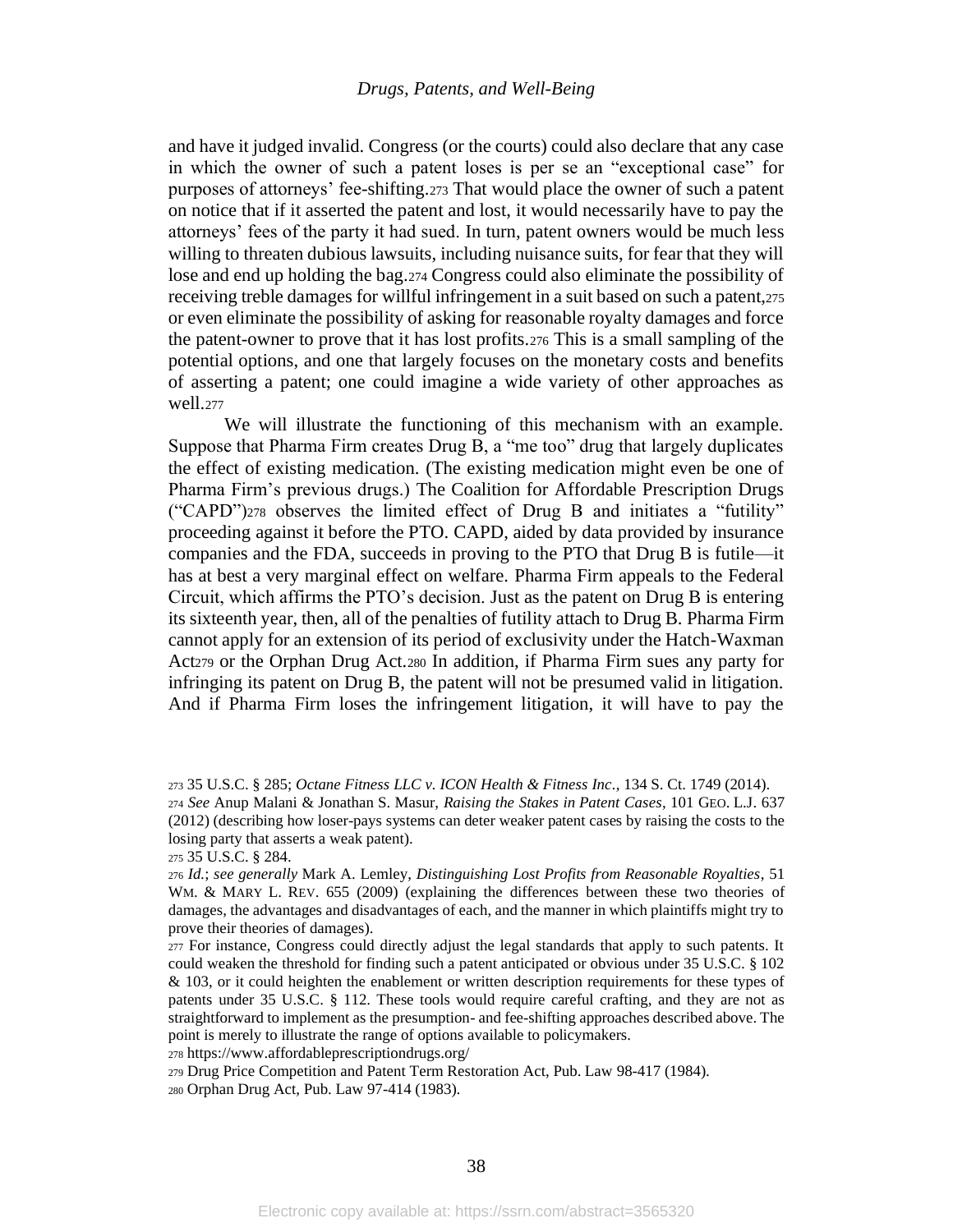and have it judged invalid. Congress (or the courts) could also declare that any case in which the owner of such a patent loses is per se an "exceptional case" for purposes of attorneys' fee-shifting.[273] That would place the owner of such a patent on notice that if it asserted the patent and lost, it would necessarily have to pay the attorneys' fees of the party it had sued. In turn, patent owners would be much less willing to threaten dubious lawsuits, including nuisance suits, for fear that they will lose and end up holding the bag.[274] Congress could also eliminate the possibility of receiving treble damages for willful infringement in a suit based on such a patent,[275] or even eliminate the possibility of asking for reasonable royalty damages and force the patent-owner to prove that it has lost profits.[276] This is a small sampling of the potential options, and one that largely focuses on the monetary costs and benefits of asserting a patent; one could imagine a wide variety of other approaches as well.[277]

We will illustrate the functioning of this mechanism with an example. Suppose that Pharma Firm creates Drug B, a "me too" drug that largely duplicates the effect of existing medication. (The existing medication might even be one of Pharma Firm's previous drugs.) The Coalition for Affordable Prescription Drugs ("CAPD")[278] observes the limited effect of Drug B and initiates a "futility" proceeding against it before the PTO. CAPD, aided by data provided by insurance companies and the FDA, succeeds in proving to the PTO that Drug B is futile—it has at best a very marginal effect on welfare. Pharma Firm appeals to the Federal Circuit, which affirms the PTO's decision. Just as the patent on Drug B is entering its sixteenth year, then, all of the penalties of futility attach to Drug B. Pharma Firm cannot apply for an extension of its period of exclusivity under the Hatch-Waxman Act[279] or the Orphan Drug Act.[280] In addition, if Pharma Firm sues any party for infringing its patent on Drug B, the patent will not be presumed valid in litigation. And if Pharma Firm loses the infringement litigation, it will have to pay the

---

[273] 35 U.S.C. § 285; *Octane Fitness LLC v. ICON Health & Fitness Inc.*, 134 S. Ct. 1749 (2014).

[274] *See* Anup Malani & Jonathan S. Masur, *Raising the Stakes in Patent Cases*, 101 GEO. L.J. 637 (2012) (describing how loser-pays systems can deter weaker patent cases by raising the costs to the losing party that asserts a weak patent).

[275] 35 U.S.C. § 284.

[276] *Id.*; *see generally* Mark A. Lemley, *Distinguishing Lost Profits from Reasonable Royalties*, 51 WM. & MARY L. REV. 655 (2009) (explaining the differences between these two theories of damages, the advantages and disadvantages of each, and the manner in which plaintiffs might try to prove their theories of damages).

[277] For instance, Congress could directly adjust the legal standards that apply to such patents. It could weaken the threshold for finding such a patent anticipated or obvious under 35 U.S.C. § 102 & 103, or it could heighten the enablement or written description requirements for these types of patents under 35 U.S.C. § 112. These tools would require careful crafting, and they are not as straightforward to implement as the presumption- and fee-shifting approaches described above. The point is merely to illustrate the range of options available to policymakers.

[278] https://www.affordableprescriptiondrugs.org/

[279] Drug Price Competition and Patent Term Restoration Act, Pub. Law 98-417 (1984).

[280] Orphan Drug Act, Pub. Law 97-414 (1983).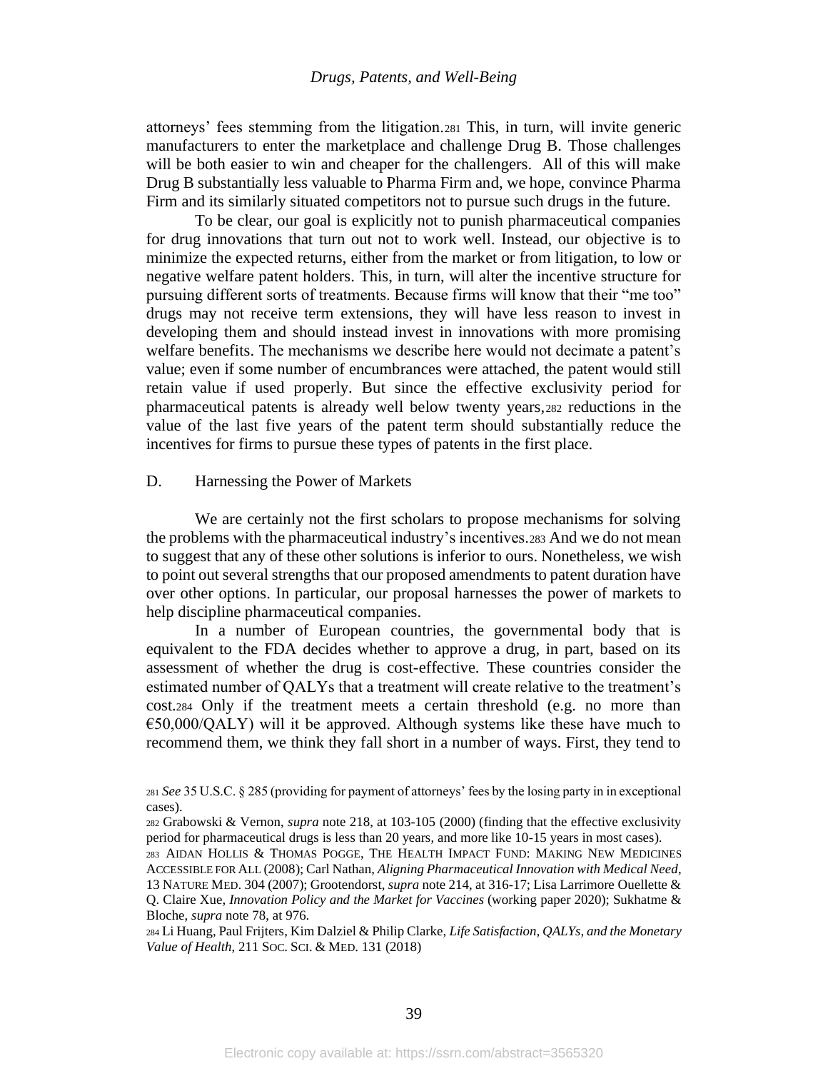attorneys' fees stemming from the litigation.[281] This, in turn, will invite generic manufacturers to enter the marketplace and challenge Drug B. Those challenges will be both easier to win and cheaper for the challengers. All of this will make Drug B substantially less valuable to Pharma Firm and, we hope, convince Pharma Firm and its similarly situated competitors not to pursue such drugs in the future.

To be clear, our goal is explicitly not to punish pharmaceutical companies for drug innovations that turn out not to work well. Instead, our objective is to minimize the expected returns, either from the market or from litigation, to low or negative welfare patent holders. This, in turn, will alter the incentive structure for pursuing different sorts of treatments. Because firms will know that their "me too" drugs may not receive term extensions, they will have less reason to invest in developing them and should instead invest in innovations with more promising welfare benefits. The mechanisms we describe here would not decimate a patent's value; even if some number of encumbrances were attached, the patent would still retain value if used properly. But since the effective exclusivity period for pharmaceutical patents is already well below twenty years,[282] reductions in the value of the last five years of the patent term should substantially reduce the incentives for firms to pursue these types of patents in the first place.

### D. Harnessing the Power of Markets

We are certainly not the first scholars to propose mechanisms for solving the problems with the pharmaceutical industry's incentives.[283] And we do not mean to suggest that any of these other solutions is inferior to ours. Nonetheless, we wish to point out several strengths that our proposed amendments to patent duration have over other options. In particular, our proposal harnesses the power of markets to help discipline pharmaceutical companies.

In a number of European countries, the governmental body that is equivalent to the FDA decides whether to approve a drug, in part, based on its assessment of whether the drug is cost-effective. These countries consider the estimated number of QALYs that a treatment will create relative to the treatment's cost.[284] Only if the treatment meets a certain threshold (e.g. no more than €50,000/QALY) will it be approved. Although systems like these have much to recommend them, we think they fall short in a number of ways. First, they tend to

---

[281] *See* 35 U.S.C. § 285 (providing for payment of attorneys' fees by the losing party in in exceptional cases).

[282] Grabowski & Vernon, *supra* note 218, at 103-105 (2000) (finding that the effective exclusivity period for pharmaceutical drugs is less than 20 years, and more like 10-15 years in most cases).

[283] AIDAN HOLLIS & THOMAS POGGE, THE HEALTH IMPACT FUND: MAKING NEW MEDICINES ACCESSIBLE FOR ALL (2008); Carl Nathan, *Aligning Pharmaceutical Innovation with Medical Need*, 13 NATURE MED. 304 (2007); Grootendorst, *supra* note 214, at 316-17; Lisa Larrimore Ouellette & Q. Claire Xue, *Innovation Policy and the Market for Vaccines* (working paper 2020); Sukhatme & Bloche, *supra* note 78, at 976.

[284] Li Huang, Paul Frijters, Kim Dalziel & Philip Clarke, *Life Satisfaction, QALYs, and the Monetary Value of Health*, 211 SOC. SCI. & MED. 131 (2018)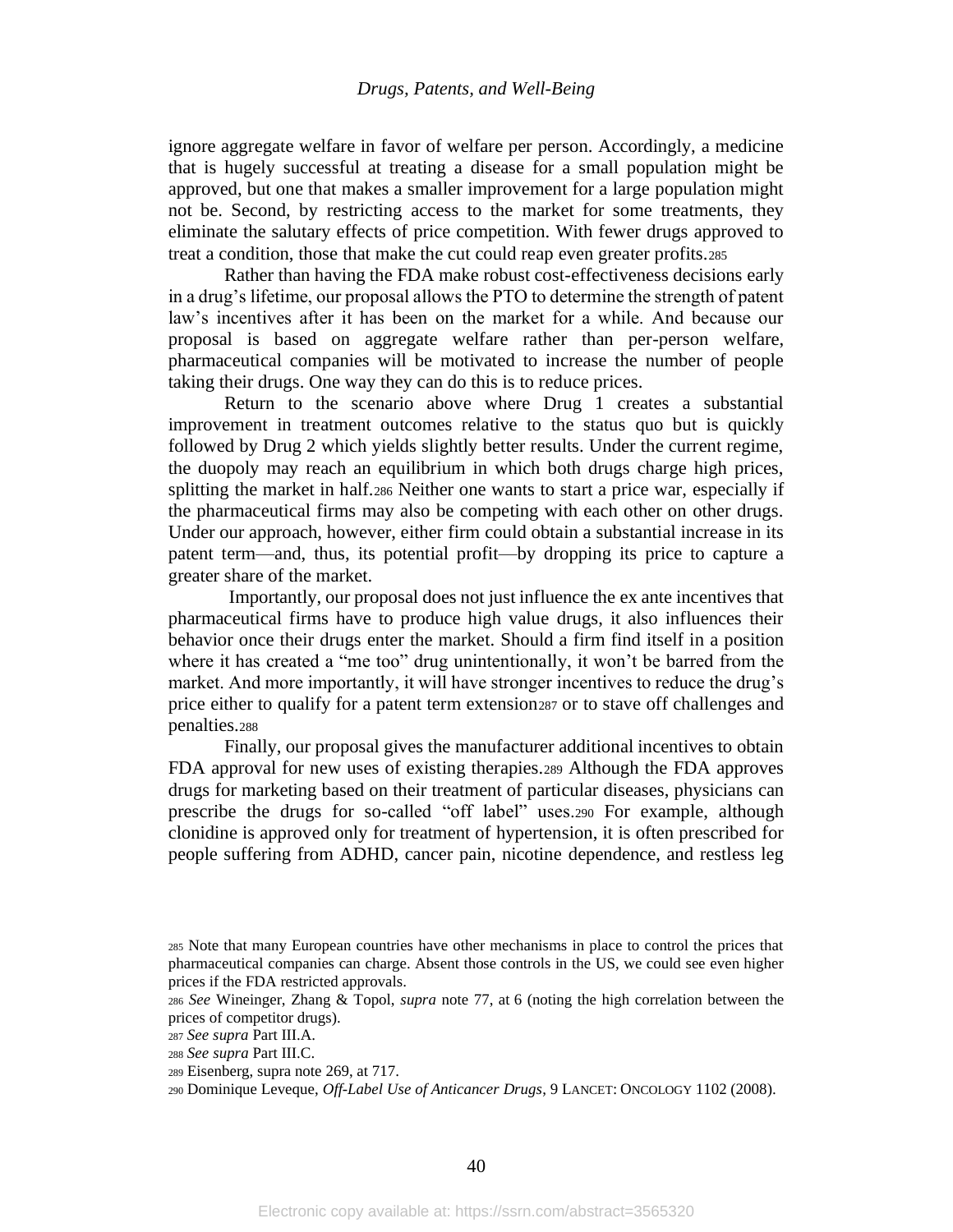ignore aggregate welfare in favor of welfare per person. Accordingly, a medicine that is hugely successful at treating a disease for a small population might be approved, but one that makes a smaller improvement for a large population might not be. Second, by restricting access to the market for some treatments, they eliminate the salutary effects of price competition. With fewer drugs approved to treat a condition, those that make the cut could reap even greater profits.[285]

Rather than having the FDA make robust cost-effectiveness decisions early in a drug's lifetime, our proposal allows the PTO to determine the strength of patent law's incentives after it has been on the market for a while. And because our proposal is based on aggregate welfare rather than per-person welfare, pharmaceutical companies will be motivated to increase the number of people taking their drugs. One way they can do this is to reduce prices.

Return to the scenario above where Drug 1 creates a substantial improvement in treatment outcomes relative to the status quo but is quickly followed by Drug 2 which yields slightly better results. Under the current regime, the duopoly may reach an equilibrium in which both drugs charge high prices, splitting the market in half.[286] Neither one wants to start a price war, especially if the pharmaceutical firms may also be competing with each other on other drugs. Under our approach, however, either firm could obtain a substantial increase in its patent term—and, thus, its potential profit—by dropping its price to capture a greater share of the market.

Importantly, our proposal does not just influence the ex ante incentives that pharmaceutical firms have to produce high value drugs, it also influences their behavior once their drugs enter the market. Should a firm find itself in a position where it has created a "me too" drug unintentionally, it won't be barred from the market. And more importantly, it will have stronger incentives to reduce the drug's price either to qualify for a patent term extension[287] or to stave off challenges and penalties.[288]

Finally, our proposal gives the manufacturer additional incentives to obtain FDA approval for new uses of existing therapies.[289] Although the FDA approves drugs for marketing based on their treatment of particular diseases, physicians can prescribe the drugs for so-called "off label" uses.[290] For example, although clonidine is approved only for treatment of hypertension, it is often prescribed for people suffering from ADHD, cancer pain, nicotine dependence, and restless leg

---

[285] Note that many European countries have other mechanisms in place to control the prices that pharmaceutical companies can charge. Absent those controls in the US, we could see even higher prices if the FDA restricted approvals.

[286] *See* Wineinger, Zhang & Topol, *supra* note 77, at 6 (noting the high correlation between the prices of competitor drugs).

[287] *See supra* Part III.A.

[288] *See supra* Part III.C.

[289] Eisenberg, supra note 269, at 717.

[290] Dominique Leveque, *Off-Label Use of Anticancer Drugs*, 9 LANCET: ONCOLOGY 1102 (2008).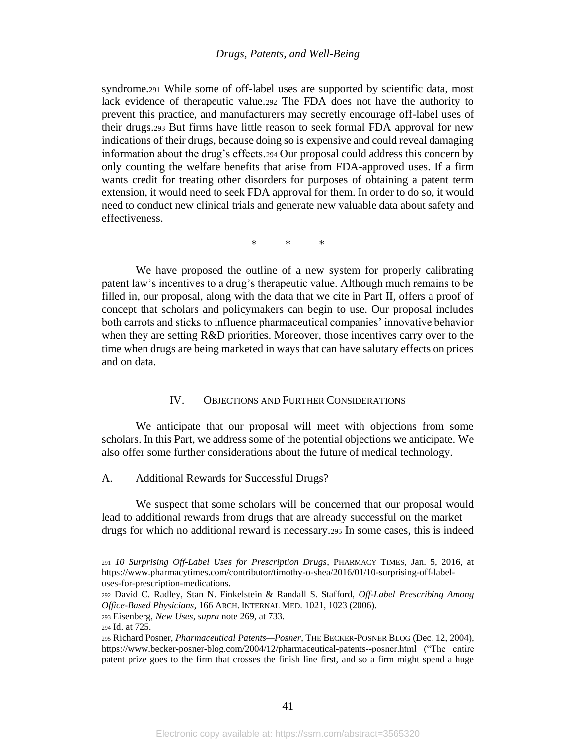syndrome.[291] While some of off-label uses are supported by scientific data, most lack evidence of therapeutic value.[292] The FDA does not have the authority to prevent this practice, and manufacturers may secretly encourage off-label uses of their drugs.[293] But firms have little reason to seek formal FDA approval for new indications of their drugs, because doing so is expensive and could reveal damaging information about the drug's effects.[294] Our proposal could address this concern by only counting the welfare benefits that arise from FDA-approved uses. If a firm wants credit for treating other disorders for purposes of obtaining a patent term extension, it would need to seek FDA approval for them. In order to do so, it would need to conduct new clinical trials and generate new valuable data about safety and effectiveness.

\*　　\*　　\*

We have proposed the outline of a new system for properly calibrating patent law's incentives to a drug's therapeutic value. Although much remains to be filled in, our proposal, along with the data that we cite in Part II, offers a proof of concept that scholars and policymakers can begin to use. Our proposal includes both carrots and sticks to influence pharmaceutical companies' innovative behavior when they are setting R&D priorities. Moreover, those incentives carry over to the time when drugs are being marketed in ways that can have salutary effects on prices and on data.

## IV. Objections and Further Considerations

We anticipate that our proposal will meet with objections from some scholars. In this Part, we address some of the potential objections we anticipate. We also offer some further considerations about the future of medical technology.

### A. Additional Rewards for Successful Drugs?

We suspect that some scholars will be concerned that our proposal would lead to additional rewards from drugs that are already successful on the market—drugs for which no additional reward is necessary.[295] In some cases, this is indeed

[291] *10 Surprising Off-Label Uses for Prescription Drugs*, Pharmacy Times, Jan. 5, 2016, at https://www.pharmacytimes.com/contributor/timothy-o-shea/2016/01/10-surprising-off-label-uses-for-prescription-medications.

[292] David C. Radley, Stan N. Finkelstein & Randall S. Stafford, *Off-Label Prescribing Among Office-Based Physicians*, 166 Arch. Internal Med. 1021, 1023 (2006).

[293] Eisenberg, *New Uses*, *supra* note 269, at 733.

[294] Id. at 725.

[295] Richard Posner, *Pharmaceutical Patents—Posner*, The Becker-Posner Blog (Dec. 12, 2004), https://www.becker-posner-blog.com/2004/12/pharmaceutical-patents--posner.html ("The entire patent prize goes to the firm that crosses the finish line first, and so a firm might spend a huge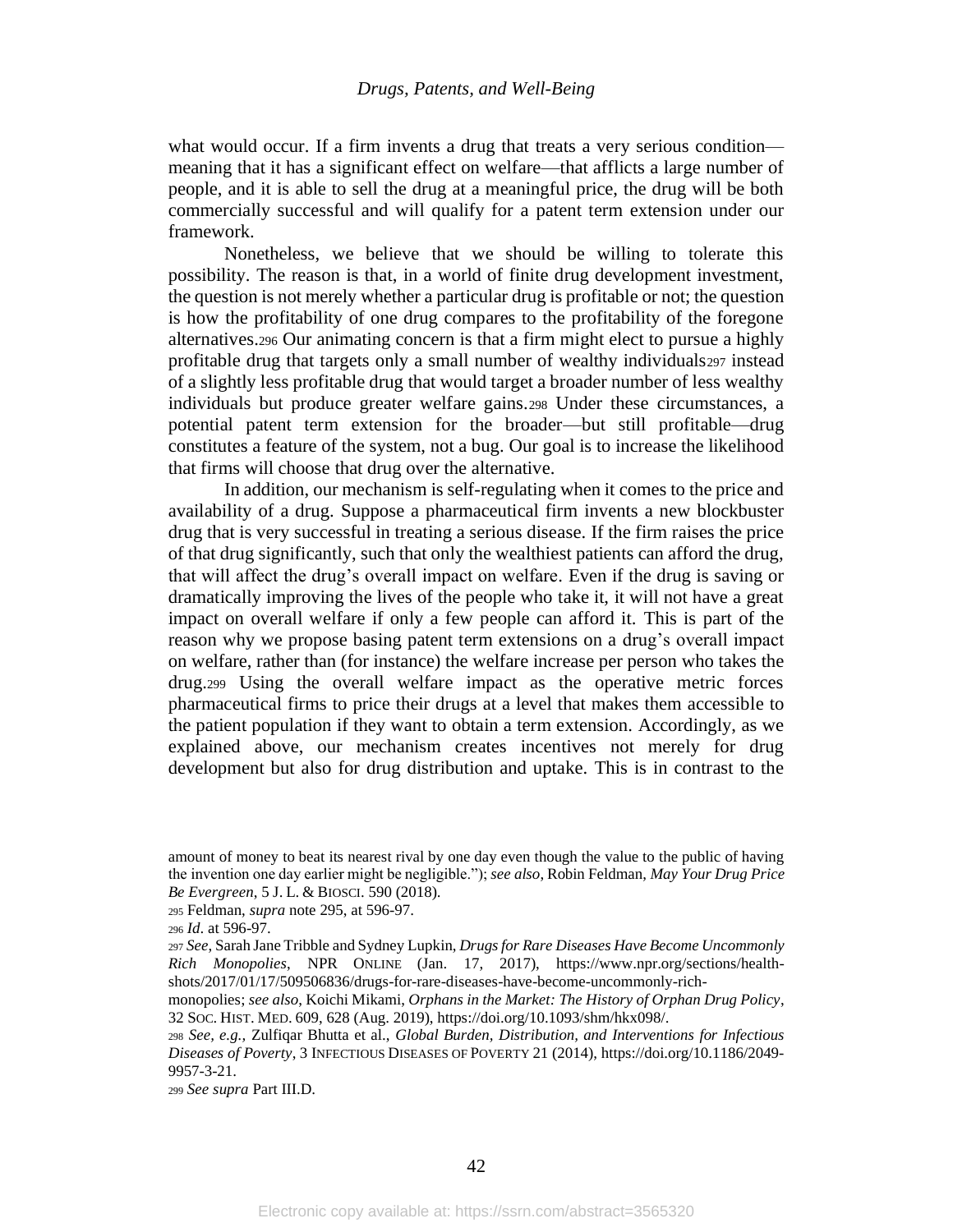what would occur. If a firm invents a drug that treats a very serious condition—meaning that it has a significant effect on welfare—that afflicts a large number of people, and it is able to sell the drug at a meaningful price, the drug will be both commercially successful and will qualify for a patent term extension under our framework.

Nonetheless, we believe that we should be willing to tolerate this possibility. The reason is that, in a world of finite drug development investment, the question is not merely whether a particular drug is profitable or not; the question is how the profitability of one drug compares to the profitability of the foregone alternatives.[296] Our animating concern is that a firm might elect to pursue a highly profitable drug that targets only a small number of wealthy individuals[297] instead of a slightly less profitable drug that would target a broader number of less wealthy individuals but produce greater welfare gains.[298] Under these circumstances, a potential patent term extension for the broader—but still profitable—drug constitutes a feature of the system, not a bug. Our goal is to increase the likelihood that firms will choose that drug over the alternative.

In addition, our mechanism is self-regulating when it comes to the price and availability of a drug. Suppose a pharmaceutical firm invents a new blockbuster drug that is very successful in treating a serious disease. If the firm raises the price of that drug significantly, such that only the wealthiest patients can afford the drug, that will affect the drug's overall impact on welfare. Even if the drug is saving or dramatically improving the lives of the people who take it, it will not have a great impact on overall welfare if only a few people can afford it. This is part of the reason why we propose basing patent term extensions on a drug's overall impact on welfare, rather than (for instance) the welfare increase per person who takes the drug.[299] Using the overall welfare impact as the operative metric forces pharmaceutical firms to price their drugs at a level that makes them accessible to the patient population if they want to obtain a term extension. Accordingly, as we explained above, our mechanism creates incentives not merely for drug development but also for drug distribution and uptake. This is in contrast to the

amount of money to beat its nearest rival by one day even though the value to the public of having the invention one day earlier might be negligible."); *see also*, Robin Feldman, *May Your Drug Price Be Evergreen*, 5 J. L. & BIOSCI. 590 (2018).

[295] Feldman, *supra* note 295, at 596-97.

[296] *Id*. at 596-97.

[297] *See*, Sarah Jane Tribble and Sydney Lupkin, *Drugs for Rare Diseases Have Become Uncommonly Rich Monopolies*, NPR ONLINE (Jan. 17, 2017), https://www.npr.org/sections/health-shots/2017/01/17/509506836/drugs-for-rare-diseases-have-become-uncommonly-rich-monopolies; *see also*, Koichi Mikami, *Orphans in the Market: The History of Orphan Drug Policy*, 32 SOC. HIST. MED. 609, 628 (Aug. 2019), https://doi.org/10.1093/shm/hkx098/.

[298] *See, e.g.*, Zulfiqar Bhutta et al., *Global Burden, Distribution, and Interventions for Infectious Diseases of Poverty*, 3 INFECTIOUS DISEASES OF POVERTY 21 (2014), https://doi.org/10.1186/2049-9957-3-21.

[299] *See supra* Part III.D.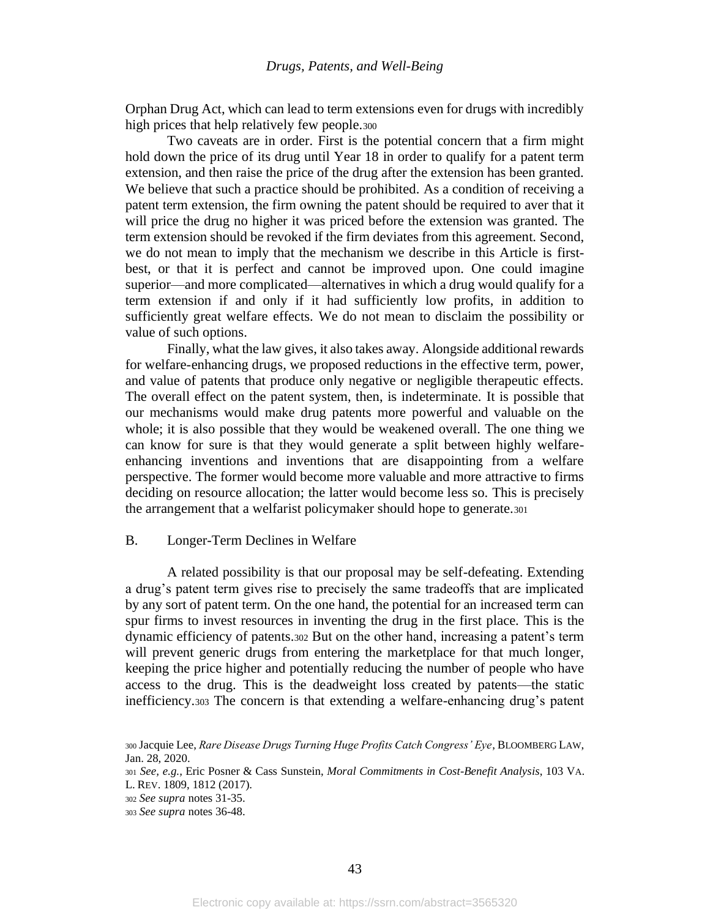Orphan Drug Act, which can lead to term extensions even for drugs with incredibly high prices that help relatively few people.[300]

Two caveats are in order. First is the potential concern that a firm might hold down the price of its drug until Year 18 in order to qualify for a patent term extension, and then raise the price of the drug after the extension has been granted. We believe that such a practice should be prohibited. As a condition of receiving a patent term extension, the firm owning the patent should be required to aver that it will price the drug no higher it was priced before the extension was granted. The term extension should be revoked if the firm deviates from this agreement. Second, we do not mean to imply that the mechanism we describe in this Article is first-best, or that it is perfect and cannot be improved upon. One could imagine superior—and more complicated—alternatives in which a drug would qualify for a term extension if and only if it had sufficiently low profits, in addition to sufficiently great welfare effects. We do not mean to disclaim the possibility or value of such options.

Finally, what the law gives, it also takes away. Alongside additional rewards for welfare-enhancing drugs, we proposed reductions in the effective term, power, and value of patents that produce only negative or negligible therapeutic effects. The overall effect on the patent system, then, is indeterminate. It is possible that our mechanisms would make drug patents more powerful and valuable on the whole; it is also possible that they would be weakened overall. The one thing we can know for sure is that they would generate a split between highly welfare-enhancing inventions and inventions that are disappointing from a welfare perspective. The former would become more valuable and more attractive to firms deciding on resource allocation; the latter would become less so. This is precisely the arrangement that a welfarist policymaker should hope to generate.[301]

## B. Longer-Term Declines in Welfare

A related possibility is that our proposal may be self-defeating. Extending a drug's patent term gives rise to precisely the same tradeoffs that are implicated by any sort of patent term. On the one hand, the potential for an increased term can spur firms to invest resources in inventing the drug in the first place. This is the dynamic efficiency of patents.[302] But on the other hand, increasing a patent's term will prevent generic drugs from entering the marketplace for that much longer, keeping the price higher and potentially reducing the number of people who have access to the drug. This is the deadweight loss created by patents—the static inefficiency.[303] The concern is that extending a welfare-enhancing drug's patent

---

[300] Jacquie Lee, *Rare Disease Drugs Turning Huge Profits Catch Congress' Eye*, BLOOMBERG LAW, Jan. 28, 2020.

[301] *See, e.g.*, Eric Posner & Cass Sunstein, *Moral Commitments in Cost-Benefit Analysis*, 103 VA. L. REV. 1809, 1812 (2017).

[302] *See supra* notes 31-35.

[303] *See supra* notes 36-48.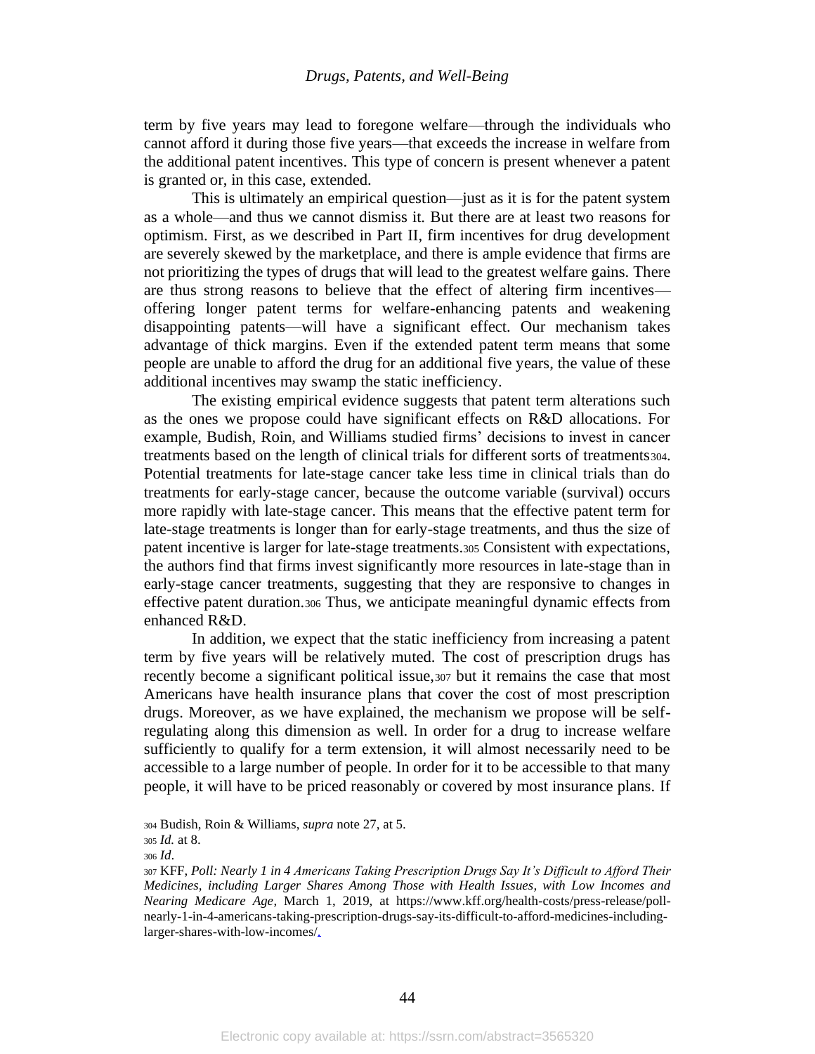term by five years may lead to foregone welfare—through the individuals who cannot afford it during those five years—that exceeds the increase in welfare from the additional patent incentives. This type of concern is present whenever a patent is granted or, in this case, extended.

This is ultimately an empirical question—just as it is for the patent system as a whole—and thus we cannot dismiss it. But there are at least two reasons for optimism. First, as we described in Part II, firm incentives for drug development are severely skewed by the marketplace, and there is ample evidence that firms are not prioritizing the types of drugs that will lead to the greatest welfare gains. There are thus strong reasons to believe that the effect of altering firm incentives—offering longer patent terms for welfare-enhancing patents and weakening disappointing patents—will have a significant effect. Our mechanism takes advantage of thick margins. Even if the extended patent term means that some people are unable to afford the drug for an additional five years, the value of these additional incentives may swamp the static inefficiency.

The existing empirical evidence suggests that patent term alterations such as the ones we propose could have significant effects on R&D allocations. For example, Budish, Roin, and Williams studied firms' decisions to invest in cancer treatments based on the length of clinical trials for different sorts of treatments[304]. Potential treatments for late-stage cancer take less time in clinical trials than do treatments for early-stage cancer, because the outcome variable (survival) occurs more rapidly with late-stage cancer. This means that the effective patent term for late-stage treatments is longer than for early-stage treatments, and thus the size of patent incentive is larger for late-stage treatments.[305] Consistent with expectations, the authors find that firms invest significantly more resources in late-stage than in early-stage cancer treatments, suggesting that they are responsive to changes in effective patent duration.[306] Thus, we anticipate meaningful dynamic effects from enhanced R&D.

In addition, we expect that the static inefficiency from increasing a patent term by five years will be relatively muted. The cost of prescription drugs has recently become a significant political issue,[307] but it remains the case that most Americans have health insurance plans that cover the cost of most prescription drugs. Moreover, as we have explained, the mechanism we propose will be self-regulating along this dimension as well. In order for a drug to increase welfare sufficiently to qualify for a term extension, it will almost necessarily need to be accessible to a large number of people. In order for it to be accessible to that many people, it will have to be priced reasonably or covered by most insurance plans. If

[304] Budish, Roin & Williams, *supra* note 27, at 5.

[305] *Id.* at 8.

[306] *Id*.

[307] KFF, *Poll: Nearly 1 in 4 Americans Taking Prescription Drugs Say It's Difficult to Afford Their Medicines, including Larger Shares Among Those with Health Issues, with Low Incomes and Nearing Medicare Age*, March 1, 2019, at https://www.kff.org/health-costs/press-release/poll-nearly-1-in-4-americans-taking-prescription-drugs-say-its-difficult-to-afford-medicines-including-larger-shares-with-low-incomes/.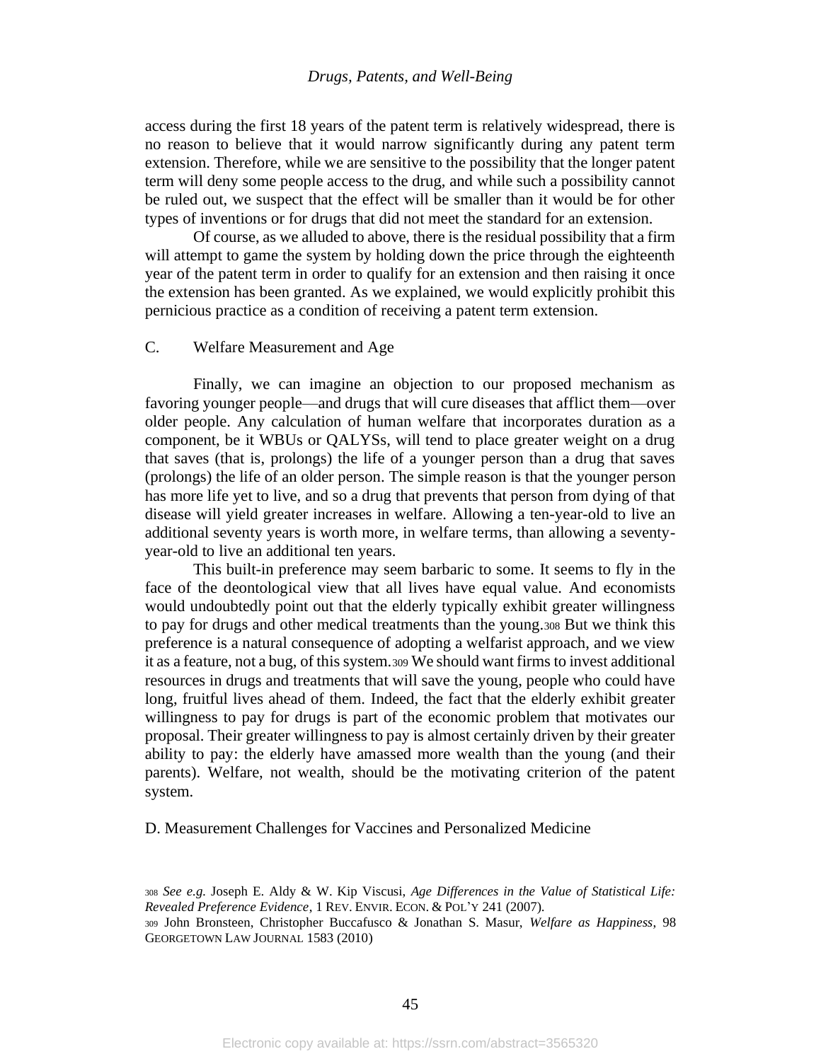access during the first 18 years of the patent term is relatively widespread, there is no reason to believe that it would narrow significantly during any patent term extension. Therefore, while we are sensitive to the possibility that the longer patent term will deny some people access to the drug, and while such a possibility cannot be ruled out, we suspect that the effect will be smaller than it would be for other types of inventions or for drugs that did not meet the standard for an extension.

Of course, as we alluded to above, there is the residual possibility that a firm will attempt to game the system by holding down the price through the eighteenth year of the patent term in order to qualify for an extension and then raising it once the extension has been granted. As we explained, we would explicitly prohibit this pernicious practice as a condition of receiving a patent term extension.

## C. Welfare Measurement and Age

Finally, we can imagine an objection to our proposed mechanism as favoring younger people—and drugs that will cure diseases that afflict them—over older people. Any calculation of human welfare that incorporates duration as a component, be it WBUs or QALYSs, will tend to place greater weight on a drug that saves (that is, prolongs) the life of a younger person than a drug that saves (prolongs) the life of an older person. The simple reason is that the younger person has more life yet to live, and so a drug that prevents that person from dying of that disease will yield greater increases in welfare. Allowing a ten-year-old to live an additional seventy years is worth more, in welfare terms, than allowing a seventy-year-old to live an additional ten years.

This built-in preference may seem barbaric to some. It seems to fly in the face of the deontological view that all lives have equal value. And economists would undoubtedly point out that the elderly typically exhibit greater willingness to pay for drugs and other medical treatments than the young.[308] But we think this preference is a natural consequence of adopting a welfarist approach, and we view it as a feature, not a bug, of this system.[309] We should want firms to invest additional resources in drugs and treatments that will save the young, people who could have long, fruitful lives ahead of them. Indeed, the fact that the elderly exhibit greater willingness to pay for drugs is part of the economic problem that motivates our proposal. Their greater willingness to pay is almost certainly driven by their greater ability to pay: the elderly have amassed more wealth than the young (and their parents). Welfare, not wealth, should be the motivating criterion of the patent system.

## D. Measurement Challenges for Vaccines and Personalized Medicine

[308] *See e.g.* Joseph E. Aldy & W. Kip Viscusi, *Age Differences in the Value of Statistical Life: Revealed Preference Evidence*, 1 REV. ENVIR. ECON. & POL'Y 241 (2007).

[309] John Bronsteen, Christopher Buccafusco & Jonathan S. Masur, *Welfare as Happiness*, 98 GEORGETOWN LAW JOURNAL 1583 (2010)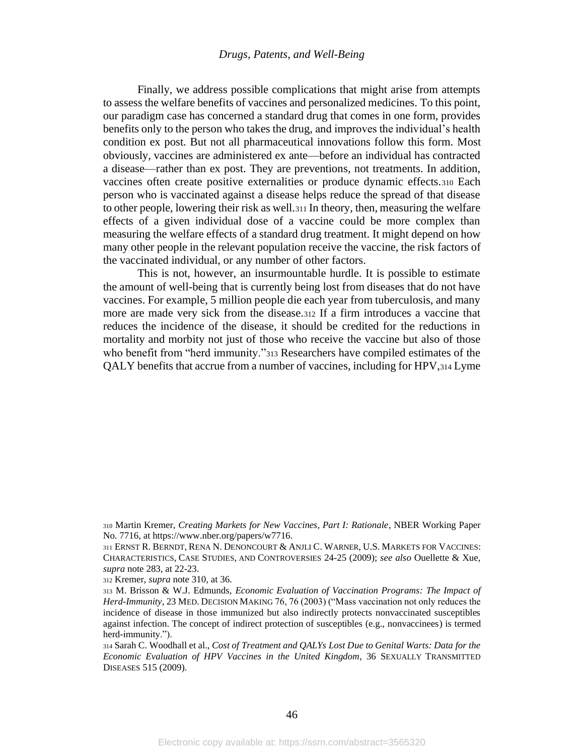Finally, we address possible complications that might arise from attempts to assess the welfare benefits of vaccines and personalized medicines. To this point, our paradigm case has concerned a standard drug that comes in one form, provides benefits only to the person who takes the drug, and improves the individual's health condition ex post. But not all pharmaceutical innovations follow this form. Most obviously, vaccines are administered ex ante—before an individual has contracted a disease—rather than ex post. They are preventions, not treatments. In addition, vaccines often create positive externalities or produce dynamic effects.[310] Each person who is vaccinated against a disease helps reduce the spread of that disease to other people, lowering their risk as well.[311] In theory, then, measuring the welfare effects of a given individual dose of a vaccine could be more complex than measuring the welfare effects of a standard drug treatment. It might depend on how many other people in the relevant population receive the vaccine, the risk factors of the vaccinated individual, or any number of other factors.

This is not, however, an insurmountable hurdle. It is possible to estimate the amount of well-being that is currently being lost from diseases that do not have vaccines. For example, 5 million people die each year from tuberculosis, and many more are made very sick from the disease.[312] If a firm introduces a vaccine that reduces the incidence of the disease, it should be credited for the reductions in mortality and morbity not just of those who receive the vaccine but also of those who benefit from "herd immunity."[313] Researchers have compiled estimates of the QALY benefits that accrue from a number of vaccines, including for HPV,[314] Lyme

---

[310] Martin Kremer, *Creating Markets for New Vaccines, Part I: Rationale*, NBER Working Paper No. 7716, at https://www.nber.org/papers/w7716.

[311] ERNST R. BERNDT, RENA N. DENONCOURT & ANJLI C. WARNER, U.S. MARKETS FOR VACCINES: CHARACTERISTICS, CASE STUDIES, AND CONTROVERSIES 24-25 (2009); *see also* Ouellette & Xue, *supra* note 283, at 22-23.

[312] Kremer, *supra* note 310, at 36.

[313] M. Brisson & W.J. Edmunds, *Economic Evaluation of Vaccination Programs: The Impact of Herd-Immunity*, 23 MED. DECISION MAKING 76, 76 (2003) ("Mass vaccination not only reduces the incidence of disease in those immunized but also indirectly protects nonvaccinated susceptibles against infection. The concept of indirect protection of susceptibles (e.g., nonvaccinees) is termed herd-immunity.").

[314] Sarah C. Woodhall et al., *Cost of Treatment and QALYs Lost Due to Genital Warts: Data for the Economic Evaluation of HPV Vaccines in the United Kingdom*, 36 SEXUALLY TRANSMITTED DISEASES 515 (2009).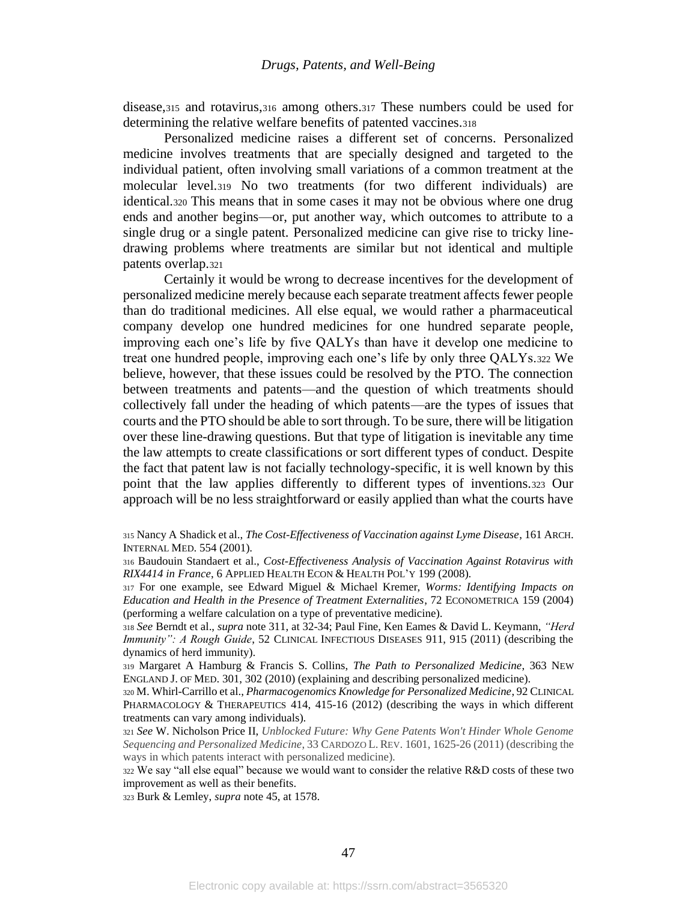disease,[315] and rotavirus,[316] among others.[317] These numbers could be used for determining the relative welfare benefits of patented vaccines.[318]

Personalized medicine raises a different set of concerns. Personalized medicine involves treatments that are specially designed and targeted to the individual patient, often involving small variations of a common treatment at the molecular level.[319] No two treatments (for two different individuals) are identical.[320] This means that in some cases it may not be obvious where one drug ends and another begins—or, put another way, which outcomes to attribute to a single drug or a single patent. Personalized medicine can give rise to tricky line-drawing problems where treatments are similar but not identical and multiple patents overlap.[321]

Certainly it would be wrong to decrease incentives for the development of personalized medicine merely because each separate treatment affects fewer people than do traditional medicines. All else equal, we would rather a pharmaceutical company develop one hundred medicines for one hundred separate people, improving each one's life by five QALYs than have it develop one medicine to treat one hundred people, improving each one's life by only three QALYs.[322] We believe, however, that these issues could be resolved by the PTO. The connection between treatments and patents—and the question of which treatments should collectively fall under the heading of which patents—are the types of issues that courts and the PTO should be able to sort through. To be sure, there will be litigation over these line-drawing questions. But that type of litigation is inevitable any time the law attempts to create classifications or sort different types of conduct. Despite the fact that patent law is not facially technology-specific, it is well known by this point that the law applies differently to different types of inventions.[323] Our approach will be no less straightforward or easily applied than what the courts have

---

[315] Nancy A Shadick et al., *The Cost-Effectiveness of Vaccination against Lyme Disease*, 161 ARCH. INTERNAL MED. 554 (2001).

[316] Baudouin Standaert et al., *Cost-Effectiveness Analysis of Vaccination Against Rotavirus with RIX4414 in France*, 6 APPLIED HEALTH ECON & HEALTH POL'Y 199 (2008).

[317] For one example, see Edward Miguel & Michael Kremer, *Worms: Identifying Impacts on Education and Health in the Presence of Treatment Externalities*, 72 ECONOMETRICA 159 (2004) (performing a welfare calculation on a type of preventative medicine).

[318] *See* Berndt et al., *supra* note 311, at 32-34; Paul Fine, Ken Eames & David L. Keymann, *"Herd Immunity": A Rough Guide*, 52 CLINICAL INFECTIOUS DISEASES 911, 915 (2011) (describing the dynamics of herd immunity).

[319] Margaret A Hamburg & Francis S. Collins, *The Path to Personalized Medicine*, 363 NEW ENGLAND J. OF MED. 301, 302 (2010) (explaining and describing personalized medicine).

[320] M. Whirl-Carrillo et al., *Pharmacogenomics Knowledge for Personalized Medicine*, 92 CLINICAL PHARMACOLOGY & THERAPEUTICS 414, 415-16 (2012) (describing the ways in which different treatments can vary among individuals).

[321] *See* W. Nicholson Price II, *Unblocked Future: Why Gene Patents Won't Hinder Whole Genome Sequencing and Personalized Medicine*, 33 CARDOZO L. REV. 1601, 1625-26 (2011) (describing the ways in which patents interact with personalized medicine).

[322] We say "all else equal" because we would want to consider the relative R&D costs of these two improvement as well as their benefits.

[323] Burk & Lemley, *supra* note 45, at 1578.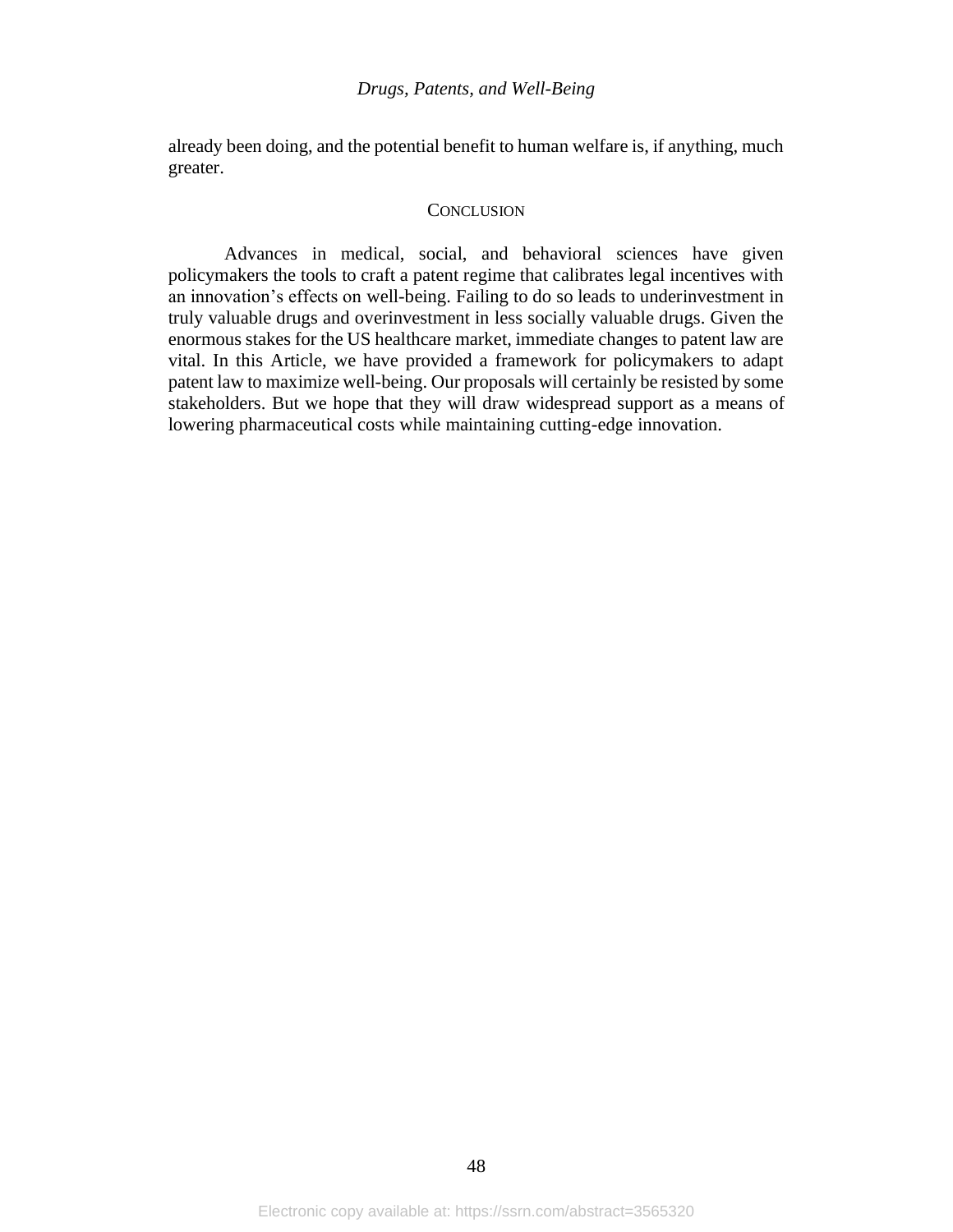already been doing, and the potential benefit to human welfare is, if anything, much greater.

## Conclusion

Advances in medical, social, and behavioral sciences have given policymakers the tools to craft a patent regime that calibrates legal incentives with an innovation's effects on well-being. Failing to do so leads to underinvestment in truly valuable drugs and overinvestment in less socially valuable drugs. Given the enormous stakes for the US healthcare market, immediate changes to patent law are vital. In this Article, we have provided a framework for policymakers to adapt patent law to maximize well-being. Our proposals will certainly be resisted by some stakeholders. But we hope that they will draw widespread support as a means of lowering pharmaceutical costs while maintaining cutting-edge innovation.